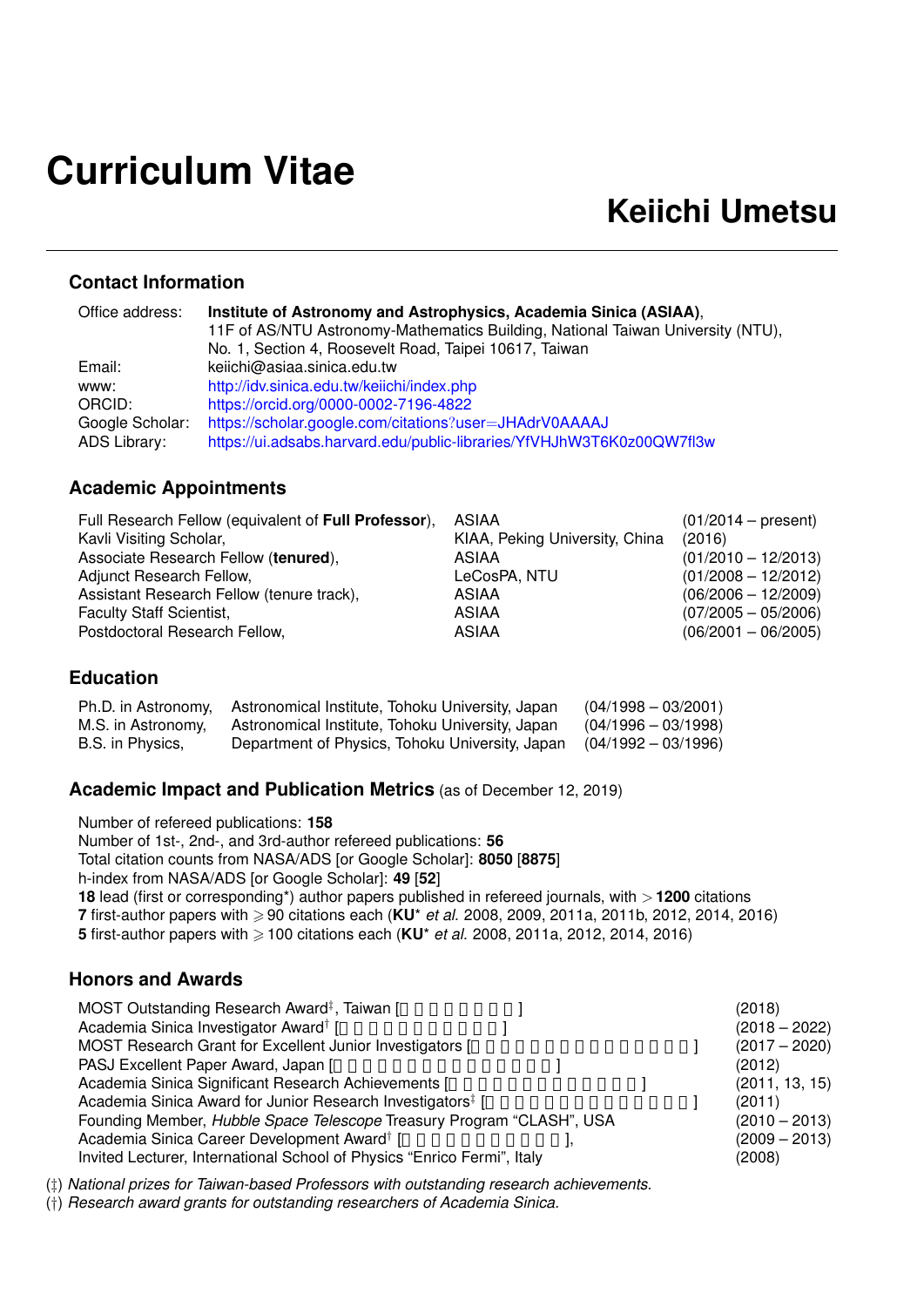# Curriculum Vitae

# Keiichi Umetsu

## Contact Information

| | |
|---|---|
| Office address: | **Institute of Astronomy and Astrophysics, Academia Sinica (ASIAA)**, 11F of AS/NTU Astronomy-Mathematics Building, National Taiwan University (NTU), No. 1, Section 4, Roosevelt Road, Taipei 10617, Taiwan |
| Email: | keiichi@asiaa.sinica.edu.tw |
| www: | http://idv.sinica.edu.tw/keiichi/index.php |
| ORCID: | https://orcid.org/0000-0002-7196-4822 |
| Google Scholar: | https://scholar.google.com/citations?user=JHAdrV0AAAAJ |
| ADS Library: | https://ui.adsabs.harvard.edu/public-libraries/YfVHJhW3T6K0z00QW7fl3w |

## Academic Appointments

| | | |
|---|---|---|
| Full Research Fellow (equivalent of **Full Professor**), | ASIAA | (01/2014 – present) |
| Kavli Visiting Scholar, | KIAA, Peking University, China | (2016) |
| Associate Research Fellow (**tenured**), | ASIAA | (01/2010 – 12/2013) |
| Adjunct Research Fellow, | LeCosPA, NTU | (01/2008 – 12/2012) |
| Assistant Research Fellow (tenure track), | ASIAA | (06/2006 – 12/2009) |
| Faculty Staff Scientist, | ASIAA | (07/2005 – 05/2006) |
| Postdoctoral Research Fellow, | ASIAA | (06/2001 – 06/2005) |

## Education

| | | |
|---|---|---|
| Ph.D. in Astronomy, | Astronomical Institute, Tohoku University, Japan | (04/1998 – 03/2001) |
| M.S. in Astronomy, | Astronomical Institute, Tohoku University, Japan | (04/1996 – 03/1998) |
| B.S. in Physics, | Department of Physics, Tohoku University, Japan | (04/1992 – 03/1996) |

## Academic Impact and Publication Metrics (as of December 12, 2019)

Number of refereed publications: **158**
Number of 1st-, 2nd-, and 3rd-author refereed publications: **56**
Total citation counts from NASA/ADS [or Google Scholar]: **8050** [**8875**]
h-index from NASA/ADS [or Google Scholar]: **49** [**52**]
**18** lead (first or corresponding*) author papers published in refereed journals, with $>$ **1200** citations
**7** first-author papers with $\geqslant$ 90 citations each (**KU*** *et al.* 2008, 2009, 2011a, 2011b, 2012, 2014, 2016)
**5** first-author papers with $\geqslant$ 100 citations each (**KU*** *et al.* 2008, 2011a, 2012, 2014, 2016)

## Honors and Awards

| | |
|---|---|
| MOST Outstanding Research Award‡, Taiwan [ ] | (2018) |
| Academia Sinica Investigator Award† [ ] | (2018 – 2022) |
| MOST Research Grant for Excellent Junior Investigators [ ] | (2017 – 2020) |
| PASJ Excellent Paper Award, Japan [ ] | (2012) |
| Academia Sinica Significant Research Achievements [ ] | (2011, 13, 15) |
| Academia Sinica Award for Junior Research Investigators‡ [ ] | (2011) |
| Founding Member, *Hubble Space Telescope* Treasury Program "CLASH", USA | (2010 – 2013) |
| Academia Sinica Career Development Award† [ ], | (2009 – 2013) |
| Invited Lecturer, International School of Physics "Enrico Fermi", Italy | (2008) |

(‡) *National prizes for Taiwan-based Professors with outstanding research achievements.*
(†) *Research award grants for outstanding researchers of Academia Sinica.*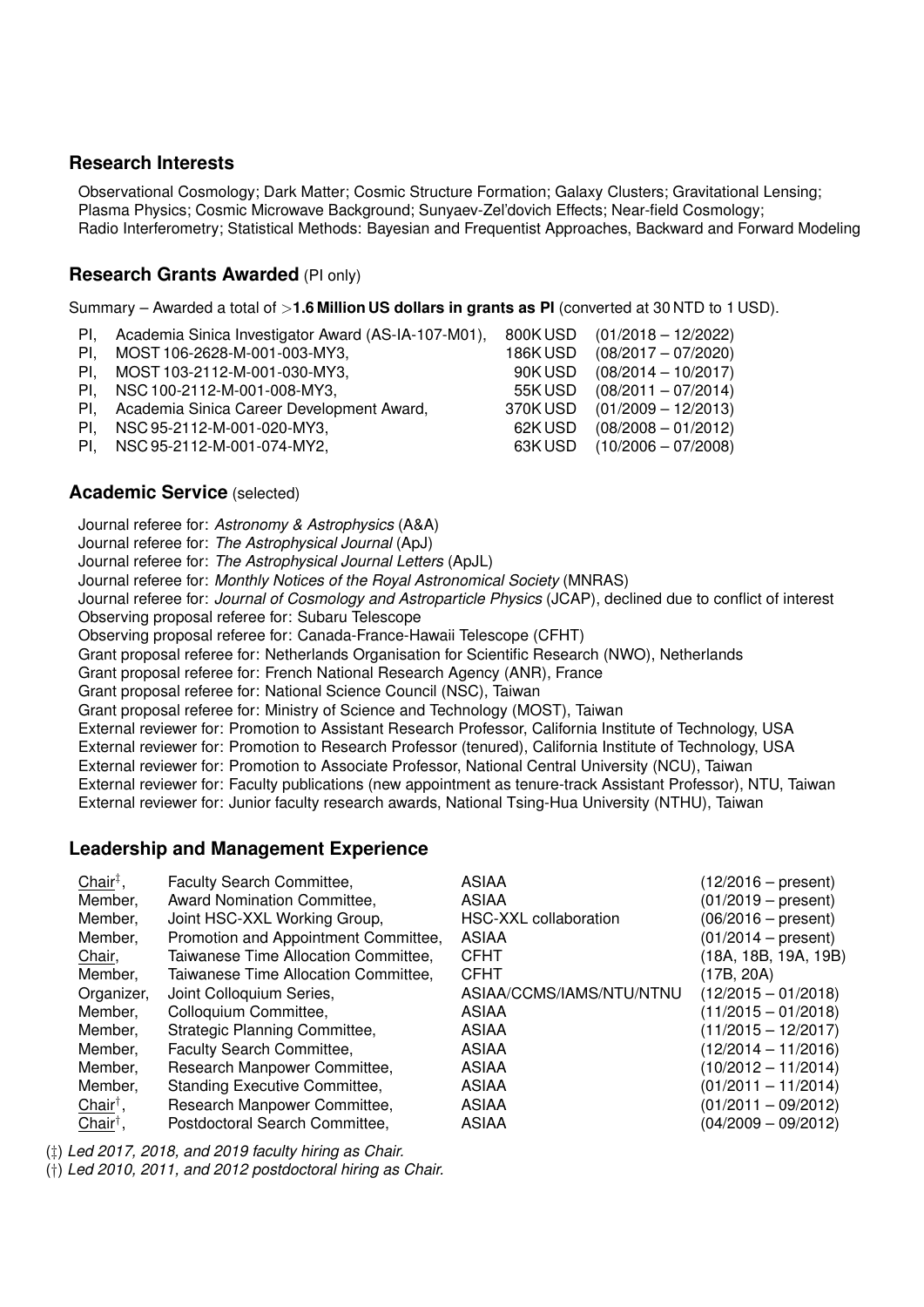## Research Interests

Observational Cosmology; Dark Matter; Cosmic Structure Formation; Galaxy Clusters; Gravitational Lensing; Plasma Physics; Cosmic Microwave Background; Sunyaev-Zel'dovich Effects; Near-field Cosmology; Radio Interferometry; Statistical Methods: Bayesian and Frequentist Approaches, Backward and Forward Modeling

## Research Grants Awarded (PI only)

Summary – Awarded a total of $>$**1.6 Million US dollars in grants as PI** (converted at 30 NTD to 1 USD).

| | | | |
|---|---|---|---|
| PI, | Academia Sinica Investigator Award (AS-IA-107-M01), | 800K USD | (01/2018 – 12/2022) |
| PI, | MOST 106-2628-M-001-003-MY3, | 186K USD | (08/2017 – 07/2020) |
| PI, | MOST 103-2112-M-001-030-MY3, | 90K USD | (08/2014 – 10/2017) |
| PI, | NSC 100-2112-M-001-008-MY3, | 55K USD | (08/2011 – 07/2014) |
| PI, | Academia Sinica Career Development Award, | 370K USD | (01/2009 – 12/2013) |
| PI, | NSC 95-2112-M-001-020-MY3, | 62K USD | (08/2008 – 01/2012) |
| PI, | NSC 95-2112-M-001-074-MY2, | 63K USD | (10/2006 – 07/2008) |

## Academic Service (selected)

Journal referee for: *Astronomy & Astrophysics* (A&A)
Journal referee for: *The Astrophysical Journal* (ApJ)
Journal referee for: *The Astrophysical Journal Letters* (ApJL)
Journal referee for: *Monthly Notices of the Royal Astronomical Society* (MNRAS)
Journal referee for: *Journal of Cosmology and Astroparticle Physics* (JCAP), declined due to conflict of interest
Observing proposal referee for: Subaru Telescope
Observing proposal referee for: Canada-France-Hawaii Telescope (CFHT)
Grant proposal referee for: Netherlands Organisation for Scientific Research (NWO), Netherlands
Grant proposal referee for: French National Research Agency (ANR), France
Grant proposal referee for: National Science Council (NSC), Taiwan
Grant proposal referee for: Ministry of Science and Technology (MOST), Taiwan
External reviewer for: Promotion to Assistant Research Professor, California Institute of Technology, USA
External reviewer for: Promotion to Research Professor (tenured), California Institute of Technology, USA
External reviewer for: Promotion to Associate Professor, National Central University (NCU), Taiwan
External reviewer for: Faculty publications (new appointment as tenure-track Assistant Professor), NTU, Taiwan
External reviewer for: Junior faculty research awards, National Tsing-Hua University (NTHU), Taiwan

## Leadership and Management Experience

| | | | |
|---|---|---|---|
| Chair[‡], | Faculty Search Committee, | ASIAA | (12/2016 – present) |
| Member, | Award Nomination Committee, | ASIAA | (01/2019 – present) |
| Member, | Joint HSC-XXL Working Group, | HSC-XXL collaboration | (06/2016 – present) |
| Member, | Promotion and Appointment Committee, | ASIAA | (01/2014 – present) |
| Chair, | Taiwanese Time Allocation Committee, | CFHT | (18A, 18B, 19A, 19B) |
| Member, | Taiwanese Time Allocation Committee, | CFHT | (17B, 20A) |
| Organizer, | Joint Colloquium Series, | ASIAA/CCMS/IAMS/NTU/NTNU | (12/2015 – 01/2018) |
| Member, | Colloquium Committee, | ASIAA | (11/2015 – 01/2018) |
| Member, | Strategic Planning Committee, | ASIAA | (11/2015 – 12/2017) |
| Member, | Faculty Search Committee, | ASIAA | (12/2014 – 11/2016) |
| Member, | Research Manpower Committee, | ASIAA | (10/2012 – 11/2014) |
| Member, | Standing Executive Committee, | ASIAA | (01/2011 – 11/2014) |
| Chair[†], | Research Manpower Committee, | ASIAA | (01/2011 – 09/2012) |
| Chair[†], | Postdoctoral Search Committee, | ASIAA | (04/2009 – 09/2012) |

(‡) *Led 2017, 2018, and 2019 faculty hiring as Chair.*
(†) *Led 2010, 2011, and 2012 postdoctoral hiring as Chair.*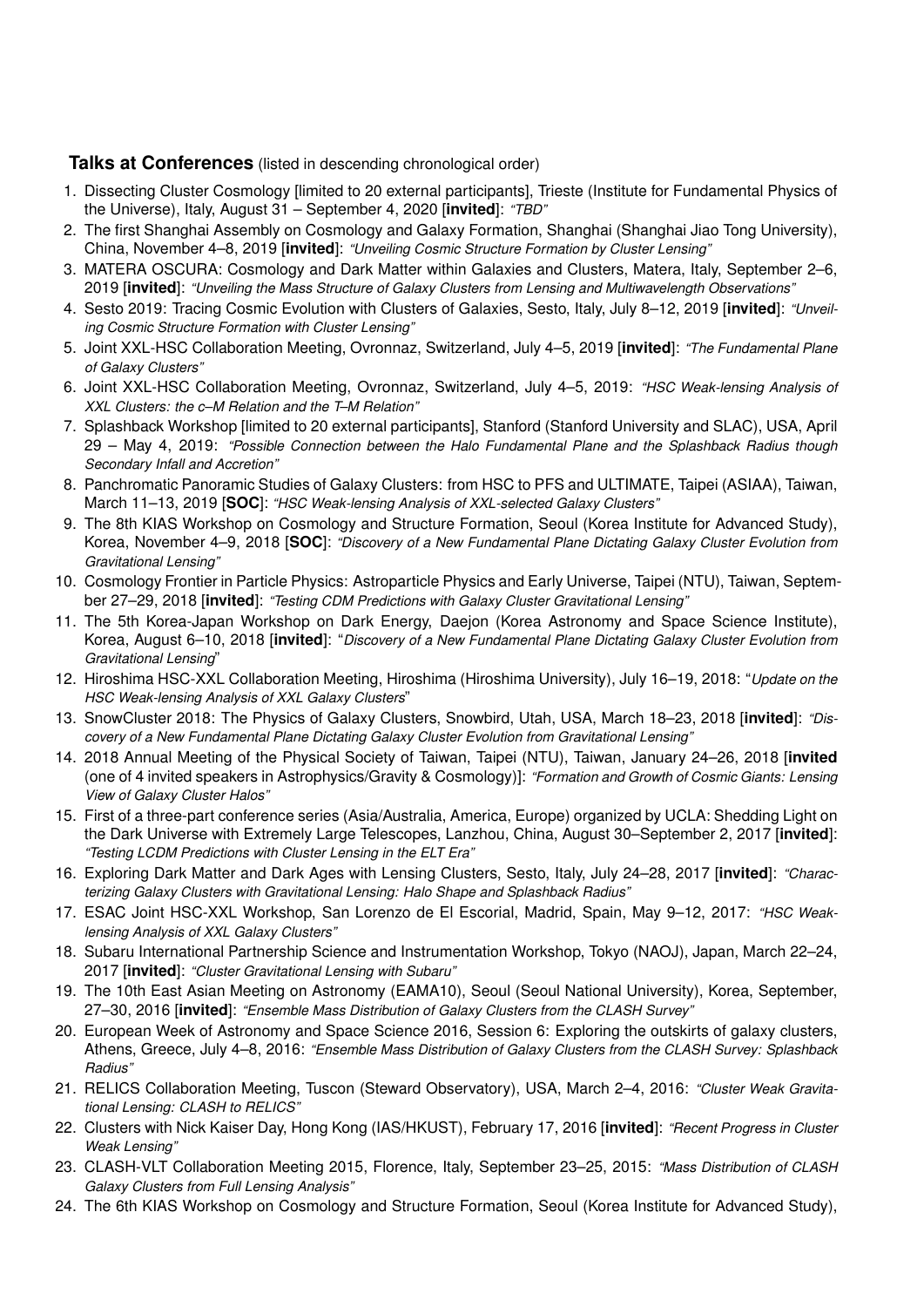**Talks at Conferences** (listed in descending chronological order)

1. Dissecting Cluster Cosmology [limited to 20 external participants], Trieste (Institute for Fundamental Physics of the Universe), Italy, August 31 – September 4, 2020 [**invited**]: *"TBD"*
2. The first Shanghai Assembly on Cosmology and Galaxy Formation, Shanghai (Shanghai Jiao Tong University), China, November 4–8, 2019 [**invited**]: *"Unveiling Cosmic Structure Formation by Cluster Lensing"*
3. MATERA OSCURA: Cosmology and Dark Matter within Galaxies and Clusters, Matera, Italy, September 2–6, 2019 [**invited**]: *"Unveiling the Mass Structure of Galaxy Clusters from Lensing and Multiwavelength Observations"*
4. Sesto 2019: Tracing Cosmic Evolution with Clusters of Galaxies, Sesto, Italy, July 8–12, 2019 [**invited**]: *"Unveiling Cosmic Structure Formation with Cluster Lensing"*
5. Joint XXL-HSC Collaboration Meeting, Ovronnaz, Switzerland, July 4–5, 2019 [**invited**]: *"The Fundamental Plane of Galaxy Clusters"*
6. Joint XXL-HSC Collaboration Meeting, Ovronnaz, Switzerland, July 4–5, 2019: *"HSC Weak-lensing Analysis of XXL Clusters: the c–M Relation and the T–M Relation"*
7. Splashback Workshop [limited to 20 external participants], Stanford (Stanford University and SLAC), USA, April 29 – May 4, 2019: *"Possible Connection between the Halo Fundamental Plane and the Splashback Radius though Secondary Infall and Accretion"*
8. Panchromatic Panoramic Studies of Galaxy Clusters: from HSC to PFS and ULTIMATE, Taipei (ASIAA), Taiwan, March 11–13, 2019 [**SOC**]: *"HSC Weak-lensing Analysis of XXL-selected Galaxy Clusters"*
9. The 8th KIAS Workshop on Cosmology and Structure Formation, Seoul (Korea Institute for Advanced Study), Korea, November 4–9, 2018 [**SOC**]: *"Discovery of a New Fundamental Plane Dictating Galaxy Cluster Evolution from Gravitational Lensing"*
10. Cosmology Frontier in Particle Physics: Astroparticle Physics and Early Universe, Taipei (NTU), Taiwan, September 27–29, 2018 [**invited**]: *"Testing CDM Predictions with Galaxy Cluster Gravitational Lensing"*
11. The 5th Korea-Japan Workshop on Dark Energy, Daejon (Korea Astronomy and Space Science Institute), Korea, August 6–10, 2018 [**invited**]: "*Discovery of a New Fundamental Plane Dictating Galaxy Cluster Evolution from Gravitational Lensing*"
12. Hiroshima HSC-XXL Collaboration Meeting, Hiroshima (Hiroshima University), July 16–19, 2018: "*Update on the HSC Weak-lensing Analysis of XXL Galaxy Clusters*"
13. SnowCluster 2018: The Physics of Galaxy Clusters, Snowbird, Utah, USA, March 18–23, 2018 [**invited**]: *"Discovery of a New Fundamental Plane Dictating Galaxy Cluster Evolution from Gravitational Lensing"*
14. 2018 Annual Meeting of the Physical Society of Taiwan, Taipei (NTU), Taiwan, January 24–26, 2018 [**invited** (one of 4 invited speakers in Astrophysics/Gravity & Cosmology)]: *"Formation and Growth of Cosmic Giants: Lensing View of Galaxy Cluster Halos"*
15. First of a three-part conference series (Asia/Australia, America, Europe) organized by UCLA: Shedding Light on the Dark Universe with Extremely Large Telescopes, Lanzhou, China, August 30–September 2, 2017 [**invited**]: *"Testing LCDM Predictions with Cluster Lensing in the ELT Era"*
16. Exploring Dark Matter and Dark Ages with Lensing Clusters, Sesto, Italy, July 24–28, 2017 [**invited**]: *"Characterizing Galaxy Clusters with Gravitational Lensing: Halo Shape and Splashback Radius"*
17. ESAC Joint HSC-XXL Workshop, San Lorenzo de El Escorial, Madrid, Spain, May 9–12, 2017: *"HSC Weak-lensing Analysis of XXL Galaxy Clusters"*
18. Subaru International Partnership Science and Instrumentation Workshop, Tokyo (NAOJ), Japan, March 22–24, 2017 [**invited**]: *"Cluster Gravitational Lensing with Subaru"*
19. The 10th East Asian Meeting on Astronomy (EAMA10), Seoul (Seoul National University), Korea, September, 27–30, 2016 [**invited**]: *"Ensemble Mass Distribution of Galaxy Clusters from the CLASH Survey"*
20. European Week of Astronomy and Space Science 2016, Session 6: Exploring the outskirts of galaxy clusters, Athens, Greece, July 4–8, 2016: *"Ensemble Mass Distribution of Galaxy Clusters from the CLASH Survey: Splashback Radius"*
21. RELICS Collaboration Meeting, Tuscon (Steward Observatory), USA, March 2–4, 2016: *"Cluster Weak Gravitational Lensing: CLASH to RELICS"*
22. Clusters with Nick Kaiser Day, Hong Kong (IAS/HKUST), February 17, 2016 [**invited**]: *"Recent Progress in Cluster Weak Lensing"*
23. CLASH-VLT Collaboration Meeting 2015, Florence, Italy, September 23–25, 2015: *"Mass Distribution of CLASH Galaxy Clusters from Full Lensing Analysis"*
24. The 6th KIAS Workshop on Cosmology and Structure Formation, Seoul (Korea Institute for Advanced Study),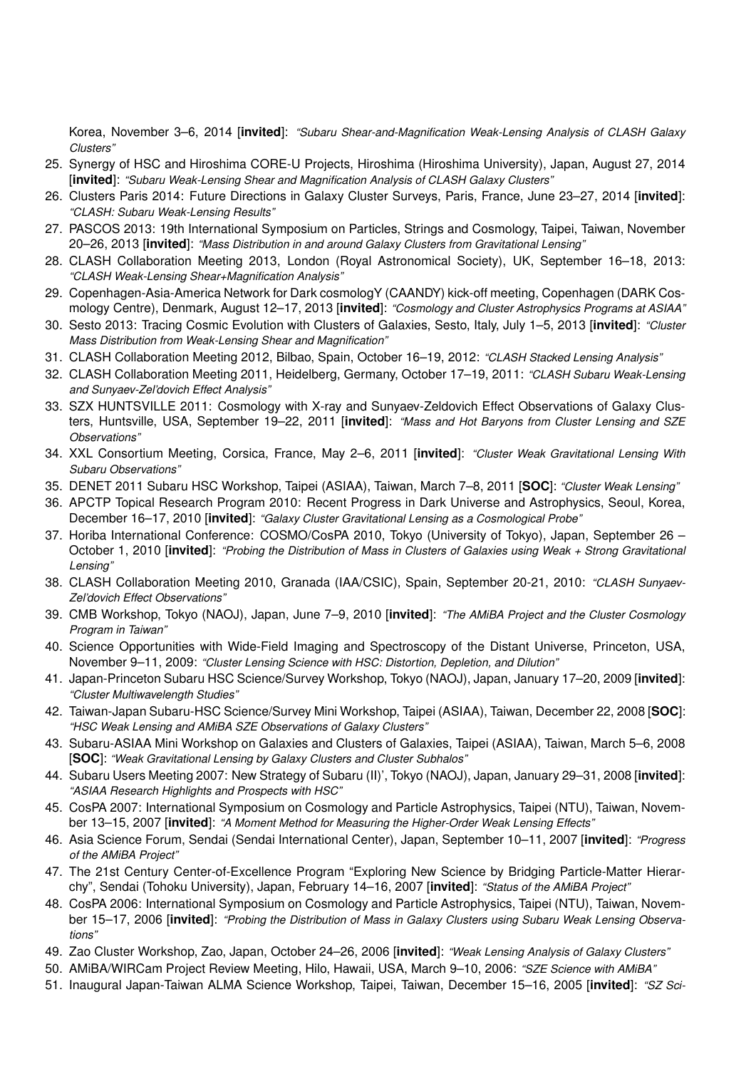Korea, November 3–6, 2014 [**invited**]: *"Subaru Shear-and-Magnification Weak-Lensing Analysis of CLASH Galaxy Clusters"*

25. Synergy of HSC and Hiroshima CORE-U Projects, Hiroshima (Hiroshima University), Japan, August 27, 2014 [**invited**]: *"Subaru Weak-Lensing Shear and Magnification Analysis of CLASH Galaxy Clusters"*
26. Clusters Paris 2014: Future Directions in Galaxy Cluster Surveys, Paris, France, June 23–27, 2014 [**invited**]: *"CLASH: Subaru Weak-Lensing Results"*
27. PASCOS 2013: 19th International Symposium on Particles, Strings and Cosmology, Taipei, Taiwan, November 20–26, 2013 [**invited**]: *"Mass Distribution in and around Galaxy Clusters from Gravitational Lensing"*
28. CLASH Collaboration Meeting 2013, London (Royal Astronomical Society), UK, September 16–18, 2013: *"CLASH Weak-Lensing Shear+Magnification Analysis"*
29. Copenhagen-Asia-America Network for Dark cosmologY (CAANDY) kick-off meeting, Copenhagen (DARK Cosmology Centre), Denmark, August 12–17, 2013 [**invited**]: *"Cosmology and Cluster Astrophysics Programs at ASIAA"*
30. Sesto 2013: Tracing Cosmic Evolution with Clusters of Galaxies, Sesto, Italy, July 1–5, 2013 [**invited**]: *"Cluster Mass Distribution from Weak-Lensing Shear and Magnification"*
31. CLASH Collaboration Meeting 2012, Bilbao, Spain, October 16–19, 2012: *"CLASH Stacked Lensing Analysis"*
32. CLASH Collaboration Meeting 2011, Heidelberg, Germany, October 17–19, 2011: *"CLASH Subaru Weak-Lensing and Sunyaev-Zel'dovich Effect Analysis"*
33. SZX HUNTSVILLE 2011: Cosmology with X-ray and Sunyaev-Zeldovich Effect Observations of Galaxy Clusters, Huntsville, USA, September 19–22, 2011 [**invited**]: *"Mass and Hot Baryons from Cluster Lensing and SZE Observations"*
34. XXL Consortium Meeting, Corsica, France, May 2–6, 2011 [**invited**]: *"Cluster Weak Gravitational Lensing With Subaru Observations"*
35. DENET 2011 Subaru HSC Workshop, Taipei (ASIAA), Taiwan, March 7–8, 2011 [**SOC**]: *"Cluster Weak Lensing"*
36. APCTP Topical Research Program 2010: Recent Progress in Dark Universe and Astrophysics, Seoul, Korea, December 16–17, 2010 [**invited**]: *"Galaxy Cluster Gravitational Lensing as a Cosmological Probe"*
37. Horiba International Conference: COSMO/CosPA 2010, Tokyo (University of Tokyo), Japan, September 26 – October 1, 2010 [**invited**]: *"Probing the Distribution of Mass in Clusters of Galaxies using Weak + Strong Gravitational Lensing"*
38. CLASH Collaboration Meeting 2010, Granada (IAA/CSIC), Spain, September 20-21, 2010: *"CLASH Sunyaev-Zel'dovich Effect Observations"*
39. CMB Workshop, Tokyo (NAOJ), Japan, June 7–9, 2010 [**invited**]: *"The AMiBA Project and the Cluster Cosmology Program in Taiwan"*
40. Science Opportunities with Wide-Field Imaging and Spectroscopy of the Distant Universe, Princeton, USA, November 9–11, 2009: *"Cluster Lensing Science with HSC: Distortion, Depletion, and Dilution"*
41. Japan-Princeton Subaru HSC Science/Survey Workshop, Tokyo (NAOJ), Japan, January 17–20, 2009 [**invited**]: *"Cluster Multiwavelength Studies"*
42. Taiwan-Japan Subaru-HSC Science/Survey Mini Workshop, Taipei (ASIAA), Taiwan, December 22, 2008 [**SOC**]: *"HSC Weak Lensing and AMiBA SZE Observations of Galaxy Clusters"*
43. Subaru-ASIAA Mini Workshop on Galaxies and Clusters of Galaxies, Taipei (ASIAA), Taiwan, March 5–6, 2008 [**SOC**]: *"Weak Gravitational Lensing by Galaxy Clusters and Cluster Subhalos"*
44. Subaru Users Meeting 2007: New Strategy of Subaru (II)', Tokyo (NAOJ), Japan, January 29–31, 2008 [**invited**]: *"ASIAA Research Highlights and Prospects with HSC"*
45. CosPA 2007: International Symposium on Cosmology and Particle Astrophysics, Taipei (NTU), Taiwan, November 13–15, 2007 [**invited**]: *"A Moment Method for Measuring the Higher-Order Weak Lensing Effects"*
46. Asia Science Forum, Sendai (Sendai International Center), Japan, September 10–11, 2007 [**invited**]: *"Progress of the AMiBA Project"*
47. The 21st Century Center-of-Excellence Program "Exploring New Science by Bridging Particle-Matter Hierarchy", Sendai (Tohoku University), Japan, February 14–16, 2007 [**invited**]: *"Status of the AMiBA Project"*
48. CosPA 2006: International Symposium on Cosmology and Particle Astrophysics, Taipei (NTU), Taiwan, November 15–17, 2006 [**invited**]: *"Probing the Distribution of Mass in Galaxy Clusters using Subaru Weak Lensing Observations"*
49. Zao Cluster Workshop, Zao, Japan, October 24–26, 2006 [**invited**]: *"Weak Lensing Analysis of Galaxy Clusters"*
50. AMiBA/WIRCam Project Review Meeting, Hilo, Hawaii, USA, March 9–10, 2006: *"SZE Science with AMiBA"*
51. Inaugural Japan-Taiwan ALMA Science Workshop, Taipei, Taiwan, December 15–16, 2005 [**invited**]: *"SZ Sci-*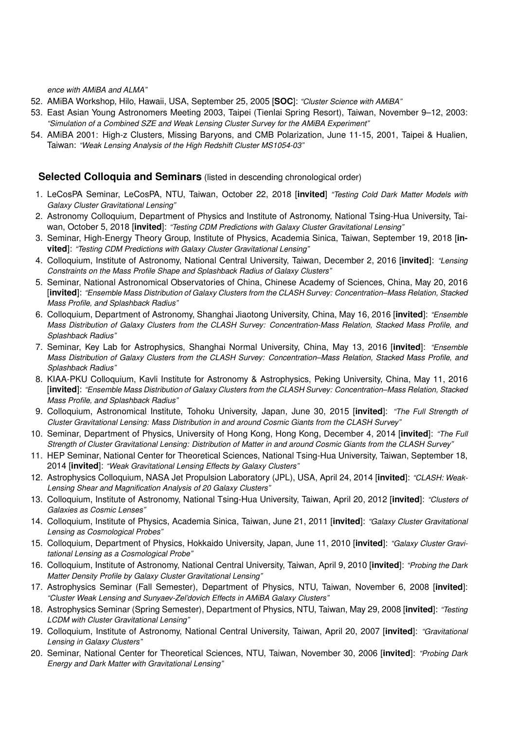*ence with AMiBA and ALMA"*

52. AMiBA Workshop, Hilo, Hawaii, USA, September 25, 2005 [**SOC**]: *"Cluster Science with AMiBA"*
53. East Asian Young Astronomers Meeting 2003, Taipei (Tienlai Spring Resort), Taiwan, November 9–12, 2003: *"Simulation of a Combined SZE and Weak Lensing Cluster Survey for the AMiBA Experiment"*
54. AMiBA 2001: High-z Clusters, Missing Baryons, and CMB Polarization, June 11-15, 2001, Taipei & Hualien, Taiwan: *"Weak Lensing Analysis of the High Redshift Cluster MS1054-03"*

## Selected Colloquia and Seminars (listed in descending chronological order)

1. LeCosPA Seminar, LeCosPA, NTU, Taiwan, October 22, 2018 [**invited**] *"Testing Cold Dark Matter Models with Galaxy Cluster Gravitational Lensing"*
2. Astronomy Colloquium, Department of Physics and Institute of Astronomy, National Tsing-Hua University, Taiwan, October 5, 2018 [**invited**]: *"Testing CDM Predictions with Galaxy Cluster Gravitational Lensing"*
3. Seminar, High-Energy Theory Group, Institute of Physics, Academia Sinica, Taiwan, September 19, 2018 [**invited**]: *"Testing CDM Predictions with Galaxy Cluster Gravitational Lensing"*
4. Colloquium, Institute of Astronomy, National Central University, Taiwan, December 2, 2016 [**invited**]: *"Lensing Constraints on the Mass Profile Shape and Splashback Radius of Galaxy Clusters"*
5. Seminar, National Astronomical Observatories of China, Chinese Academy of Sciences, China, May 20, 2016 [**invited**]: *"Ensemble Mass Distribution of Galaxy Clusters from the CLASH Survey: Concentration–Mass Relation, Stacked Mass Profile, and Splashback Radius"*
6. Colloquium, Department of Astronomy, Shanghai Jiaotong University, China, May 16, 2016 [**invited**]: *"Ensemble Mass Distribution of Galaxy Clusters from the CLASH Survey: Concentration-Mass Relation, Stacked Mass Profile, and Splashback Radius"*
7. Seminar, Key Lab for Astrophysics, Shanghai Normal University, China, May 13, 2016 [**invited**]: *"Ensemble Mass Distribution of Galaxy Clusters from the CLASH Survey: Concentration–Mass Relation, Stacked Mass Profile, and Splashback Radius"*
8. KIAA-PKU Colloquium, Kavli Institute for Astronomy & Astrophysics, Peking University, China, May 11, 2016 [**invited**]: *"Ensemble Mass Distribution of Galaxy Clusters from the CLASH Survey: Concentration–Mass Relation, Stacked Mass Profile, and Splashback Radius"*
9. Colloquium, Astronomical Institute, Tohoku University, Japan, June 30, 2015 [**invited**]: *"The Full Strength of Cluster Gravitational Lensing: Mass Distribution in and around Cosmic Giants from the CLASH Survey"*
10. Seminar, Department of Physics, University of Hong Kong, Hong Kong, December 4, 2014 [**invited**]: *"The Full Strength of Cluster Gravitational Lensing: Distribution of Matter in and around Cosmic Giants from the CLASH Survey"*
11. HEP Seminar, National Center for Theoretical Sciences, National Tsing-Hua University, Taiwan, September 18, 2014 [**invited**]: *"Weak Gravitational Lensing Effects by Galaxy Clusters"*
12. Astrophysics Colloquium, NASA Jet Propulsion Laboratory (JPL), USA, April 24, 2014 [**invited**]: *"CLASH: Weak-Lensing Shear and Magnification Analysis of 20 Galaxy Clusters"*
13. Colloquium, Institute of Astronomy, National Tsing-Hua University, Taiwan, April 20, 2012 [**invited**]: *"Clusters of Galaxies as Cosmic Lenses"*
14. Colloquium, Institute of Physics, Academia Sinica, Taiwan, June 21, 2011 [**invited**]: *"Galaxy Cluster Gravitational Lensing as Cosmological Probes"*
15. Colloquium, Department of Physics, Hokkaido University, Japan, June 11, 2010 [**invited**]: *"Galaxy Cluster Gravitational Lensing as a Cosmological Probe"*
16. Colloquium, Institute of Astronomy, National Central University, Taiwan, April 9, 2010 [**invited**]: *"Probing the Dark Matter Density Profile by Galaxy Cluster Gravitational Lensing"*
17. Astrophysics Seminar (Fall Semester), Department of Physics, NTU, Taiwan, November 6, 2008 [**invited**]: *"Cluster Weak Lensing and Sunyaev-Zel'dovich Effects in AMiBA Galaxy Clusters"*
18. Astrophysics Seminar (Spring Semester), Department of Physics, NTU, Taiwan, May 29, 2008 [**invited**]: *"Testing LCDM with Cluster Gravitational Lensing"*
19. Colloquium, Institute of Astronomy, National Central University, Taiwan, April 20, 2007 [**invited**]: *"Gravitational Lensing in Galaxy Clusters"*
20. Seminar, National Center for Theoretical Sciences, NTU, Taiwan, November 30, 2006 [**invited**]: *"Probing Dark Energy and Dark Matter with Gravitational Lensing"*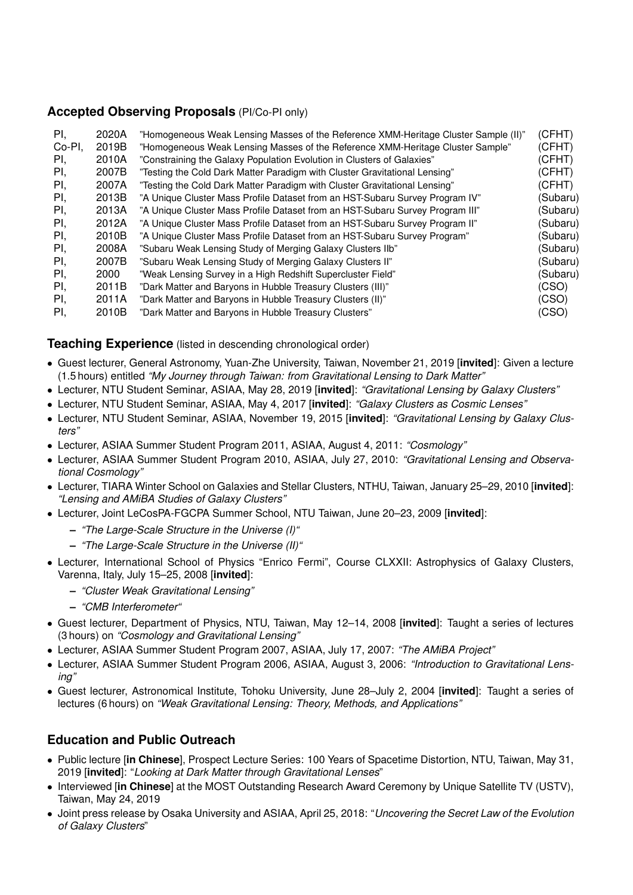## Accepted Observing Proposals (PI/Co-PI only)

| | | | |
|---|---|---|---|
| PI, | 2020A | "Homogeneous Weak Lensing Masses of the Reference XMM-Heritage Cluster Sample (II)" | (CFHT) |
| Co-PI, | 2019B | "Homogeneous Weak Lensing Masses of the Reference XMM-Heritage Cluster Sample" | (CFHT) |
| PI, | 2010A | "Constraining the Galaxy Population Evolution in Clusters of Galaxies" | (CFHT) |
| PI, | 2007B | "Testing the Cold Dark Matter Paradigm with Cluster Gravitational Lensing" | (CFHT) |
| PI, | 2007A | "Testing the Cold Dark Matter Paradigm with Cluster Gravitational Lensing" | (CFHT) |
| PI, | 2013B | "A Unique Cluster Mass Profile Dataset from an HST-Subaru Survey Program IV" | (Subaru) |
| PI, | 2013A | "A Unique Cluster Mass Profile Dataset from an HST-Subaru Survey Program III" | (Subaru) |
| PI, | 2012A | "A Unique Cluster Mass Profile Dataset from an HST-Subaru Survey Program II" | (Subaru) |
| PI, | 2010B | "A Unique Cluster Mass Profile Dataset from an HST-Subaru Survey Program" | (Subaru) |
| PI, | 2008A | "Subaru Weak Lensing Study of Merging Galaxy Clusters IIb" | (Subaru) |
| PI, | 2007B | "Subaru Weak Lensing Study of Merging Galaxy Clusters II" | (Subaru) |
| PI, | 2000 | "Weak Lensing Survey in a High Redshift Supercluster Field" | (Subaru) |
| PI, | 2011B | "Dark Matter and Baryons in Hubble Treasury Clusters (III)" | (CSO) |
| PI, | 2011A | "Dark Matter and Baryons in Hubble Treasury Clusters (II)" | (CSO) |
| PI, | 2010B | "Dark Matter and Baryons in Hubble Treasury Clusters" | (CSO) |

## Teaching Experience (listed in descending chronological order)

- Guest lecturer, General Astronomy, Yuan-Zhe University, Taiwan, November 21, 2019 [**invited**]: Given a lecture (1.5 hours) entitled *"My Journey through Taiwan: from Gravitational Lensing to Dark Matter"*
- Lecturer, NTU Student Seminar, ASIAA, May 28, 2019 [**invited**]: *"Gravitational Lensing by Galaxy Clusters"*
- Lecturer, NTU Student Seminar, ASIAA, May 4, 2017 [**invited**]: *"Galaxy Clusters as Cosmic Lenses"*
- Lecturer, NTU Student Seminar, ASIAA, November 19, 2015 [**invited**]: *"Gravitational Lensing by Galaxy Clusters"*
- Lecturer, ASIAA Summer Student Program 2011, ASIAA, August 4, 2011: *"Cosmology"*
- Lecturer, ASIAA Summer Student Program 2010, ASIAA, July 27, 2010: *"Gravitational Lensing and Observational Cosmology"*
- Lecturer, TIARA Winter School on Galaxies and Stellar Clusters, NTHU, Taiwan, January 25–29, 2010 [**invited**]: *"Lensing and AMiBA Studies of Galaxy Clusters"*
- Lecturer, Joint LeCosPA-FGCPA Summer School, NTU Taiwan, June 20–23, 2009 [**invited**]:
  - *"The Large-Scale Structure in the Universe (I)"*
  - *"The Large-Scale Structure in the Universe (II)"*
- Lecturer, International School of Physics "Enrico Fermi", Course CLXXII: Astrophysics of Galaxy Clusters, Varenna, Italy, July 15–25, 2008 [**invited**]:
  - *"Cluster Weak Gravitational Lensing"*
  - *"CMB Interferometer"*
- Guest lecturer, Department of Physics, NTU, Taiwan, May 12–14, 2008 [**invited**]: Taught a series of lectures (3 hours) on *"Cosmology and Gravitational Lensing"*
- Lecturer, ASIAA Summer Student Program 2007, ASIAA, July 17, 2007: *"The AMiBA Project"*
- Lecturer, ASIAA Summer Student Program 2006, ASIAA, August 3, 2006: *"Introduction to Gravitational Lensing"*
- Guest lecturer, Astronomical Institute, Tohoku University, June 28–July 2, 2004 [**invited**]: Taught a series of lectures (6 hours) on *"Weak Gravitational Lensing: Theory, Methods, and Applications"*

## Education and Public Outreach

- Public lecture [**in Chinese**], Prospect Lecture Series: 100 Years of Spacetime Distortion, NTU, Taiwan, May 31, 2019 [**invited**]: "*Looking at Dark Matter through Gravitational Lenses*"
- Interviewed [**in Chinese**] at the MOST Outstanding Research Award Ceremony by Unique Satellite TV (USTV), Taiwan, May 24, 2019
- Joint press release by Osaka University and ASIAA, April 25, 2018: "*Uncovering the Secret Law of the Evolution of Galaxy Clusters*"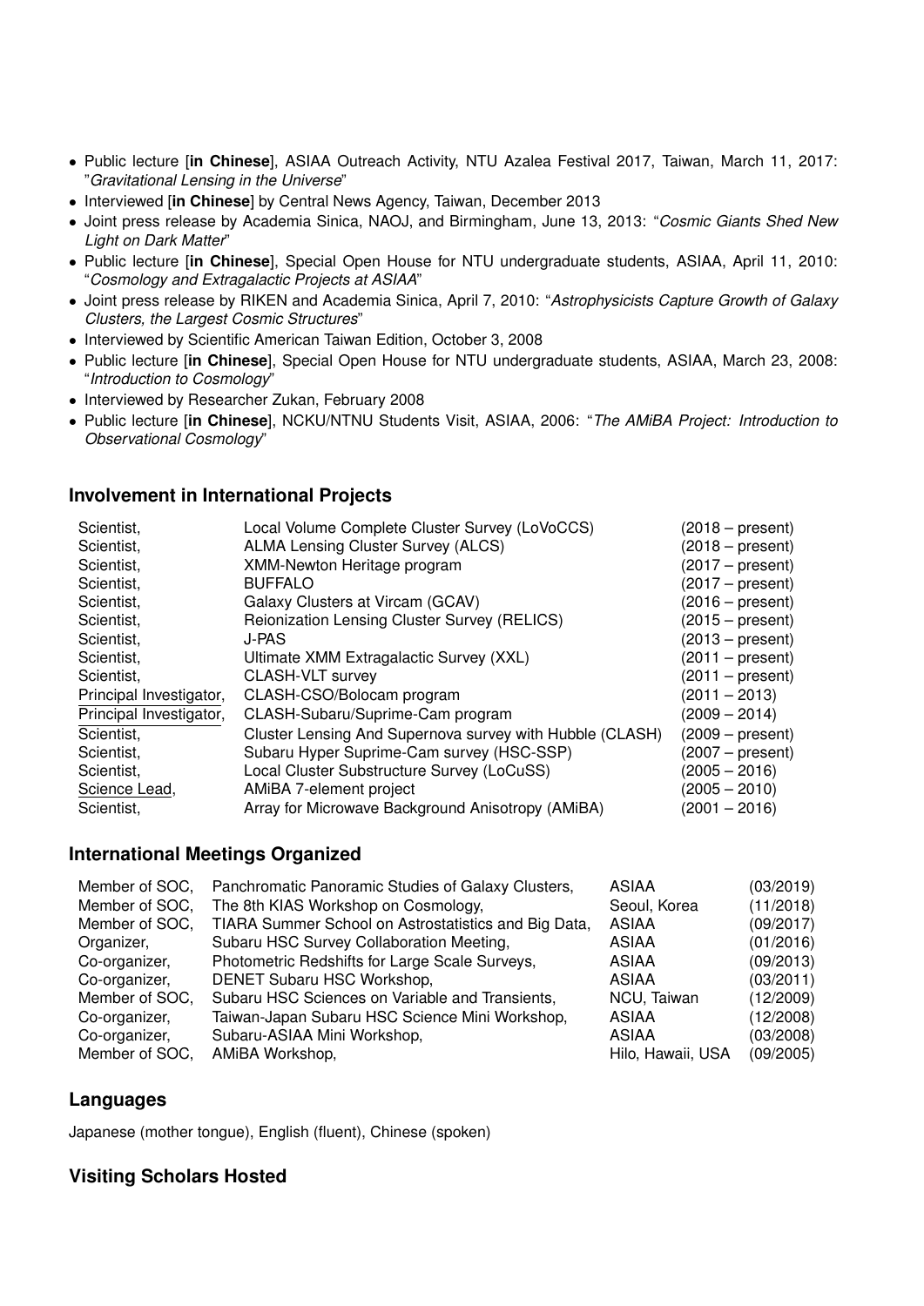- Public lecture [**in Chinese**], ASIAA Outreach Activity, NTU Azalea Festival 2017, Taiwan, March 11, 2017: "*Gravitational Lensing in the Universe*"
- Interviewed [**in Chinese**] by Central News Agency, Taiwan, December 2013
- Joint press release by Academia Sinica, NAOJ, and Birmingham, June 13, 2013: "*Cosmic Giants Shed New Light on Dark Matter*"
- Public lecture [**in Chinese**], Special Open House for NTU undergraduate students, ASIAA, April 11, 2010: "*Cosmology and Extragalactic Projects at ASIAA*"
- Joint press release by RIKEN and Academia Sinica, April 7, 2010: "*Astrophysicists Capture Growth of Galaxy Clusters, the Largest Cosmic Structures*"
- Interviewed by Scientific American Taiwan Edition, October 3, 2008
- Public lecture [**in Chinese**], Special Open House for NTU undergraduate students, ASIAA, March 23, 2008: "*Introduction to Cosmology*"
- Interviewed by Researcher Zukan, February 2008
- Public lecture [**in Chinese**], NCKU/NTNU Students Visit, ASIAA, 2006: "*The AMiBA Project: Introduction to Observational Cosmology*"

## Involvement in International Projects

| | | |
|---|---|---|
| Scientist, | Local Volume Complete Cluster Survey (LoVoCCS) | (2018 – present) |
| Scientist, | ALMA Lensing Cluster Survey (ALCS) | (2018 – present) |
| Scientist, | XMM-Newton Heritage program | (2017 – present) |
| Scientist, | BUFFALO | (2017 – present) |
| Scientist, | Galaxy Clusters at Vircam (GCAV) | (2016 – present) |
| Scientist, | Reionization Lensing Cluster Survey (RELICS) | (2015 – present) |
| Scientist, | J-PAS | (2013 – present) |
| Scientist, | Ultimate XMM Extragalactic Survey (XXL) | (2011 – present) |
| Scientist, | CLASH-VLT survey | (2011 – present) |
| Principal Investigator, | CLASH-CSO/Bolocam program | (2011 – 2013) |
| Principal Investigator, | CLASH-Subaru/Suprime-Cam program | (2009 – 2014) |
| Scientist, | Cluster Lensing And Supernova survey with Hubble (CLASH) | (2009 – present) |
| Scientist, | Subaru Hyper Suprime-Cam survey (HSC-SSP) | (2007 – present) |
| Scientist, | Local Cluster Substructure Survey (LoCuSS) | (2005 – 2016) |
| Science Lead, | AMiBA 7-element project | (2005 – 2010) |
| Scientist, | Array for Microwave Background Anisotropy (AMiBA) | (2001 – 2016) |

## International Meetings Organized

| | | | |
|---|---|---|---|
| Member of SOC, | Panchromatic Panoramic Studies of Galaxy Clusters, | ASIAA | (03/2019) |
| Member of SOC, | The 8th KIAS Workshop on Cosmology, | Seoul, Korea | (11/2018) |
| Member of SOC, | TIARA Summer School on Astrostatistics and Big Data, | ASIAA | (09/2017) |
| Organizer, | Subaru HSC Survey Collaboration Meeting, | ASIAA | (01/2016) |
| Co-organizer, | Photometric Redshifts for Large Scale Surveys, | ASIAA | (09/2013) |
| Co-organizer, | DENET Subaru HSC Workshop, | ASIAA | (03/2011) |
| Member of SOC, | Subaru HSC Sciences on Variable and Transients, | NCU, Taiwan | (12/2009) |
| Co-organizer, | Taiwan-Japan Subaru HSC Science Mini Workshop, | ASIAA | (12/2008) |
| Co-organizer, | Subaru-ASIAA Mini Workshop, | ASIAA | (03/2008) |
| Member of SOC, | AMiBA Workshop, | Hilo, Hawaii, USA | (09/2005) |

## Languages

Japanese (mother tongue), English (fluent), Chinese (spoken)

## Visiting Scholars Hosted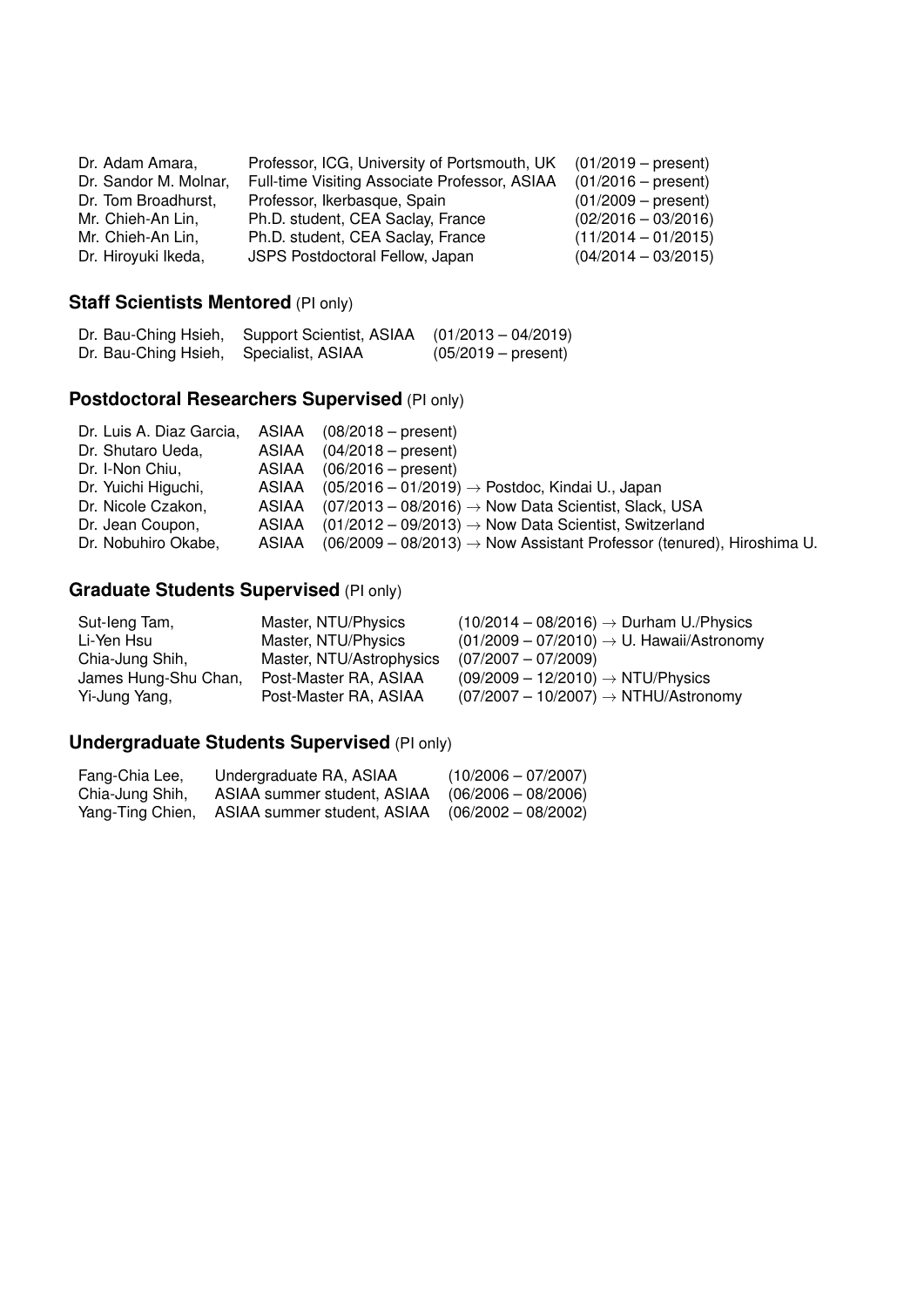| | | |
|---|---|---|
| Dr. Adam Amara, | Professor, ICG, University of Portsmouth, UK | (01/2019 – present) |
| Dr. Sandor M. Molnar, | Full-time Visiting Associate Professor, ASIAA | (01/2016 – present) |
| Dr. Tom Broadhurst, | Professor, Ikerbasque, Spain | (01/2009 – present) |
| Mr. Chieh-An Lin, | Ph.D. student, CEA Saclay, France | (02/2016 – 03/2016) |
| Mr. Chieh-An Lin, | Ph.D. student, CEA Saclay, France | (11/2014 – 01/2015) |
| Dr. Hiroyuki Ikeda, | JSPS Postdoctoral Fellow, Japan | (04/2014 – 03/2015) |

## **Staff Scientists Mentored** (PI only)

| | | |
|---|---|---|
| Dr. Bau-Ching Hsieh, | Support Scientist, ASIAA | (01/2013 – 04/2019) |
| Dr. Bau-Ching Hsieh, | Specialist, ASIAA | (05/2019 – present) |

## **Postdoctoral Researchers Supervised** (PI only)

| | | |
|---|---|---|
| Dr. Luis A. Diaz Garcia, | ASIAA | (08/2018 – present) |
| Dr. Shutaro Ueda, | ASIAA | (04/2018 – present) |
| Dr. I-Non Chiu, | ASIAA | (06/2016 – present) |
| Dr. Yuichi Higuchi, | ASIAA | (05/2016 – 01/2019) → Postdoc, Kindai U., Japan |
| Dr. Nicole Czakon, | ASIAA | (07/2013 – 08/2016) → Now Data Scientist, Slack, USA |
| Dr. Jean Coupon, | ASIAA | (01/2012 – 09/2013) → Now Data Scientist, Switzerland |
| Dr. Nobuhiro Okabe, | ASIAA | (06/2009 – 08/2013) → Now Assistant Professor (tenured), Hiroshima U. |

## **Graduate Students Supervised** (PI only)

| | | |
|---|---|---|
| Sut-Ieng Tam, | Master, NTU/Physics | (10/2014 – 08/2016) → Durham U./Physics |
| Li-Yen Hsu | Master, NTU/Physics | (01/2009 – 07/2010) → U. Hawaii/Astronomy |
| Chia-Jung Shih, | Master, NTU/Astrophysics | (07/2007 – 07/2009) |
| James Hung-Shu Chan, | Post-Master RA, ASIAA | (09/2009 – 12/2010) → NTU/Physics |
| Yi-Jung Yang, | Post-Master RA, ASIAA | (07/2007 – 10/2007) → NTHU/Astronomy |

## **Undergraduate Students Supervised** (PI only)

| | | |
|---|---|---|
| Fang-Chia Lee, | Undergraduate RA, ASIAA | (10/2006 – 07/2007) |
| Chia-Jung Shih, | ASIAA summer student, ASIAA | (06/2006 – 08/2006) |
| Yang-Ting Chien, | ASIAA summer student, ASIAA | (06/2002 – 08/2002) |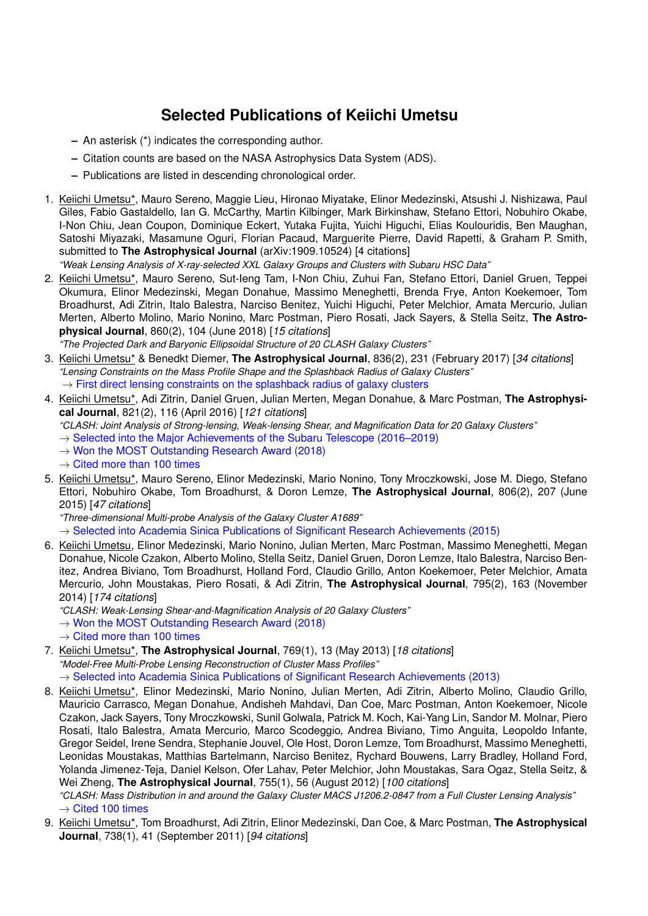# Selected Publications of Keiichi Umetsu

- An asterisk (*) indicates the corresponding author.
- Citation counts are based on the NASA Astrophysics Data System (ADS).
- Publications are listed in descending chronological order.

1. Keiichi Umetsu*, Mauro Sereno, Maggie Lieu, Hironao Miyatake, Elinor Medezinski, Atsushi J. Nishizawa, Paul Giles, Fabio Gastaldello, Ian G. McCarthy, Martin Kilbinger, Mark Birkinshaw, Stefano Ettori, Nobuhiro Okabe, I-Non Chiu, Jean Coupon, Dominique Eckert, Yutaka Fujita, Yuichi Higuchi, Elias Koulouridis, Ben Maughan, Satoshi Miyazaki, Masamune Oguri, Florian Pacaud, Marguerite Pierre, David Rapetti, & Graham P. Smith, submitted to **The Astrophysical Journal** (arXiv:1909.10524) [4 citations]
   *"Weak Lensing Analysis of X-ray-selected XXL Galaxy Groups and Clusters with Subaru HSC Data"*

2. Keiichi Umetsu*, Mauro Sereno, Sut-Ieng Tam, I-Non Chiu, Zuhui Fan, Stefano Ettori, Daniel Gruen, Teppei Okumura, Elinor Medezinski, Megan Donahue, Massimo Meneghetti, Brenda Frye, Anton Koekemoer, Tom Broadhurst, Adi Zitrin, Italo Balestra, Narciso Benitez, Yuichi Higuchi, Peter Melchior, Amata Mercurio, Julian Merten, Alberto Molino, Mario Nonino, Marc Postman, Piero Rosati, Jack Sayers, & Stella Seitz, **The Astrophysical Journal**, 860(2), 104 (June 2018) [*15 citations*]
   *"The Projected Dark and Baryonic Ellipsoidal Structure of 20 CLASH Galaxy Clusters"*

3. Keiichi Umetsu* & Benedkt Diemer, **The Astrophysical Journal**, 836(2), 231 (February 2017) [*34 citations*]
   *"Lensing Constraints on the Mass Profile Shape and the Splashback Radius of Galaxy Clusters"*
   → First direct lensing constraints on the splashback radius of galaxy clusters

4. Keiichi Umetsu*, Adi Zitrin, Daniel Gruen, Julian Merten, Megan Donahue, & Marc Postman, **The Astrophysical Journal**, 821(2), 116 (April 2016) [*121 citations*]
   *"CLASH: Joint Analysis of Strong-lensing, Weak-lensing Shear, and Magnification Data for 20 Galaxy Clusters"*
   → Selected into the Major Achievements of the Subaru Telescope (2016–2019)
   → Won the MOST Outstanding Research Award (2018)
   → Cited more than 100 times

5. Keiichi Umetsu*, Mauro Sereno, Elinor Medezinski, Mario Nonino, Tony Mroczkowski, Jose M. Diego, Stefano Ettori, Nobuhiro Okabe, Tom Broadhurst, & Doron Lemze, **The Astrophysical Journal**, 806(2), 207 (June 2015) [*47 citations*]
   *"Three-dimensional Multi-probe Analysis of the Galaxy Cluster A1689"*
   → Selected into Academia Sinica Publications of Significant Research Achievements (2015)

6. Keiichi Umetsu, Elinor Medezinski, Mario Nonino, Julian Merten, Marc Postman, Massimo Meneghetti, Megan Donahue, Nicole Czakon, Alberto Molino, Stella Seitz, Daniel Gruen, Doron Lemze, Italo Balestra, Narciso Benitez, Andrea Biviano, Tom Broadhurst, Holland Ford, Claudio Grillo, Anton Koekemoer, Peter Melchior, Amata Mercurio, John Moustakas, Piero Rosati, & Adi Zitrin, **The Astrophysical Journal**, 795(2), 163 (November 2014) [*174 citations*]
   *"CLASH: Weak-Lensing Shear-and-Magnification Analysis of 20 Galaxy Clusters"*
   → Won the MOST Outstanding Research Award (2018)
   → Cited more than 100 times

7. Keiichi Umetsu*, **The Astrophysical Journal**, 769(1), 13 (May 2013) [*18 citations*]
   *"Model-Free Multi-Probe Lensing Reconstruction of Cluster Mass Profiles"*
   → Selected into Academia Sinica Publications of Significant Research Achievements (2013)

8. Keiichi Umetsu*, Elinor Medezinski, Mario Nonino, Julian Merten, Adi Zitrin, Alberto Molino, Claudio Grillo, Mauricio Carrasco, Megan Donahue, Andisheh Mahdavi, Dan Coe, Marc Postman, Anton Koekemoer, Nicole Czakon, Jack Sayers, Tony Mroczkowski, Sunil Golwala, Patrick M. Koch, Kai-Yang Lin, Sandor M. Molnar, Piero Rosati, Italo Balestra, Amata Mercurio, Marco Scodeggio, Andrea Biviano, Timo Anguita, Leopoldo Infante, Gregor Seidel, Irene Sendra, Stephanie Jouvel, Ole Host, Doron Lemze, Tom Broadhurst, Massimo Meneghetti, Leonidas Moustakas, Matthias Bartelmann, Narciso Benitez, Rychard Bouwens, Larry Bradley, Holland Ford, Yolanda Jimenez-Teja, Daniel Kelson, Ofer Lahav, Peter Melchior, John Moustakas, Sara Ogaz, Stella Seitz, & Wei Zheng, **The Astrophysical Journal**, 755(1), 56 (August 2012) [*100 citations*]
   *"CLASH: Mass Distribution in and around the Galaxy Cluster MACS J1206.2-0847 from a Full Cluster Lensing Analysis"*
   → Cited 100 times

9. Keiichi Umetsu*, Tom Broadhurst, Adi Zitrin, Elinor Medezinski, Dan Coe, & Marc Postman, **The Astrophysical Journal**, 738(1), 41 (September 2011) [*94 citations*]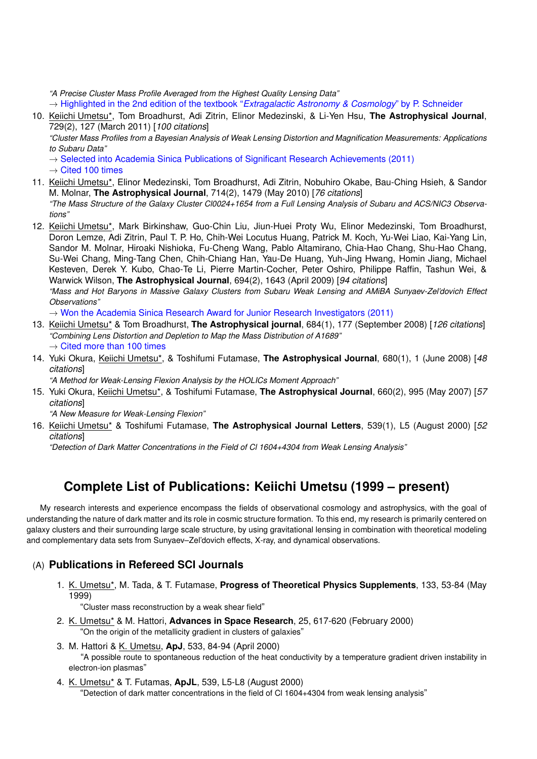*"A Precise Cluster Mass Profile Averaged from the Highest Quality Lensing Data"*
→ Highlighted in the 2nd edition of the textbook "*Extragalactic Astronomy & Cosmology*" by P. Schneider

10. Keiichi Umetsu*, Tom Broadhurst, Adi Zitrin, Elinor Medezinski, & Li-Yen Hsu, **The Astrophysical Journal**, 729(2), 127 (March 2011) [*100 citations*]
*"Cluster Mass Profiles from a Bayesian Analysis of Weak Lensing Distortion and Magnification Measurements: Applications to Subaru Data"*
→ Selected into Academia Sinica Publications of Significant Research Achievements (2011)
→ Cited 100 times

11. Keiichi Umetsu*, Elinor Medezinski, Tom Broadhurst, Adi Zitrin, Nobuhiro Okabe, Bau-Ching Hsieh, & Sandor M. Molnar, **The Astrophysical Journal**, 714(2), 1479 (May 2010) [*76 citations*]
*"The Mass Structure of the Galaxy Cluster Cl0024+1654 from a Full Lensing Analysis of Subaru and ACS/NIC3 Observations"*

12. Keiichi Umetsu*, Mark Birkinshaw, Guo-Chin Liu, Jiun-Huei Proty Wu, Elinor Medezinski, Tom Broadhurst, Doron Lemze, Adi Zitrin, Paul T. P. Ho, Chih-Wei Locutus Huang, Patrick M. Koch, Yu-Wei Liao, Kai-Yang Lin, Sandor M. Molnar, Hiroaki Nishioka, Fu-Cheng Wang, Pablo Altamirano, Chia-Hao Chang, Shu-Hao Chang, Su-Wei Chang, Ming-Tang Chen, Chih-Chiang Han, Yau-De Huang, Yuh-Jing Hwang, Homin Jiang, Michael Kesteven, Derek Y. Kubo, Chao-Te Li, Pierre Martin-Cocher, Peter Oshiro, Philippe Raffin, Tashun Wei, & Warwick Wilson, **The Astrophysical Journal**, 694(2), 1643 (April 2009) [*94 citations*]
*"Mass and Hot Baryons in Massive Galaxy Clusters from Subaru Weak Lensing and AMiBA Sunyaev-Zel'dovich Effect Observations"*
→ Won the Academia Sinica Research Award for Junior Research Investigators (2011)

13. Keiichi Umetsu* & Tom Broadhurst, **The Astrophysical journal**, 684(1), 177 (September 2008) [*126 citations*]
*"Combining Lens Distortion and Depletion to Map the Mass Distribution of A1689"*
→ Cited more than 100 times

14. Yuki Okura, Keiichi Umetsu*, & Toshifumi Futamase, **The Astrophysical Journal**, 680(1), 1 (June 2008) [*48 citations*]
*"A Method for Weak-Lensing Flexion Analysis by the HOLICs Moment Approach"*

15. Yuki Okura, Keiichi Umetsu*, & Toshifumi Futamase, **The Astrophysical Journal**, 660(2), 995 (May 2007) [*57 citations*]
*"A New Measure for Weak-Lensing Flexion"*

16. Keiichi Umetsu* & Toshifumi Futamase, **The Astrophysical Journal Letters**, 539(1), L5 (August 2000) [*52 citations*]
*"Detection of Dark Matter Concentrations in the Field of Cl 1604+4304 from Weak Lensing Analysis"*

# Complete List of Publications: Keiichi Umetsu (1999 – present)

My research interests and experience encompass the fields of observational cosmology and astrophysics, with the goal of understanding the nature of dark matter and its role in cosmic structure formation. To this end, my research is primarily centered on galaxy clusters and their surrounding large scale structure, by using gravitational lensing in combination with theoretical modeling and complementary data sets from Sunyaev–Zel'dovich effects, X-ray, and dynamical observations.

## (A) Publications in Refereed SCI Journals

1. K. Umetsu*, M. Tada, & T. Futamase, **Progress of Theoretical Physics Supplements**, 133, 53-84 (May 1999)
"Cluster mass reconstruction by a weak shear field"

2. K. Umetsu* & M. Hattori, **Advances in Space Research**, 25, 617-620 (February 2000)
"On the origin of the metallicity gradient in clusters of galaxies"

3. M. Hattori & K. Umetsu, **ApJ**, 533, 84-94 (April 2000)
"A possible route to spontaneous reduction of the heat conductivity by a temperature gradient driven instability in electron-ion plasmas"

4. K. Umetsu* & T. Futamas, **ApJL**, 539, L5-L8 (August 2000)
"Detection of dark matter concentrations in the field of Cl 1604+4304 from weak lensing analysis"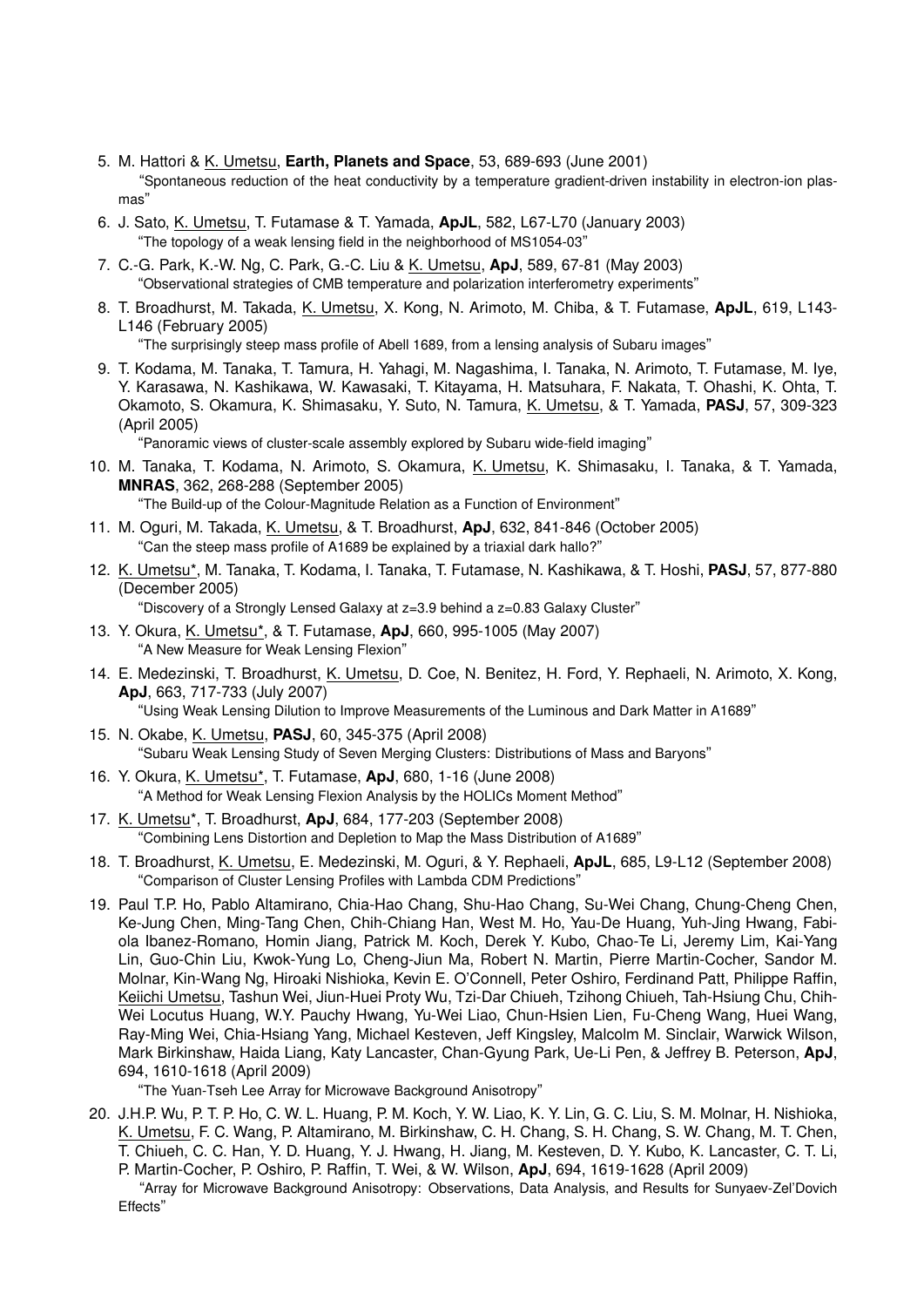5. M. Hattori & <u>K. Umetsu</u>, **Earth, Planets and Space**, 53, 689-693 (June 2001)
   "Spontaneous reduction of the heat conductivity by a temperature gradient-driven instability in electron-ion plasmas"

6. J. Sato, <u>K. Umetsu</u>, T. Futamase & T. Yamada, **ApJL**, 582, L67-L70 (January 2003)
   "The topology of a weak lensing field in the neighborhood of MS1054-03"

7. C.-G. Park, K.-W. Ng, C. Park, G.-C. Liu & <u>K. Umetsu</u>, **ApJ**, 589, 67-81 (May 2003)
   "Observational strategies of CMB temperature and polarization interferometry experiments"

8. T. Broadhurst, M. Takada, <u>K. Umetsu</u>, X. Kong, N. Arimoto, M. Chiba, & T. Futamase, **ApJL**, 619, L143-L146 (February 2005)
   "The surprisingly steep mass profile of Abell 1689, from a lensing analysis of Subaru images"

9. T. Kodama, M. Tanaka, T. Tamura, H. Yahagi, M. Nagashima, I. Tanaka, N. Arimoto, T. Futamase, M. Iye, Y. Karasawa, N. Kashikawa, W. Kawasaki, T. Kitayama, H. Matsuhara, F. Nakata, T. Ohashi, K. Ohta, T. Okamoto, S. Okamura, K. Shimasaku, Y. Suto, N. Tamura, <u>K. Umetsu</u>, & T. Yamada, **PASJ**, 57, 309-323 (April 2005)
   "Panoramic views of cluster-scale assembly explored by Subaru wide-field imaging"

10. M. Tanaka, T. Kodama, N. Arimoto, S. Okamura, <u>K. Umetsu</u>, K. Shimasaku, I. Tanaka, & T. Yamada, **MNRAS**, 362, 268-288 (September 2005)
    "The Build-up of the Colour-Magnitude Relation as a Function of Environment"

11. M. Oguri, M. Takada, <u>K. Umetsu</u>, & T. Broadhurst, **ApJ**, 632, 841-846 (October 2005)
    "Can the steep mass profile of A1689 be explained by a triaxial dark hallo?"

12. <u>K. Umetsu</u>*, M. Tanaka, T. Kodama, I. Tanaka, T. Futamase, N. Kashikawa, & T. Hoshi, **PASJ**, 57, 877-880 (December 2005)
    "Discovery of a Strongly Lensed Galaxy at z=3.9 behind a z=0.83 Galaxy Cluster"

13. Y. Okura, <u>K. Umetsu</u>*, & T. Futamase, **ApJ**, 660, 995-1005 (May 2007)
    "A New Measure for Weak Lensing Flexion"

14. E. Medezinski, T. Broadhurst, <u>K. Umetsu</u>, D. Coe, N. Benitez, H. Ford, Y. Rephaeli, N. Arimoto, X. Kong, **ApJ**, 663, 717-733 (July 2007)
    "Using Weak Lensing Dilution to Improve Measurements of the Luminous and Dark Matter in A1689"

15. N. Okabe, <u>K. Umetsu</u>, **PASJ**, 60, 345-375 (April 2008)
    "Subaru Weak Lensing Study of Seven Merging Clusters: Distributions of Mass and Baryons"

16. Y. Okura, <u>K. Umetsu</u>*, T. Futamase, **ApJ**, 680, 1-16 (June 2008)
    "A Method for Weak Lensing Flexion Analysis by the HOLICs Moment Method"

17. <u>K. Umetsu</u>*, T. Broadhurst, **ApJ**, 684, 177-203 (September 2008)
    "Combining Lens Distortion and Depletion to Map the Mass Distribution of A1689"

18. T. Broadhurst, <u>K. Umetsu</u>, E. Medezinski, M. Oguri, & Y. Rephaeli, **ApJL**, 685, L9-L12 (September 2008)
    "Comparison of Cluster Lensing Profiles with Lambda CDM Predictions"

19. Paul T.P. Ho, Pablo Altamirano, Chia-Hao Chang, Shu-Hao Chang, Su-Wei Chang, Chung-Cheng Chen, Ke-Jung Chen, Ming-Tang Chen, Chih-Chiang Han, West M. Ho, Yau-De Huang, Yuh-Jing Hwang, Fabiola Ibanez-Romano, Homin Jiang, Patrick M. Koch, Derek Y. Kubo, Chao-Te Li, Jeremy Lim, Kai-Yang Lin, Guo-Chin Liu, Kwok-Yung Lo, Cheng-Jiun Ma, Robert N. Martin, Pierre Martin-Cocher, Sandor M. Molnar, Kin-Wang Ng, Hiroaki Nishioka, Kevin E. O'Connell, Peter Oshiro, Ferdinand Patt, Philippe Raffin, <u>Keiichi Umetsu</u>, Tashun Wei, Jiun-Huei Proty Wu, Tzi-Dar Chiueh, Tzihong Chiueh, Tah-Hsiung Chu, Chih-Wei Locutus Huang, W.Y. Pauchy Hwang, Yu-Wei Liao, Chun-Hsien Lien, Fu-Cheng Wang, Huei Wang, Ray-Ming Wei, Chia-Hsiang Yang, Michael Kesteven, Jeff Kingsley, Malcolm M. Sinclair, Warwick Wilson, Mark Birkinshaw, Haida Liang, Katy Lancaster, Chan-Gyung Park, Ue-Li Pen, & Jeffrey B. Peterson, **ApJ**, 694, 1610-1618 (April 2009)
    "The Yuan-Tseh Lee Array for Microwave Background Anisotropy"

20. J.H.P. Wu, P. T. P. Ho, C. W. L. Huang, P. M. Koch, Y. W. Liao, K. Y. Lin, G. C. Liu, S. M. Molnar, H. Nishioka, <u>K. Umetsu</u>, F. C. Wang, P. Altamirano, M. Birkinshaw, C. H. Chang, S. H. Chang, S. W. Chang, M. T. Chen, T. Chiueh, C. C. Han, Y. D. Huang, Y. J. Hwang, H. Jiang, M. Kesteven, D. Y. Kubo, K. Lancaster, C. T. Li, P. Martin-Cocher, P. Oshiro, P. Raffin, T. Wei, & W. Wilson, **ApJ**, 694, 1619-1628 (April 2009)
    "Array for Microwave Background Anisotropy: Observations, Data Analysis, and Results for Sunyaev-Zel'Dovich Effects"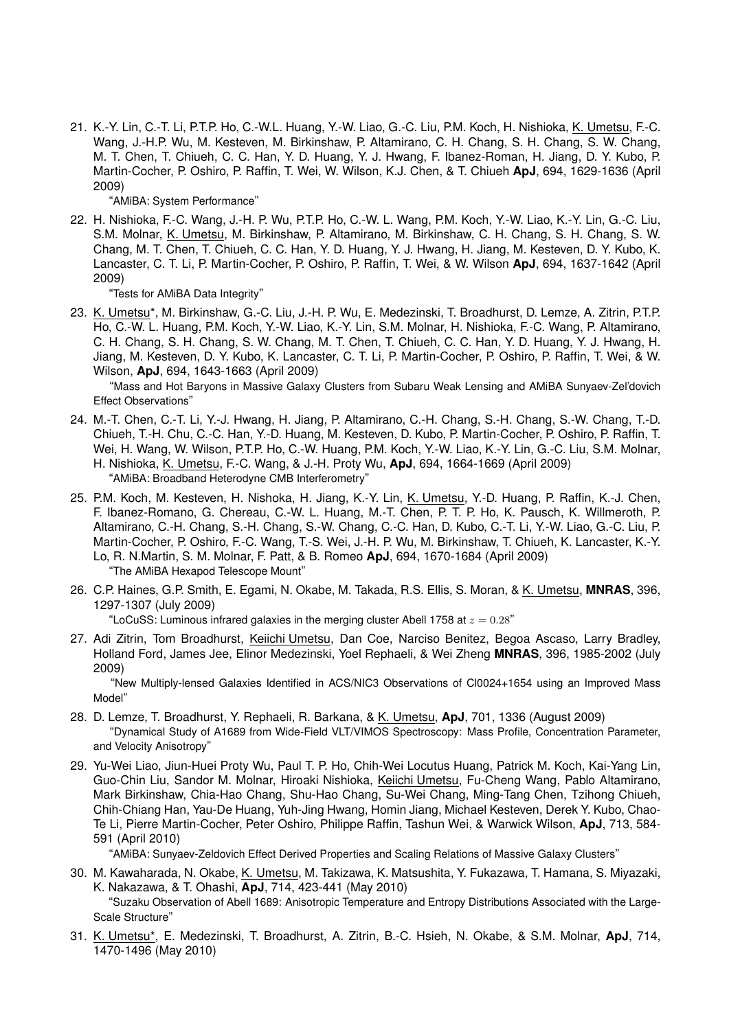21. K.-Y. Lin, C.-T. Li, P.T.P. Ho, C.-W.L. Huang, Y.-W. Liao, G.-C. Liu, P.M. Koch, H. Nishioka, K. Umetsu, F.-C. Wang, J.-H.P. Wu, M. Kesteven, M. Birkinshaw, P. Altamirano, C. H. Chang, S. H. Chang, S. W. Chang, M. T. Chen, T. Chiueh, C. C. Han, Y. D. Huang, Y. J. Hwang, F. Ibanez-Roman, H. Jiang, D. Y. Kubo, P. Martin-Cocher, P. Oshiro, P. Raffin, T. Wei, W. Wilson, K.J. Chen, & T. Chiueh **ApJ**, 694, 1629-1636 (April 2009)
    "AMiBA: System Performance"

22. H. Nishioka, F.-C. Wang, J.-H. P. Wu, P.T.P. Ho, C.-W. L. Wang, P.M. Koch, Y.-W. Liao, K.-Y. Lin, G.-C. Liu, S.M. Molnar, K. Umetsu, M. Birkinshaw, P. Altamirano, M. Birkinshaw, C. H. Chang, S. H. Chang, S. W. Chang, M. T. Chen, T. Chiueh, C. C. Han, Y. D. Huang, Y. J. Hwang, H. Jiang, M. Kesteven, D. Y. Kubo, K. Lancaster, C. T. Li, P. Martin-Cocher, P. Oshiro, P. Raffin, T. Wei, & W. Wilson **ApJ**, 694, 1637-1642 (April 2009)
    "Tests for AMiBA Data Integrity"

23. K. Umetsu*, M. Birkinshaw, G.-C. Liu, J.-H. P. Wu, E. Medezinski, T. Broadhurst, D. Lemze, A. Zitrin, P.T.P. Ho, C.-W. L. Huang, P.M. Koch, Y.-W. Liao, K.-Y. Lin, S.M. Molnar, H. Nishioka, F.-C. Wang, P. Altamirano, C. H. Chang, S. H. Chang, S. W. Chang, M. T. Chen, T. Chiueh, C. C. Han, Y. D. Huang, Y. J. Hwang, H. Jiang, M. Kesteven, D. Y. Kubo, K. Lancaster, C. T. Li, P. Martin-Cocher, P. Oshiro, P. Raffin, T. Wei, & W. Wilson, **ApJ**, 694, 1643-1663 (April 2009)
    "Mass and Hot Baryons in Massive Galaxy Clusters from Subaru Weak Lensing and AMiBA Sunyaev-Zel'dovich Effect Observations"

24. M.-T. Chen, C.-T. Li, Y.-J. Hwang, H. Jiang, P. Altamirano, C.-H. Chang, S.-H. Chang, S.-W. Chang, T.-D. Chiueh, T.-H. Chu, C.-C. Han, Y.-D. Huang, M. Kesteven, D. Kubo, P. Martin-Cocher, P. Oshiro, P. Raffin, T. Wei, H. Wang, W. Wilson, P.T.P. Ho, C.-W. Huang, P.M. Koch, Y.-W. Liao, K.-Y. Lin, G.-C. Liu, S.M. Molnar, H. Nishioka, K. Umetsu, F.-C. Wang, & J.-H. Proty Wu, **ApJ**, 694, 1664-1669 (April 2009)
    "AMiBA: Broadband Heterodyne CMB Interferometry"

25. P.M. Koch, M. Kesteven, H. Nishoka, H. Jiang, K.-Y. Lin, K. Umetsu, Y.-D. Huang, P. Raffin, K.-J. Chen, F. Ibanez-Romano, G. Chereau, C.-W. L. Huang, M.-T. Chen, P. T. P. Ho, K. Pausch, K. Willmeroth, P. Altamirano, C.-H. Chang, S.-H. Chang, S.-W. Chang, C.-C. Han, D. Kubo, C.-T. Li, Y.-W. Liao, G.-C. Liu, P. Martin-Cocher, P. Oshiro, F.-C. Wang, T.-S. Wei, J.-H. P. Wu, M. Birkinshaw, T. Chiueh, K. Lancaster, K.-Y. Lo, R. N.Martin, S. M. Molnar, F. Patt, & B. Romeo **ApJ**, 694, 1670-1684 (April 2009)
    "The AMiBA Hexapod Telescope Mount"

26. C.P. Haines, G.P. Smith, E. Egami, N. Okabe, M. Takada, R.S. Ellis, S. Moran, & K. Umetsu, **MNRAS**, 396, 1297-1307 (July 2009)
    "LoCuSS: Luminous infrared galaxies in the merging cluster Abell 1758 at $z = 0.28$"

27. Adi Zitrin, Tom Broadhurst, Keiichi Umetsu, Dan Coe, Narciso Benitez, Begoa Ascaso, Larry Bradley, Holland Ford, James Jee, Elinor Medezinski, Yoel Rephaeli, & Wei Zheng **MNRAS**, 396, 1985-2002 (July 2009)
    "New Multiply-lensed Galaxies Identified in ACS/NIC3 Observations of Cl0024+1654 using an Improved Mass Model"

28. D. Lemze, T. Broadhurst, Y. Rephaeli, R. Barkana, & K. Umetsu, **ApJ**, 701, 1336 (August 2009)
    "Dynamical Study of A1689 from Wide-Field VLT/VIMOS Spectroscopy: Mass Profile, Concentration Parameter, and Velocity Anisotropy"

29. Yu-Wei Liao, Jiun-Huei Proty Wu, Paul T. P. Ho, Chih-Wei Locutus Huang, Patrick M. Koch, Kai-Yang Lin, Guo-Chin Liu, Sandor M. Molnar, Hiroaki Nishioka, Keiichi Umetsu, Fu-Cheng Wang, Pablo Altamirano, Mark Birkinshaw, Chia-Hao Chang, Shu-Hao Chang, Su-Wei Chang, Ming-Tang Chen, Tzihong Chiueh, Chih-Chiang Han, Yau-De Huang, Yuh-Jing Hwang, Homin Jiang, Michael Kesteven, Derek Y. Kubo, Chao-Te Li, Pierre Martin-Cocher, Peter Oshiro, Philippe Raffin, Tashun Wei, & Warwick Wilson, **ApJ**, 713, 584-591 (April 2010)
    "AMiBA: Sunyaev-Zeldovich Effect Derived Properties and Scaling Relations of Massive Galaxy Clusters"

30. M. Kawaharada, N. Okabe, K. Umetsu, M. Takizawa, K. Matsushita, Y. Fukazawa, T. Hamana, S. Miyazaki, K. Nakazawa, & T. Ohashi, **ApJ**, 714, 423-441 (May 2010)
    "Suzaku Observation of Abell 1689: Anisotropic Temperature and Entropy Distributions Associated with the Large-Scale Structure"

31. K. Umetsu*, E. Medezinski, T. Broadhurst, A. Zitrin, B.-C. Hsieh, N. Okabe, & S.M. Molnar, **ApJ**, 714, 1470-1496 (May 2010)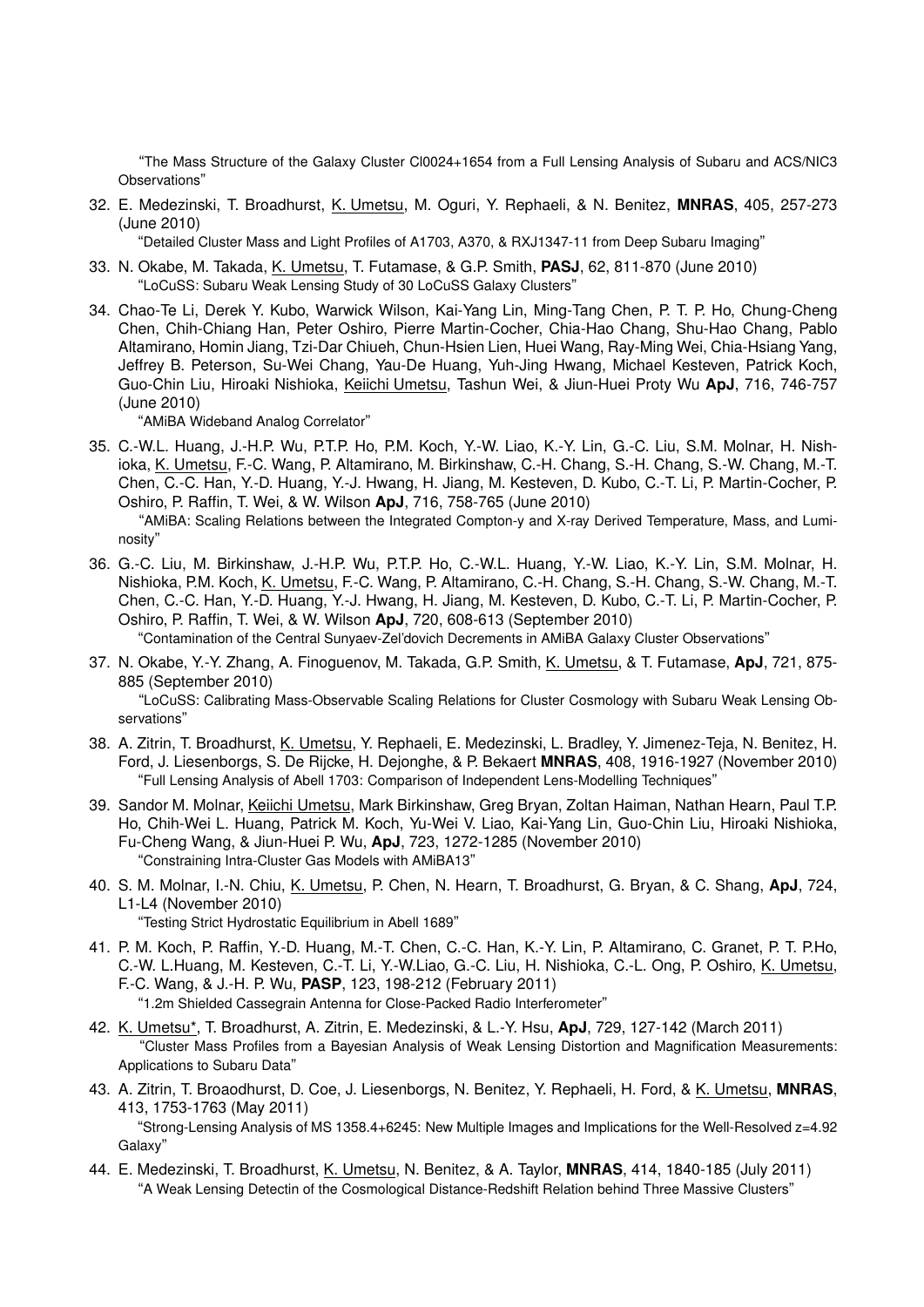"The Mass Structure of the Galaxy Cluster Cl0024+1654 from a Full Lensing Analysis of Subaru and ACS/NIC3 Observations"

32. E. Medezinski, T. Broadhurst, K. Umetsu, M. Oguri, Y. Rephaeli, & N. Benitez, **MNRAS**, 405, 257-273 (June 2010)
"Detailed Cluster Mass and Light Profiles of A1703, A370, & RXJ1347-11 from Deep Subaru Imaging"

33. N. Okabe, M. Takada, K. Umetsu, T. Futamase, & G.P. Smith, **PASJ**, 62, 811-870 (June 2010)
"LoCuSS: Subaru Weak Lensing Study of 30 LoCuSS Galaxy Clusters"

34. Chao-Te Li, Derek Y. Kubo, Warwick Wilson, Kai-Yang Lin, Ming-Tang Chen, P. T. P. Ho, Chung-Cheng Chen, Chih-Chiang Han, Peter Oshiro, Pierre Martin-Cocher, Chia-Hao Chang, Shu-Hao Chang, Pablo Altamirano, Homin Jiang, Tzi-Dar Chiueh, Chun-Hsien Lien, Huei Wang, Ray-Ming Wei, Chia-Hsiang Yang, Jeffrey B. Peterson, Su-Wei Chang, Yau-De Huang, Yuh-Jing Hwang, Michael Kesteven, Patrick Koch, Guo-Chin Liu, Hiroaki Nishioka, Keiichi Umetsu, Tashun Wei, & Jiun-Huei Proty Wu **ApJ**, 716, 746-757 (June 2010)
"AMiBA Wideband Analog Correlator"

35. C.-W.L. Huang, J.-H.P. Wu, P.T.P. Ho, P.M. Koch, Y.-W. Liao, K.-Y. Lin, G.-C. Liu, S.M. Molnar, H. Nishioka, K. Umetsu, F.-C. Wang, P. Altamirano, M. Birkinshaw, C.-H. Chang, S.-H. Chang, S.-W. Chang, M.-T. Chen, C.-C. Han, Y.-D. Huang, Y.-J. Hwang, H. Jiang, M. Kesteven, D. Kubo, C.-T. Li, P. Martin-Cocher, P. Oshiro, P. Raffin, T. Wei, & W. Wilson **ApJ**, 716, 758-765 (June 2010)
"AMiBA: Scaling Relations between the Integrated Compton-y and X-ray Derived Temperature, Mass, and Luminosity"

36. G.-C. Liu, M. Birkinshaw, J.-H.P. Wu, P.T.P. Ho, C.-W.L. Huang, Y.-W. Liao, K.-Y. Lin, S.M. Molnar, H. Nishioka, P.M. Koch, K. Umetsu, F.-C. Wang, P. Altamirano, C.-H. Chang, S.-H. Chang, S.-W. Chang, M.-T. Chen, C.-C. Han, Y.-D. Huang, Y.-J. Hwang, H. Jiang, M. Kesteven, D. Kubo, C.-T. Li, P. Martin-Cocher, P. Oshiro, P. Raffin, T. Wei, & W. Wilson **ApJ**, 720, 608-613 (September 2010)
"Contamination of the Central Sunyaev-Zel'dovich Decrements in AMiBA Galaxy Cluster Observations"

37. N. Okabe, Y.-Y. Zhang, A. Finoguenov, M. Takada, G.P. Smith, K. Umetsu, & T. Futamase, **ApJ**, 721, 875-885 (September 2010)
"LoCuSS: Calibrating Mass-Observable Scaling Relations for Cluster Cosmology with Subaru Weak Lensing Observations"

38. A. Zitrin, T. Broadhurst, K. Umetsu, Y. Rephaeli, E. Medezinski, L. Bradley, Y. Jimenez-Teja, N. Benitez, H. Ford, J. Liesenborgs, S. De Rijcke, H. Dejonghe, & P. Bekaert **MNRAS**, 408, 1916-1927 (November 2010)
"Full Lensing Analysis of Abell 1703: Comparison of Independent Lens-Modelling Techniques"

39. Sandor M. Molnar, Keiichi Umetsu, Mark Birkinshaw, Greg Bryan, Zoltan Haiman, Nathan Hearn, Paul T.P. Ho, Chih-Wei L. Huang, Patrick M. Koch, Yu-Wei V. Liao, Kai-Yang Lin, Guo-Chin Liu, Hiroaki Nishioka, Fu-Cheng Wang, & Jiun-Huei P. Wu, **ApJ**, 723, 1272-1285 (November 2010)
"Constraining Intra-Cluster Gas Models with AMiBA13"

40. S. M. Molnar, I.-N. Chiu, K. Umetsu, P. Chen, N. Hearn, T. Broadhurst, G. Bryan, & C. Shang, **ApJ**, 724, L1-L4 (November 2010)
"Testing Strict Hydrostatic Equilibrium in Abell 1689"

41. P. M. Koch, P. Raffin, Y.-D. Huang, M.-T. Chen, C.-C. Han, K.-Y. Lin, P. Altamirano, C. Granet, P. T. P.Ho, C.-W. L.Huang, M. Kesteven, C.-T. Li, Y.-W.Liao, G.-C. Liu, H. Nishioka, C.-L. Ong, P. Oshiro, K. Umetsu, F.-C. Wang, & J.-H. P. Wu, **PASP**, 123, 198-212 (February 2011)
"1.2m Shielded Cassegrain Antenna for Close-Packed Radio Interferometer"

42. K. Umetsu*, T. Broadhurst, A. Zitrin, E. Medezinski, & L.-Y. Hsu, **ApJ**, 729, 127-142 (March 2011)
"Cluster Mass Profiles from a Bayesian Analysis of Weak Lensing Distortion and Magnification Measurements: Applications to Subaru Data"

43. A. Zitrin, T. Broaodhurst, D. Coe, J. Liesenborgs, N. Benitez, Y. Rephaeli, H. Ford, & K. Umetsu, **MNRAS**, 413, 1753-1763 (May 2011)
"Strong-Lensing Analysis of MS 1358.4+6245: New Multiple Images and Implications for the Well-Resolved z=4.92 Galaxy"

44. E. Medezinski, T. Broadhurst, K. Umetsu, N. Benitez, & A. Taylor, **MNRAS**, 414, 1840-185 (July 2011)
"A Weak Lensing Detectin of the Cosmological Distance-Redshift Relation behind Three Massive Clusters"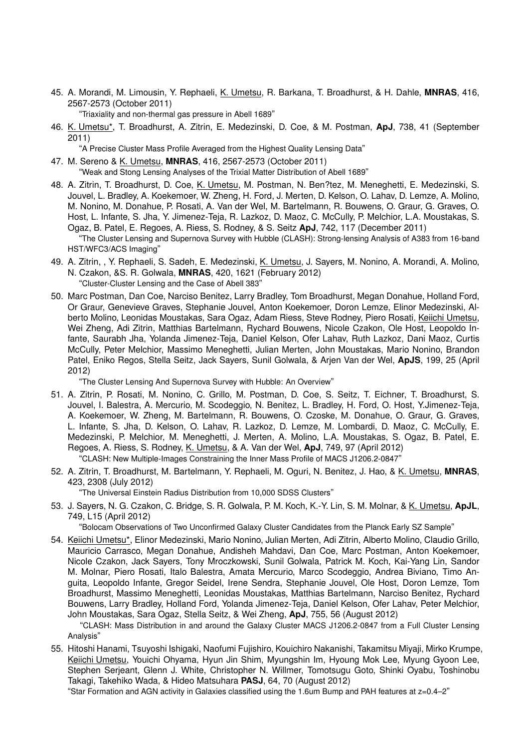45. A. Morandi, M. Limousin, Y. Rephaeli, K. Umetsu, R. Barkana, T. Broadhurst, & H. Dahle, **MNRAS**, 416, 2567-2573 (October 2011)
   "Triaxiality and non-thermal gas pressure in Abell 1689"

46. K. Umetsu*, T. Broadhurst, A. Zitrin, E. Medezinski, D. Coe, & M. Postman, **ApJ**, 738, 41 (September 2011)
   "A Precise Cluster Mass Profile Averaged from the Highest Quality Lensing Data"

47. M. Sereno & K. Umetsu, **MNRAS**, 416, 2567-2573 (October 2011)
   "Weak and Stong Lensing Analyses of the Trixial Matter Distribution of Abell 1689"

48. A. Zitrin, T. Broadhurst, D. Coe, K. Umetsu, M. Postman, N. Ben?tez, M. Meneghetti, E. Medezinski, S. Jouvel, L. Bradley, A. Koekemoer, W. Zheng, H. Ford, J. Merten, D. Kelson, O. Lahav, D. Lemze, A. Molino, M. Nonino, M. Donahue, P. Rosati, A. Van der Wel, M. Bartelmann, R. Bouwens, O. Graur, G. Graves, O. Host, L. Infante, S. Jha, Y. Jimenez-Teja, R. Lazkoz, D. Maoz, C. McCully, P. Melchior, L.A. Moustakas, S. Ogaz, B. Patel, E. Regoes, A. Riess, S. Rodney, & S. Seitz **ApJ**, 742, 117 (December 2011)
   "The Cluster Lensing and Supernova Survey with Hubble (CLASH): Strong-lensing Analysis of A383 from 16-band HST/WFC3/ACS Imaging"

49. A. Zitrin, , Y. Rephaeli, S. Sadeh, E. Medezinski, K. Umetsu, J. Sayers, M. Nonino, A. Morandi, A. Molino, N. Czakon, &S. R. Golwala, **MNRAS**, 420, 1621 (February 2012)
   "Cluster-Cluster Lensing and the Case of Abell 383"

50. Marc Postman, Dan Coe, Narciso Benitez, Larry Bradley, Tom Broadhurst, Megan Donahue, Holland Ford, Or Graur, Genevieve Graves, Stephanie Jouvel, Anton Koekemoer, Doron Lemze, Elinor Medezinski, Alberto Molino, Leonidas Moustakas, Sara Ogaz, Adam Riess, Steve Rodney, Piero Rosati, Keiichi Umetsu, Wei Zheng, Adi Zitrin, Matthias Bartelmann, Rychard Bouwens, Nicole Czakon, Ole Host, Leopoldo Infante, Saurabh Jha, Yolanda Jimenez-Teja, Daniel Kelson, Ofer Lahav, Ruth Lazkoz, Dani Maoz, Curtis McCully, Peter Melchior, Massimo Meneghetti, Julian Merten, John Moustakas, Mario Nonino, Brandon Patel, Eniko Regos, Stella Seitz, Jack Sayers, Sunil Golwala, & Arjen Van der Wel, **ApJS**, 199, 25 (April 2012)
   "The Cluster Lensing And Supernova Survey with Hubble: An Overview"

51. A. Zitrin, P. Rosati, M. Nonino, C. Grillo, M. Postman, D. Coe, S. Seitz, T. Eichner, T. Broadhurst, S. Jouvel, I. Balestra, A. Mercurio, M. Scodeggio, N. Benitez, L. Bradley, H. Ford, O. Host, Y.Jimenez-Teja, A. Koekemoer, W. Zheng, M. Bartelmann, R. Bouwens, O. Czoske, M. Donahue, O. Graur, G. Graves, L. Infante, S. Jha, D. Kelson, O. Lahav, R. Lazkoz, D. Lemze, M. Lombardi, D. Maoz, C. McCully, E. Medezinski, P. Melchior, M. Meneghetti, J. Merten, A. Molino, L.A. Moustakas, S. Ogaz, B. Patel, E. Regoes, A. Riess, S. Rodney, K. Umetsu, & A. Van der Wel, **ApJ**, 749, 97 (April 2012)
   "CLASH: New Multiple-Images Constraining the Inner Mass Profile of MACS J1206.2-0847"

52. A. Zitrin, T. Broadhurst, M. Bartelmann, Y. Rephaeli, M. Oguri, N. Benitez, J. Hao, & K. Umetsu, **MNRAS**, 423, 2308 (July 2012)
   "The Universal Einstein Radius Distribution from 10,000 SDSS Clusters"

53. J. Sayers, N. G. Czakon, C. Bridge, S. R. Golwala, P. M. Koch, K.-Y. Lin, S. M. Molnar, & K. Umetsu, **ApJL**, 749, L15 (April 2012)
   "Bolocam Observations of Two Unconfirmed Galaxy Cluster Candidates from the Planck Early SZ Sample"

54. Keiichi Umetsu*, Elinor Medezinski, Mario Nonino, Julian Merten, Adi Zitrin, Alberto Molino, Claudio Grillo, Mauricio Carrasco, Megan Donahue, Andisheh Mahdavi, Dan Coe, Marc Postman, Anton Koekemoer, Nicole Czakon, Jack Sayers, Tony Mroczkowski, Sunil Golwala, Patrick M. Koch, Kai-Yang Lin, Sandor M. Molnar, Piero Rosati, Italo Balestra, Amata Mercurio, Marco Scodeggio, Andrea Biviano, Timo Anguita, Leopoldo Infante, Gregor Seidel, Irene Sendra, Stephanie Jouvel, Ole Host, Doron Lemze, Tom Broadhurst, Massimo Meneghetti, Leonidas Moustakas, Matthias Bartelmann, Narciso Benitez, Rychard Bouwens, Larry Bradley, Holland Ford, Yolanda Jimenez-Teja, Daniel Kelson, Ofer Lahav, Peter Melchior, John Moustakas, Sara Ogaz, Stella Seitz, & Wei Zheng, **ApJ**, 755, 56 (August 2012)
   "CLASH: Mass Distribution in and around the Galaxy Cluster MACS J1206.2-0847 from a Full Cluster Lensing Analysis"

55. Hitoshi Hanami, Tsuyoshi Ishigaki, Naofumi Fujishiro, Kouichiro Nakanishi, Takamitsu Miyaji, Mirko Krumpe, Keiichi Umetsu, Youichi Ohyama, Hyun Jin Shim, Myungshin Im, Hyoung Mok Lee, Myung Gyoon Lee, Stephen Serjeant, Glenn J. White, Christopher N. Willmer, Tomotsugu Goto, Shinki Oyabu, Toshinobu Takagi, Takehiko Wada, & Hideo Matsuhara **PASJ**, 64, 70 (August 2012)
   "Star Formation and AGN activity in Galaxies classified using the 1.6um Bump and PAH features at z=0.4–2"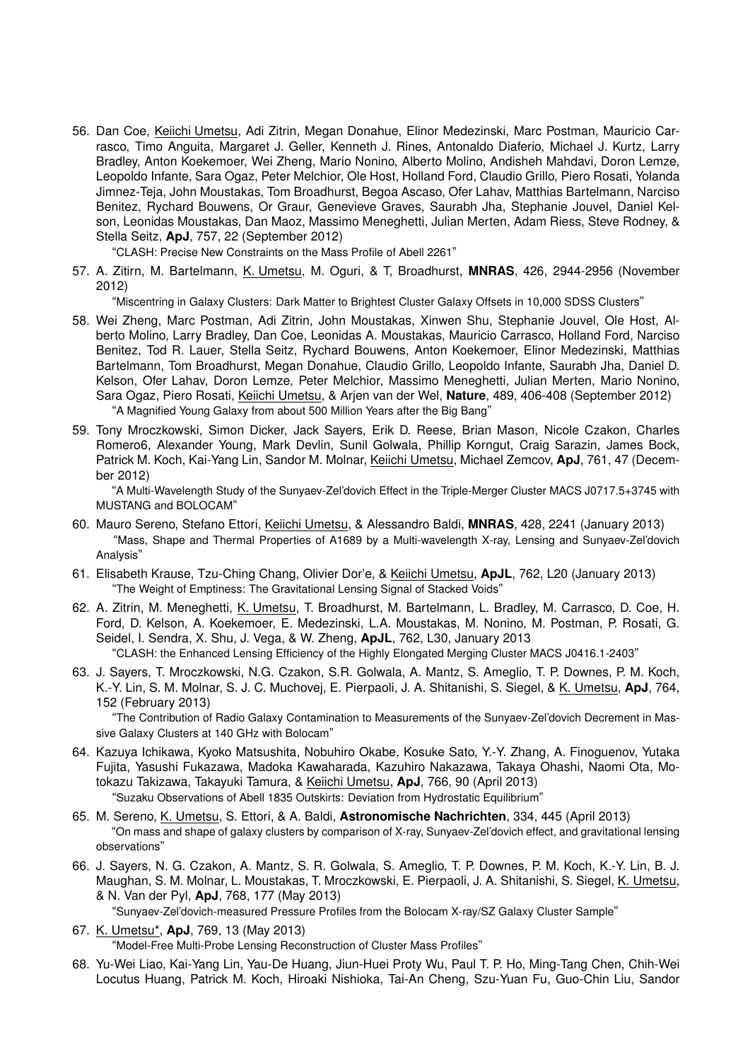56. Dan Coe, Keiichi Umetsu, Adi Zitrin, Megan Donahue, Elinor Medezinski, Marc Postman, Mauricio Carrasco, Timo Anguita, Margaret J. Geller, Kenneth J. Rines, Antonaldo Diaferio, Michael J. Kurtz, Larry Bradley, Anton Koekemoer, Wei Zheng, Mario Nonino, Alberto Molino, Andisheh Mahdavi, Doron Lemze, Leopoldo Infante, Sara Ogaz, Peter Melchior, Ole Host, Holland Ford, Claudio Grillo, Piero Rosati, Yolanda Jimnez-Teja, John Moustakas, Tom Broadhurst, Begoa Ascaso, Ofer Lahav, Matthias Bartelmann, Narciso Benitez, Rychard Bouwens, Or Graur, Genevieve Graves, Saurabh Jha, Stephanie Jouvel, Daniel Kelson, Leonidas Moustakas, Dan Maoz, Massimo Meneghetti, Julian Merten, Adam Riess, Steve Rodney, & Stella Seitz, **ApJ**, 757, 22 (September 2012)
    "CLASH: Precise New Constraints on the Mass Profile of Abell 2261"

57. A. Zitirn, M. Bartelmann, K. Umetsu, M. Oguri, & T, Broadhurst, **MNRAS**, 426, 2944-2956 (November 2012)
    "Miscentring in Galaxy Clusters: Dark Matter to Brightest Cluster Galaxy Offsets in 10,000 SDSS Clusters"

58. Wei Zheng, Marc Postman, Adi Zitrin, John Moustakas, Xinwen Shu, Stephanie Jouvel, Ole Host, Alberto Molino, Larry Bradley, Dan Coe, Leonidas A. Moustakas, Mauricio Carrasco, Holland Ford, Narciso Benitez, Tod R. Lauer, Stella Seitz, Rychard Bouwens, Anton Koekemoer, Elinor Medezinski, Matthias Bartelmann, Tom Broadhurst, Megan Donahue, Claudio Grillo, Leopoldo Infante, Saurabh Jha, Daniel D. Kelson, Ofer Lahav, Doron Lemze, Peter Melchior, Massimo Meneghetti, Julian Merten, Mario Nonino, Sara Ogaz, Piero Rosati, Keiichi Umetsu, & Arjen van der Wel, **Nature**, 489, 406-408 (September 2012)
    "A Magnified Young Galaxy from about 500 Million Years after the Big Bang"

59. Tony Mroczkowski, Simon Dicker, Jack Sayers, Erik D. Reese, Brian Mason, Nicole Czakon, Charles Romero6, Alexander Young, Mark Devlin, Sunil Golwala, Phillip Korngut, Craig Sarazin, James Bock, Patrick M. Koch, Kai-Yang Lin, Sandor M. Molnar, Keiichi Umetsu, Michael Zemcov, **ApJ**, 761, 47 (December 2012)
    "A Multi-Wavelength Study of the Sunyaev-Zel'dovich Effect in the Triple-Merger Cluster MACS J0717.5+3745 with MUSTANG and BOLOCAM"

60. Mauro Sereno, Stefano Ettori, Keiichi Umetsu, & Alessandro Baldi, **MNRAS**, 428, 2241 (January 2013)
    "Mass, Shape and Thermal Properties of A1689 by a Multi-wavelength X-ray, Lensing and Sunyaev-Zel'dovich Analysis"

61. Elisabeth Krause, Tzu-Ching Chang, Olivier Dor'e, & Keiichi Umetsu, **ApJL**, 762, L20 (January 2013)
    "The Weight of Emptiness: The Gravitational Lensing Signal of Stacked Voids"

62. A. Zitrin, M. Meneghetti, K. Umetsu, T. Broadhurst, M. Bartelmann, L. Bradley, M. Carrasco, D. Coe, H. Ford, D. Kelson, A. Koekemoer, E. Medezinski, L.A. Moustakas, M. Nonino, M. Postman, P. Rosati, G. Seidel, I. Sendra, X. Shu, J. Vega, & W. Zheng, **ApJL**, 762, L30, January 2013
    "CLASH: the Enhanced Lensing Efficiency of the Highly Elongated Merging Cluster MACS J0416.1-2403"

63. J. Sayers, T. Mroczkowski, N.G. Czakon, S.R. Golwala, A. Mantz, S. Ameglio, T. P. Downes, P. M. Koch, K.-Y. Lin, S. M. Molnar, S. J. C. Muchovej, E. Pierpaoli, J. A. Shitanishi, S. Siegel, & K. Umetsu, **ApJ**, 764, 152 (February 2013)
    "The Contribution of Radio Galaxy Contamination to Measurements of the Sunyaev-Zel'dovich Decrement in Massive Galaxy Clusters at 140 GHz with Bolocam"

64. Kazuya Ichikawa, Kyoko Matsushita, Nobuhiro Okabe, Kosuke Sato, Y.-Y. Zhang, A. Finoguenov, Yutaka Fujita, Yasushi Fukazawa, Madoka Kawaharada, Kazuhiro Nakazawa, Takaya Ohashi, Naomi Ota, Motokazu Takizawa, Takayuki Tamura, & Keiichi Umetsu, **ApJ**, 766, 90 (April 2013)
    "Suzaku Observations of Abell 1835 Outskirts: Deviation from Hydrostatic Equilibrium"

65. M. Sereno, K. Umetsu, S. Ettori, & A. Baldi, **Astronomische Nachrichten**, 334, 445 (April 2013)
    "On mass and shape of galaxy clusters by comparison of X-ray, Sunyaev-Zel'dovich effect, and gravitational lensing observations"

66. J. Sayers, N. G. Czakon, A. Mantz, S. R. Golwala, S. Ameglio, T. P. Downes, P. M. Koch, K.-Y. Lin, B. J. Maughan, S. M. Molnar, L. Moustakas, T. Mroczkowski, E. Pierpaoli, J. A. Shitanishi, S. Siegel, K. Umetsu, & N. Van der Pyl, **ApJ**, 768, 177 (May 2013)
    "Sunyaev-Zel'dovich-measured Pressure Profiles from the Bolocam X-ray/SZ Galaxy Cluster Sample"

67. K. Umetsu*, **ApJ**, 769, 13 (May 2013)
    "Model-Free Multi-Probe Lensing Reconstruction of Cluster Mass Profiles"

68. Yu-Wei Liao, Kai-Yang Lin, Yau-De Huang, Jiun-Huei Proty Wu, Paul T. P. Ho, Ming-Tang Chen, Chih-Wei Locutus Huang, Patrick M. Koch, Hiroaki Nishioka, Tai-An Cheng, Szu-Yuan Fu, Guo-Chin Liu, Sandor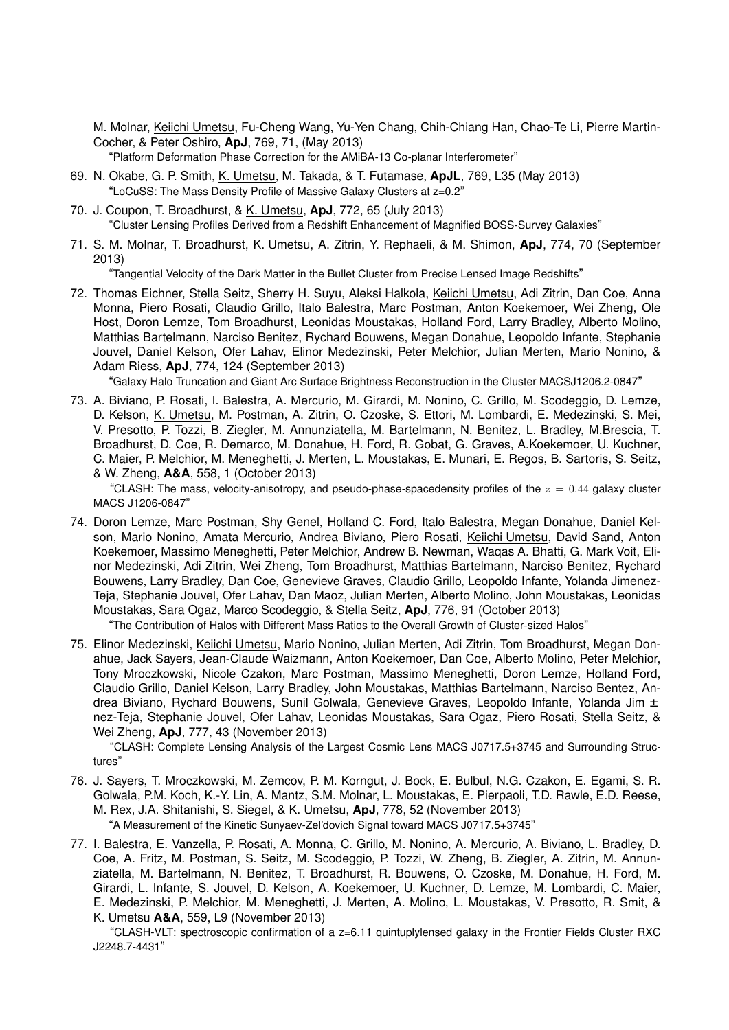M. Molnar, Keiichi Umetsu, Fu-Cheng Wang, Yu-Yen Chang, Chih-Chiang Han, Chao-Te Li, Pierre Martin-Cocher, & Peter Oshiro, **ApJ**, 769, 71, (May 2013)
"Platform Deformation Phase Correction for the AMiBA-13 Co-planar Interferometer"

69. N. Okabe, G. P. Smith, K. Umetsu, M. Takada, & T. Futamase, **ApJL**, 769, L35 (May 2013)
"LoCuSS: The Mass Density Profile of Massive Galaxy Clusters at z=0.2"

70. J. Coupon, T. Broadhurst, & K. Umetsu, **ApJ**, 772, 65 (July 2013)
"Cluster Lensing Profiles Derived from a Redshift Enhancement of Magnified BOSS-Survey Galaxies"

71. S. M. Molnar, T. Broadhurst, K. Umetsu, A. Zitrin, Y. Rephaeli, & M. Shimon, **ApJ**, 774, 70 (September 2013)
"Tangential Velocity of the Dark Matter in the Bullet Cluster from Precise Lensed Image Redshifts"

72. Thomas Eichner, Stella Seitz, Sherry H. Suyu, Aleksi Halkola, Keiichi Umetsu, Adi Zitrin, Dan Coe, Anna Monna, Piero Rosati, Claudio Grillo, Italo Balestra, Marc Postman, Anton Koekemoer, Wei Zheng, Ole Host, Doron Lemze, Tom Broadhurst, Leonidas Moustakas, Holland Ford, Larry Bradley, Alberto Molino, Matthias Bartelmann, Narciso Benitez, Rychard Bouwens, Megan Donahue, Leopoldo Infante, Stephanie Jouvel, Daniel Kelson, Ofer Lahav, Elinor Medezinski, Peter Melchior, Julian Merten, Mario Nonino, & Adam Riess, **ApJ**, 774, 124 (September 2013)
"Galaxy Halo Truncation and Giant Arc Surface Brightness Reconstruction in the Cluster MACSJ1206.2-0847"

73. A. Biviano, P. Rosati, I. Balestra, A. Mercurio, M. Girardi, M. Nonino, C. Grillo, M. Scodeggio, D. Lemze, D. Kelson, K. Umetsu, M. Postman, A. Zitrin, O. Czoske, S. Ettori, M. Lombardi, E. Medezinski, S. Mei, V. Presotto, P. Tozzi, B. Ziegler, M. Annunziatella, M. Bartelmann, N. Benitez, L. Bradley, M.Brescia, T. Broadhurst, D. Coe, R. Demarco, M. Donahue, H. Ford, R. Gobat, G. Graves, A.Koekemoer, U. Kuchner, C. Maier, P. Melchior, M. Meneghetti, J. Merten, L. Moustakas, E. Munari, E. Regos, B. Sartoris, S. Seitz, & W. Zheng, **A&A**, 558, 1 (October 2013)
"CLASH: The mass, velocity-anisotropy, and pseudo-phase-spacedensity profiles of the $z = 0.44$ galaxy cluster MACS J1206-0847"

74. Doron Lemze, Marc Postman, Shy Genel, Holland C. Ford, Italo Balestra, Megan Donahue, Daniel Kelson, Mario Nonino, Amata Mercurio, Andrea Biviano, Piero Rosati, Keiichi Umetsu, David Sand, Anton Koekemoer, Massimo Meneghetti, Peter Melchior, Andrew B. Newman, Waqas A. Bhatti, G. Mark Voit, Elinor Medezinski, Adi Zitrin, Wei Zheng, Tom Broadhurst, Matthias Bartelmann, Narciso Benitez, Rychard Bouwens, Larry Bradley, Dan Coe, Genevieve Graves, Claudio Grillo, Leopoldo Infante, Yolanda Jimenez-Teja, Stephanie Jouvel, Ofer Lahav, Dan Maoz, Julian Merten, Alberto Molino, John Moustakas, Leonidas Moustakas, Sara Ogaz, Marco Scodeggio, & Stella Seitz, **ApJ**, 776, 91 (October 2013)
"The Contribution of Halos with Different Mass Ratios to the Overall Growth of Cluster-sized Halos"

75. Elinor Medezinski, Keiichi Umetsu, Mario Nonino, Julian Merten, Adi Zitrin, Tom Broadhurst, Megan Donahue, Jack Sayers, Jean-Claude Waizmann, Anton Koekemoer, Dan Coe, Alberto Molino, Peter Melchior, Tony Mroczkowski, Nicole Czakon, Marc Postman, Massimo Meneghetti, Doron Lemze, Holland Ford, Claudio Grillo, Daniel Kelson, Larry Bradley, John Moustakas, Matthias Bartelmann, Narciso Bentez, Andrea Biviano, Rychard Bouwens, Sunil Golwala, Genevieve Graves, Leopoldo Infante, Yolanda Jim ± nez-Teja, Stephanie Jouvel, Ofer Lahav, Leonidas Moustakas, Sara Ogaz, Piero Rosati, Stella Seitz, & Wei Zheng, **ApJ**, 777, 43 (November 2013)
"CLASH: Complete Lensing Analysis of the Largest Cosmic Lens MACS J0717.5+3745 and Surrounding Structures"

76. J. Sayers, T. Mroczkowski, M. Zemcov, P. M. Korngut, J. Bock, E. Bulbul, N.G. Czakon, E. Egami, S. R. Golwala, P.M. Koch, K.-Y. Lin, A. Mantz, S.M. Molnar, L. Moustakas, E. Pierpaoli, T.D. Rawle, E.D. Reese, M. Rex, J.A. Shitanishi, S. Siegel, & K. Umetsu, **ApJ**, 778, 52 (November 2013)
"A Measurement of the Kinetic Sunyaev-Zel'dovich Signal toward MACS J0717.5+3745"

77. I. Balestra, E. Vanzella, P. Rosati, A. Monna, C. Grillo, M. Nonino, A. Mercurio, A. Biviano, L. Bradley, D. Coe, A. Fritz, M. Postman, S. Seitz, M. Scodeggio, P. Tozzi, W. Zheng, B. Ziegler, A. Zitrin, M. Annunziatella, M. Bartelmann, N. Benitez, T. Broadhurst, R. Bouwens, O. Czoske, M. Donahue, H. Ford, M. Girardi, L. Infante, S. Jouvel, D. Kelson, A. Koekemoer, U. Kuchner, D. Lemze, M. Lombardi, C. Maier, E. Medezinski, P. Melchior, M. Meneghetti, J. Merten, A. Molino, L. Moustakas, V. Presotto, R. Smit, & K. Umetsu **A&A**, 559, L9 (November 2013)
"CLASH-VLT: spectroscopic confirmation of a z=6.11 quintuplylensed galaxy in the Frontier Fields Cluster RXC J2248.7-4431"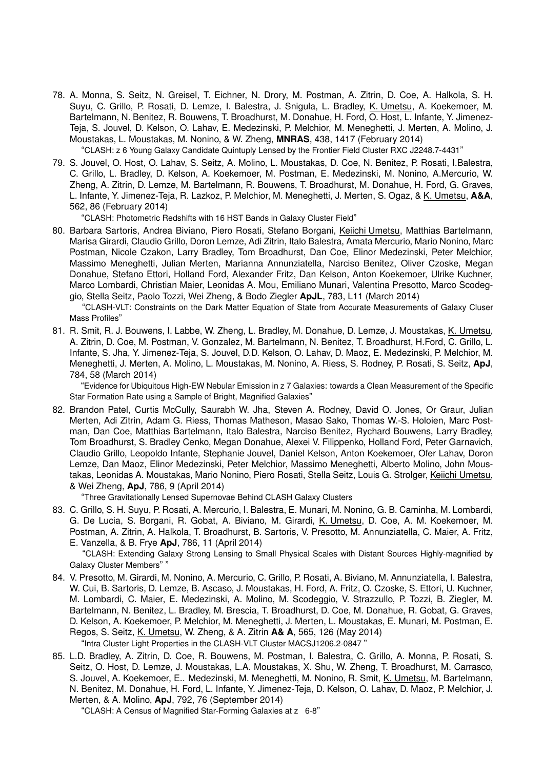78. A. Monna, S. Seitz, N. Greisel, T. Eichner, N. Drory, M. Postman, A. Zitrin, D. Coe, A. Halkola, S. H. Suyu, C. Grillo, P. Rosati, D. Lemze, I. Balestra, J. Snigula, L. Bradley, K. Umetsu, A. Koekemoer, M. Bartelmann, N. Benitez, R. Bouwens, T. Broadhurst, M. Donahue, H. Ford, O. Host, L. Infante, Y. Jimenez-Teja, S. Jouvel, D. Kelson, O. Lahav, E. Medezinski, P. Melchior, M. Meneghetti, J. Merten, A. Molino, J. Moustakas, L. Moustakas, M. Nonino, & W. Zheng, **MNRAS**, 438, 1417 (February 2014)

   "CLASH: z 6 Young Galaxy Candidate Quintuply Lensed by the Frontier Field Cluster RXC J2248.7-4431"

79. S. Jouvel, O. Host, O. Lahav, S. Seitz, A. Molino, L. Moustakas, D. Coe, N. Benitez, P. Rosati, I.Balestra, C. Grillo, L. Bradley, D. Kelson, A. Koekemoer, M. Postman, E. Medezinski, M. Nonino, A.Mercurio, W. Zheng, A. Zitrin, D. Lemze, M. Bartelmann, R. Bouwens, T. Broadhurst, M. Donahue, H. Ford, G. Graves, L. Infante, Y. Jimenez-Teja, R. Lazkoz, P. Melchior, M. Meneghetti, J. Merten, S. Ogaz, & K. Umetsu, **A&A**, 562, 86 (February 2014)

   "CLASH: Photometric Redshifts with 16 HST Bands in Galaxy Cluster Field"

80. Barbara Sartoris, Andrea Biviano, Piero Rosati, Stefano Borgani, Keiichi Umetsu, Matthias Bartelmann, Marisa Girardi, Claudio Grillo, Doron Lemze, Adi Zitrin, Italo Balestra, Amata Mercurio, Mario Nonino, Marc Postman, Nicole Czakon, Larry Bradley, Tom Broadhurst, Dan Coe, Elinor Medezinski, Peter Melchior, Massimo Meneghetti, Julian Merten, Marianna Annunziatella, Narciso Benitez, Oliver Czoske, Megan Donahue, Stefano Ettori, Holland Ford, Alexander Fritz, Dan Kelson, Anton Koekemoer, Ulrike Kuchner, Marco Lombardi, Christian Maier, Leonidas A. Mou, Emiliano Munari, Valentina Presotto, Marco Scodeggio, Stella Seitz, Paolo Tozzi, Wei Zheng, & Bodo Ziegler **ApJL**, 783, L11 (March 2014)

   "CLASH-VLT: Constraints on the Dark Matter Equation of State from Accurate Measurements of Galaxy Cluser Mass Profiles"

81. R. Smit, R. J. Bouwens, I. Labbe, W. Zheng, L. Bradley, M. Donahue, D. Lemze, J. Moustakas, K. Umetsu, A. Zitrin, D. Coe, M. Postman, V. Gonzalez, M. Bartelmann, N. Benitez, T. Broadhurst, H.Ford, C. Grillo, L. Infante, S. Jha, Y. Jimenez-Teja, S. Jouvel, D.D. Kelson, O. Lahav, D. Maoz, E. Medezinski, P. Melchior, M. Meneghetti, J. Merten, A. Molino, L. Moustakas, M. Nonino, A. Riess, S. Rodney, P. Rosati, S. Seitz, **ApJ**, 784, 58 (March 2014)

   "Evidence for Ubiquitous High-EW Nebular Emission in z 7 Galaxies: towards a Clean Measurement of the Specific Star Formation Rate using a Sample of Bright, Magnified Galaxies"

82. Brandon Patel, Curtis McCully, Saurabh W. Jha, Steven A. Rodney, David O. Jones, Or Graur, Julian Merten, Adi Zitrin, Adam G. Riess, Thomas Matheson, Masao Sako, Thomas W.-S. Holoien, Marc Postman, Dan Coe, Matthias Bartelmann, Italo Balestra, Narciso Benitez, Rychard Bouwens, Larry Bradley, Tom Broadhurst, S. Bradley Cenko, Megan Donahue, Alexei V. Filippenko, Holland Ford, Peter Garnavich, Claudio Grillo, Leopoldo Infante, Stephanie Jouvel, Daniel Kelson, Anton Koekemoer, Ofer Lahav, Doron Lemze, Dan Maoz, Elinor Medezinski, Peter Melchior, Massimo Meneghetti, Alberto Molino, John Moustakas, Leonidas A. Moustakas, Mario Nonino, Piero Rosati, Stella Seitz, Louis G. Strolger, Keiichi Umetsu, & Wei Zheng, **ApJ**, 786, 9 (April 2014)

   "Three Gravitationally Lensed Supernovae Behind CLASH Galaxy Clusters

83. C. Grillo, S. H. Suyu, P. Rosati, A. Mercurio, I. Balestra, E. Munari, M. Nonino, G. B. Caminha, M. Lombardi, G. De Lucia, S. Borgani, R. Gobat, A. Biviano, M. Girardi, K. Umetsu, D. Coe, A. M. Koekemoer, M. Postman, A. Zitrin, A. Halkola, T. Broadhurst, B. Sartoris, V. Presotto, M. Annunziatella, C. Maier, A. Fritz, E. Vanzella, & B. Frye **ApJ**, 786, 11 (April 2014)

   "CLASH: Extending Galaxy Strong Lensing to Small Physical Scales with Distant Sources Highly-magnified by Galaxy Cluster Members" "

84. V. Presotto, M. Girardi, M. Nonino, A. Mercurio, C. Grillo, P. Rosati, A. Biviano, M. Annunziatella, I. Balestra, W. Cui, B. Sartoris, D. Lemze, B. Ascaso, J. Moustakas, H. Ford, A. Fritz, O. Czoske, S. Ettori, U. Kuchner, M. Lombardi, C. Maier, E. Medezinski, A. Molino, M. Scodeggio, V. Strazzullo, P. Tozzi, B. Ziegler, M. Bartelmann, N. Benitez, L. Bradley, M. Brescia, T. Broadhurst, D. Coe, M. Donahue, R. Gobat, G. Graves, D. Kelson, A. Koekemoer, P. Melchior, M. Meneghetti, J. Merten, L. Moustakas, E. Munari, M. Postman, E. Regos, S. Seitz, K. Umetsu, W. Zheng, & A. Zitrin **A& A**, 565, 126 (May 2014)

   "Intra Cluster Light Properties in the CLASH-VLT Cluster MACSJ1206.2-0847 "

85. L.D. Bradley, A. Zitrin, D. Coe, R. Bouwens, M. Postman, I. Balestra, C. Grillo, A. Monna, P. Rosati, S. Seitz, O. Host, D. Lemze, J. Moustakas, L.A. Moustakas, X. Shu, W. Zheng, T. Broadhurst, M. Carrasco, S. Jouvel, A. Koekemoer, E.. Medezinski, M. Meneghetti, M. Nonino, R. Smit, K. Umetsu, M. Bartelmann, N. Benitez, M. Donahue, H. Ford, L. Infante, Y. Jimenez-Teja, D. Kelson, O. Lahav, D. Maoz, P. Melchior, J. Merten, & A. Molino, **ApJ**, 792, 76 (September 2014)

   "CLASH: A Census of Magnified Star-Forming Galaxies at z 6-8"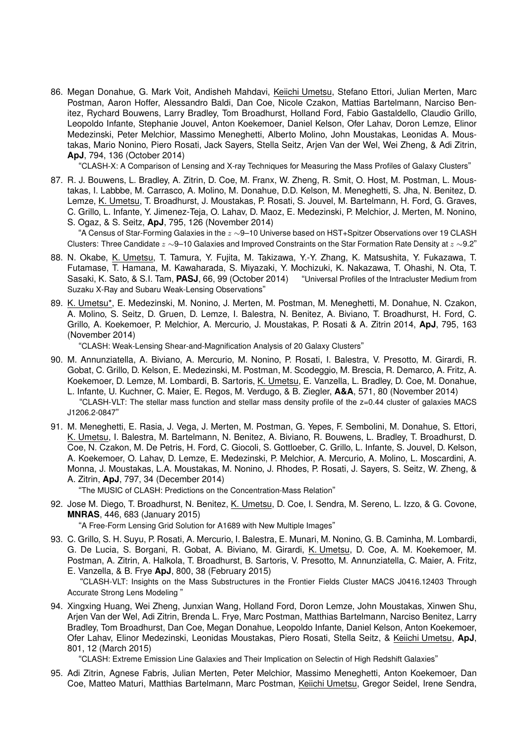86. Megan Donahue, G. Mark Voit, Andisheh Mahdavi, Keiichi Umetsu, Stefano Ettori, Julian Merten, Marc Postman, Aaron Hoffer, Alessandro Baldi, Dan Coe, Nicole Czakon, Mattias Bartelmann, Narciso Benitez, Rychard Bouwens, Larry Bradley, Tom Broadhurst, Holland Ford, Fabio Gastaldello, Claudio Grillo, Leopoldo Infante, Stephanie Jouvel, Anton Koekemoer, Daniel Kelson, Ofer Lahav, Doron Lemze, Elinor Medezinski, Peter Melchior, Massimo Meneghetti, Alberto Molino, John Moustakas, Leonidas A. Moustakas, Mario Nonino, Piero Rosati, Jack Sayers, Stella Seitz, Arjen Van der Wel, Wei Zheng, & Adi Zitrin, **ApJ**, 794, 136 (October 2014)
   "CLASH-X: A Comparison of Lensing and X-ray Techniques for Measuring the Mass Profiles of Galaxy Clusters"

87. R. J. Bouwens, L. Bradley, A. Zitrin, D. Coe, M. Franx, W. Zheng, R. Smit, O. Host, M. Postman, L. Moustakas, I. Labbbe, M. Carrasco, A. Molino, M. Donahue, D.D. Kelson, M. Meneghetti, S. Jha, N. Benitez, D. Lemze, K. Umetsu, T. Broadhurst, J. Moustakas, P. Rosati, S. Jouvel, M. Bartelmann, H. Ford, G. Graves, C. Grillo, L. Infante, Y. Jimenez-Teja, O. Lahav, D. Maoz, E. Medezinski, P. Melchior, J. Merten, M. Nonino, S. Ogaz, & S. Seitz, **ApJ**, 795, 126 (November 2014)
   "A Census of Star-Forming Galaxies in the $z \sim$9–10 Universe based on HST+Spitzer Observations over 19 CLASH Clusters: Three Candidate $z \sim$9–10 Galaxies and Improved Constraints on the Star Formation Rate Density at $z \sim$9.2"

88. N. Okabe, K. Umetsu, T. Tamura, Y. Fujita, M. Takizawa, Y.-Y. Zhang, K. Matsushita, Y. Fukazawa, T. Futamase, T. Hamana, M. Kawaharada, S. Miyazaki, Y. Mochizuki, K. Nakazawa, T. Ohashi, N. Ota, T. Sasaki, K. Sato, & S.I. Tam, **PASJ**, 66, 99 (October 2014) "Universal Profiles of the Intracluster Medium from Suzaku X-Ray and Subaru Weak-Lensing Observations"

89. K. Umetsu*, E. Medezinski, M. Nonino, J. Merten, M. Postman, M. Meneghetti, M. Donahue, N. Czakon, A. Molino, S. Seitz, D. Gruen, D. Lemze, I. Balestra, N. Benitez, A. Biviano, T. Broadhurst, H. Ford, C. Grillo, A. Koekemoer, P. Melchior, A. Mercurio, J. Moustakas, P. Rosati & A. Zitrin 2014, **ApJ**, 795, 163 (November 2014)
   "CLASH: Weak-Lensing Shear-and-Magnification Analysis of 20 Galaxy Clusters"

90. M. Annunziatella, A. Biviano, A. Mercurio, M. Nonino, P. Rosati, I. Balestra, V. Presotto, M. Girardi, R. Gobat, C. Grillo, D. Kelson, E. Medezinski, M. Postman, M. Scodeggio, M. Brescia, R. Demarco, A. Fritz, A. Koekemoer, D. Lemze, M. Lombardi, B. Sartoris, K. Umetsu, E. Vanzella, L. Bradley, D. Coe, M. Donahue, L. Infante, U. Kuchner, C. Maier, E. Regos, M. Verdugo, & B. Ziegler, **A&A**, 571, 80 (November 2014)
   "CLASH-VLT: The stellar mass function and stellar mass density profile of the z=0.44 cluster of galaxies MACS J1206.2-0847"

91. M. Meneghetti, E. Rasia, J. Vega, J. Merten, M. Postman, G. Yepes, F. Sembolini, M. Donahue, S. Ettori, K. Umetsu, I. Balestra, M. Bartelmann, N. Benitez, A. Biviano, R. Bouwens, L. Bradley, T. Broadhurst, D. Coe, N. Czakon, M. De Petris, H. Ford, C. Giocoli, S. Gottloeber, C. Grillo, L. Infante, S. Jouvel, D. Kelson, A. Koekemoer, O. Lahav, D. Lemze, E. Medezinski, P. Melchior, A. Mercurio, A. Molino, L. Moscardini, A. Monna, J. Moustakas, L.A. Moustakas, M. Nonino, J. Rhodes, P. Rosati, J. Sayers, S. Seitz, W. Zheng, & A. Zitrin, **ApJ**, 797, 34 (December 2014)
   "The MUSIC of CLASH: Predictions on the Concentration-Mass Relation"

92. Jose M. Diego, T. Broadhurst, N. Benitez, K. Umetsu, D. Coe, I. Sendra, M. Sereno, L. Izzo, & G. Covone, **MNRAS**, 446, 683 (January 2015)
   "A Free-Form Lensing Grid Solution for A1689 with New Multiple Images"

93. C. Grillo, S. H. Suyu, P. Rosati, A. Mercurio, I. Balestra, E. Munari, M. Nonino, G. B. Caminha, M. Lombardi, G. De Lucia, S. Borgani, R. Gobat, A. Biviano, M. Girardi, K. Umetsu, D. Coe, A. M. Koekemoer, M. Postman, A. Zitrin, A. Halkola, T. Broadhurst, B. Sartoris, V. Presotto, M. Annunziatella, C. Maier, A. Fritz, E. Vanzella, & B. Frye **ApJ**, 800, 38 (February 2015)
   "CLASH-VLT: Insights on the Mass Substructures in the Frontier Fields Cluster MACS J0416.12403 Through Accurate Strong Lens Modeling "

94. Xingxing Huang, Wei Zheng, Junxian Wang, Holland Ford, Doron Lemze, John Moustakas, Xinwen Shu, Arjen Van der Wel, Adi Zitrin, Brenda L. Frye, Marc Postman, Matthias Bartelmann, Narciso Benitez, Larry Bradley, Tom Broadhurst, Dan Coe, Megan Donahue, Leopoldo Infante, Daniel Kelson, Anton Koekemoer, Ofer Lahav, Elinor Medezinski, Leonidas Moustakas, Piero Rosati, Stella Seitz, & Keiichi Umetsu, **ApJ**, 801, 12 (March 2015)
   "CLASH: Extreme Emission Line Galaxies and Their Implication on Selectin of High Redshift Galaxies"

95. Adi Zitrin, Agnese Fabris, Julian Merten, Peter Melchior, Massimo Meneghetti, Anton Koekemoer, Dan Coe, Matteo Maturi, Matthias Bartelmann, Marc Postman, Keiichi Umetsu, Gregor Seidel, Irene Sendra,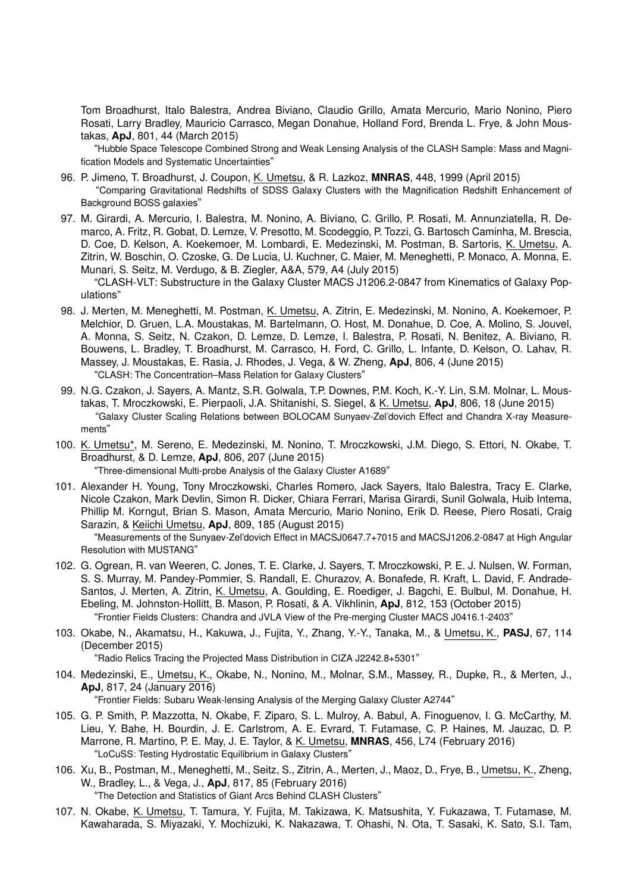Tom Broadhurst, Italo Balestra, Andrea Biviano, Claudio Grillo, Amata Mercurio, Mario Nonino, Piero Rosati, Larry Bradley, Mauricio Carrasco, Megan Donahue, Holland Ford, Brenda L. Frye, & John Moustakas, **ApJ**, 801, 44 (March 2015)
"Hubble Space Telescope Combined Strong and Weak Lensing Analysis of the CLASH Sample: Mass and Magnification Models and Systematic Uncertainties"

96. P. Jimeno, T. Broadhurst, J. Coupon, K. Umetsu, & R. Lazkoz, **MNRAS**, 448, 1999 (April 2015)
"Comparing Gravitational Redshifts of SDSS Galaxy Clusters with the Magnification Redshift Enhancement of Background BOSS galaxies"

97. M. Girardi, A. Mercurio, I. Balestra, M. Nonino, A. Biviano, C. Grillo, P. Rosati, M. Annunziatella, R. Demarco, A. Fritz, R. Gobat, D. Lemze, V. Presotto, M. Scodeggio, P. Tozzi, G. Bartosch Caminha, M. Brescia, D. Coe, D. Kelson, A. Koekemoer, M. Lombardi, E. Medezinski, M. Postman, B. Sartoris, K. Umetsu, A. Zitrin, W. Boschin, O. Czoske, G. De Lucia, U. Kuchner, C. Maier, M. Meneghetti, P. Monaco, A. Monna, E. Munari, S. Seitz, M. Verdugo, & B. Ziegler, A&A, 579, A4 (July 2015)
"CLASH-VLT: Substructure in the Galaxy Cluster MACS J1206.2-0847 from Kinematics of Galaxy Populations"

98. J. Merten, M. Meneghetti, M. Postman, K. Umetsu, A. Zitrin, E. Medezinski, M. Nonino, A. Koekemoer, P. Melchior, D. Gruen, L.A. Moustakas, M. Bartelmann, O. Host, M. Donahue, D. Coe, A. Molino, S. Jouvel, A. Monna, S. Seitz, N. Czakon, D. Lemze, D. Lemze, I. Balestra, P. Rosati, N. Benitez, A. Biviano, R. Bouwens, L. Bradley, T. Broadhurst, M. Carrasco, H. Ford, C. Grillo, L. Infante, D. Kelson, O. Lahav, R. Massey, J. Moustakas, E. Rasia, J. Rhodes, J. Vega, & W. Zheng, **ApJ**, 806, 4 (June 2015)
"CLASH: The Concentration–Mass Relation for Galaxy Clusters"

99. N.G. Czakon, J. Sayers, A. Mantz, S.R. Golwala, T.P. Downes, P.M. Koch, K.-Y. Lin, S.M. Molnar, L. Moustakas, T. Mroczkowski, E. Pierpaoli, J.A. Shitanishi, S. Siegel, & K. Umetsu, **ApJ**, 806, 18 (June 2015)
"Galaxy Cluster Scaling Relations between BOLOCAM Sunyaev-Zel'dovich Effect and Chandra X-ray Measurements"

100. K. Umetsu*, M. Sereno, E. Medezinski, M. Nonino, T. Mroczkowski, J.M. Diego, S. Ettori, N. Okabe, T. Broadhurst, & D. Lemze, **ApJ**, 806, 207 (June 2015)
"Three-dimensional Multi-probe Analysis of the Galaxy Cluster A1689"

101. Alexander H. Young, Tony Mroczkowski, Charles Romero, Jack Sayers, Italo Balestra, Tracy E. Clarke, Nicole Czakon, Mark Devlin, Simon R. Dicker, Chiara Ferrari, Marisa Girardi, Sunil Golwala, Huib Intema, Phillip M. Korngut, Brian S. Mason, Amata Mercurio, Mario Nonino, Erik D. Reese, Piero Rosati, Craig Sarazin, & Keiichi Umetsu, **ApJ**, 809, 185 (August 2015)
"Measurements of the Sunyaev-Zel'dovich Effect in MACSJ0647.7+7015 and MACSJ1206.2-0847 at High Angular Resolution with MUSTANG"

102. G. Ogrean, R. van Weeren, C. Jones, T. E. Clarke, J. Sayers, T. Mroczkowski, P. E. J. Nulsen, W. Forman, S. S. Murray, M. Pandey-Pommier, S. Randall, E. Churazov, A. Bonafede, R. Kraft, L. David, F. Andrade-Santos, J. Merten, A. Zitrin, K. Umetsu, A. Goulding, E. Roediger, J. Bagchi, E. Bulbul, M. Donahue, H. Ebeling, M. Johnston-Hollitt, B. Mason, P. Rosati, & A. Vikhlinin, **ApJ**, 812, 153 (October 2015)
"Frontier Fields Clusters: Chandra and JVLA View of the Pre-merging Cluster MACS J0416.1-2403"

103. Okabe, N., Akamatsu, H., Kakuwa, J., Fujita, Y., Zhang, Y.-Y., Tanaka, M., & Umetsu, K., **PASJ**, 67, 114 (December 2015)
"Radio Relics Tracing the Projected Mass Distribution in CIZA J2242.8+5301"

104. Medezinski, E., Umetsu, K., Okabe, N., Nonino, M., Molnar, S.M., Massey, R., Dupke, R., & Merten, J., **ApJ**, 817, 24 (January 2016)
"Frontier Fields: Subaru Weak-lensing Analysis of the Merging Galaxy Cluster A2744"

105. G. P. Smith, P. Mazzotta, N. Okabe, F. Ziparo, S. L. Mulroy, A. Babul, A. Finoguenov, I. G. McCarthy, M. Lieu, Y. Bahe, H. Bourdin, J. E. Carlstrom, A. E. Evrard, T. Futamase, C. P. Haines, M. Jauzac, D. P. Marrone, R. Martino, P. E. May, J. E. Taylor, & K. Umetsu, **MNRAS**, 456, L74 (February 2016)
"LoCuSS: Testing Hydrostatic Equilibrium in Galaxy Clusters"

106. Xu, B., Postman, M., Meneghetti, M., Seitz, S., Zitrin, A., Merten, J., Maoz, D., Frye, B., Umetsu, K., Zheng, W., Bradley, L., & Vega, J., **ApJ**, 817, 85 (February 2016)
"The Detection and Statistics of Giant Arcs Behind CLASH Clusters"

107. N. Okabe, K. Umetsu, T. Tamura, Y. Fujita, M. Takizawa, K. Matsushita, Y. Fukazawa, T. Futamase, M. Kawaharada, S. Miyazaki, Y. Mochizuki, K. Nakazawa, T. Ohashi, N. Ota, T. Sasaki, K. Sato, S.I. Tam,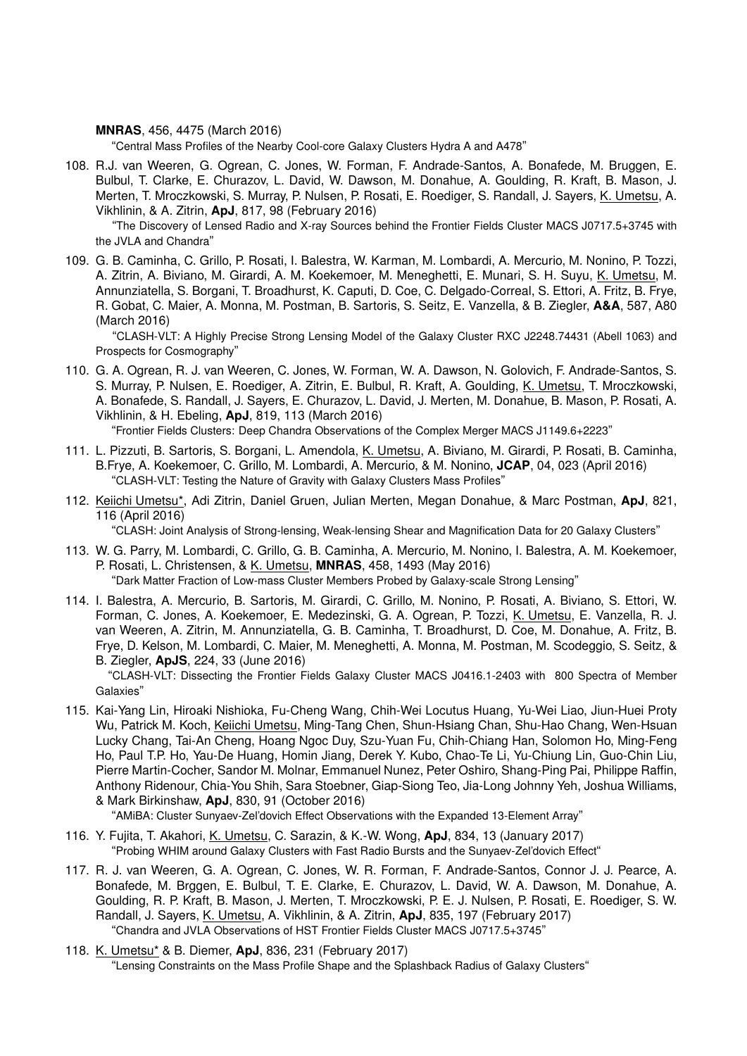**MNRAS**, 456, 4475 (March 2016)

"Central Mass Profiles of the Nearby Cool-core Galaxy Clusters Hydra A and A478"

108. R.J. van Weeren, G. Ogrean, C. Jones, W. Forman, F. Andrade-Santos, A. Bonafede, M. Bruggen, E. Bulbul, T. Clarke, E. Churazov, L. David, W. Dawson, M. Donahue, A. Goulding, R. Kraft, B. Mason, J. Merten, T. Mroczkowski, S. Murray, P. Nulsen, P. Rosati, E. Roediger, S. Randall, J. Sayers, K. Umetsu, A. Vikhlinin, & A. Zitrin, **ApJ**, 817, 98 (February 2016)

    "The Discovery of Lensed Radio and X-ray Sources behind the Frontier Fields Cluster MACS J0717.5+3745 with the JVLA and Chandra"

109. G. B. Caminha, C. Grillo, P. Rosati, I. Balestra, W. Karman, M. Lombardi, A. Mercurio, M. Nonino, P. Tozzi, A. Zitrin, A. Biviano, M. Girardi, A. M. Koekemoer, M. Meneghetti, E. Munari, S. H. Suyu, K. Umetsu, M. Annunziatella, S. Borgani, T. Broadhurst, K. Caputi, D. Coe, C. Delgado-Correal, S. Ettori, A. Fritz, B. Frye, R. Gobat, C. Maier, A. Monna, M. Postman, B. Sartoris, S. Seitz, E. Vanzella, & B. Ziegler, **A&A**, 587, A80 (March 2016)

    "CLASH-VLT: A Highly Precise Strong Lensing Model of the Galaxy Cluster RXC J2248.74431 (Abell 1063) and Prospects for Cosmography"

110. G. A. Ogrean, R. J. van Weeren, C. Jones, W. Forman, W. A. Dawson, N. Golovich, F. Andrade-Santos, S. S. Murray, P. Nulsen, E. Roediger, A. Zitrin, E. Bulbul, R. Kraft, A. Goulding, K. Umetsu, T. Mroczkowski, A. Bonafede, S. Randall, J. Sayers, E. Churazov, L. David, J. Merten, M. Donahue, B. Mason, P. Rosati, A. Vikhlinin, & H. Ebeling, **ApJ**, 819, 113 (March 2016)

    "Frontier Fields Clusters: Deep Chandra Observations of the Complex Merger MACS J1149.6+2223"

111. L. Pizzuti, B. Sartoris, S. Borgani, L. Amendola, K. Umetsu, A. Biviano, M. Girardi, P. Rosati, B. Caminha, B.Frye, A. Koekemoer, C. Grillo, M. Lombardi, A. Mercurio, & M. Nonino, **JCAP**, 04, 023 (April 2016)

    "CLASH-VLT: Testing the Nature of Gravity with Galaxy Clusters Mass Profiles"

112. Keiichi Umetsu*, Adi Zitrin, Daniel Gruen, Julian Merten, Megan Donahue, & Marc Postman, **ApJ**, 821, 116 (April 2016)

    "CLASH: Joint Analysis of Strong-lensing, Weak-lensing Shear and Magnification Data for 20 Galaxy Clusters"

113. W. G. Parry, M. Lombardi, C. Grillo, G. B. Caminha, A. Mercurio, M. Nonino, I. Balestra, A. M. Koekemoer, P. Rosati, L. Christensen, & K. Umetsu, **MNRAS**, 458, 1493 (May 2016)

    "Dark Matter Fraction of Low-mass Cluster Members Probed by Galaxy-scale Strong Lensing"

114. I. Balestra, A. Mercurio, B. Sartoris, M. Girardi, C. Grillo, M. Nonino, P. Rosati, A. Biviano, S. Ettori, W. Forman, C. Jones, A. Koekemoer, E. Medezinski, G. A. Ogrean, P. Tozzi, K. Umetsu, E. Vanzella, R. J. van Weeren, A. Zitrin, M. Annunziatella, G. B. Caminha, T. Broadhurst, D. Coe, M. Donahue, A. Fritz, B. Frye, D. Kelson, M. Lombardi, C. Maier, M. Meneghetti, A. Monna, M. Postman, M. Scodeggio, S. Seitz, & B. Ziegler, **ApJS**, 224, 33 (June 2016)

    "CLASH-VLT: Dissecting the Frontier Fields Galaxy Cluster MACS J0416.1-2403 with 800 Spectra of Member Galaxies"

115. Kai-Yang Lin, Hiroaki Nishioka, Fu-Cheng Wang, Chih-Wei Locutus Huang, Yu-Wei Liao, Jiun-Huei Proty Wu, Patrick M. Koch, Keiichi Umetsu, Ming-Tang Chen, Shun-Hsiang Chan, Shu-Hao Chang, Wen-Hsuan Lucky Chang, Tai-An Cheng, Hoang Ngoc Duy, Szu-Yuan Fu, Chih-Chiang Han, Solomon Ho, Ming-Feng Ho, Paul T.P. Ho, Yau-De Huang, Homin Jiang, Derek Y. Kubo, Chao-Te Li, Yu-Chiung Lin, Guo-Chin Liu, Pierre Martin-Cocher, Sandor M. Molnar, Emmanuel Nunez, Peter Oshiro, Shang-Ping Pai, Philippe Raffin, Anthony Ridenour, Chia-You Shih, Sara Stoebner, Giap-Siong Teo, Jia-Long Johnny Yeh, Joshua Williams, & Mark Birkinshaw, **ApJ**, 830, 91 (October 2016)

    "AMiBA: Cluster Sunyaev-Zel'dovich Effect Observations with the Expanded 13-Element Array"

116. Y. Fujita, T. Akahori, K. Umetsu, C. Sarazin, & K.-W. Wong, **ApJ**, 834, 13 (January 2017)

    "Probing WHIM around Galaxy Clusters with Fast Radio Bursts and the Sunyaev-Zel'dovich Effect"

117. R. J. van Weeren, G. A. Ogrean, C. Jones, W. R. Forman, F. Andrade-Santos, Connor J. J. Pearce, A. Bonafede, M. Brggen, E. Bulbul, T. E. Clarke, E. Churazov, L. David, W. A. Dawson, M. Donahue, A. Goulding, R. P. Kraft, B. Mason, J. Merten, T. Mroczkowski, P. E. J. Nulsen, P. Rosati, E. Roediger, S. W. Randall, J. Sayers, K. Umetsu, A. Vikhlinin, & A. Zitrin, **ApJ**, 835, 197 (February 2017)

    "Chandra and JVLA Observations of HST Frontier Fields Cluster MACS J0717.5+3745"

118. K. Umetsu* & B. Diemer, **ApJ**, 836, 231 (February 2017)

    "Lensing Constraints on the Mass Profile Shape and the Splashback Radius of Galaxy Clusters"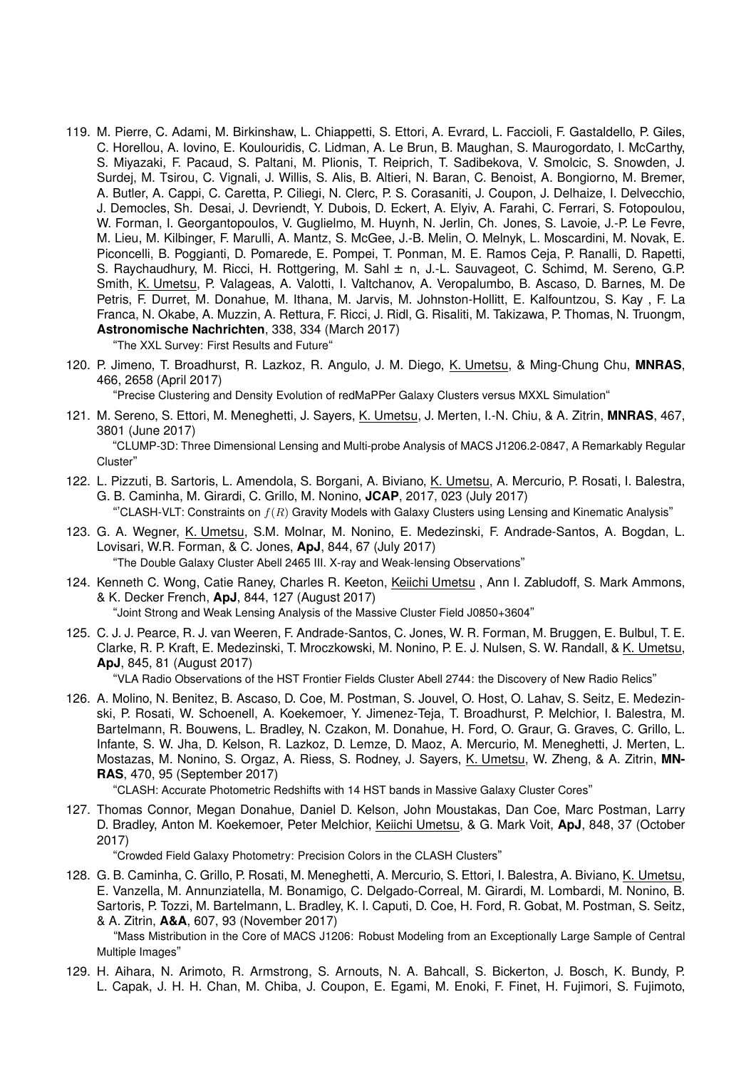119. M. Pierre, C. Adami, M. Birkinshaw, L. Chiappetti, S. Ettori, A. Evrard, L. Faccioli, F. Gastaldello, P. Giles, C. Horellou, A. Iovino, E. Koulouridis, C. Lidman, A. Le Brun, B. Maughan, S. Maurogordato, I. McCarthy, S. Miyazaki, F. Pacaud, S. Paltani, M. Plionis, T. Reiprich, T. Sadibekova, V. Smolcic, S. Snowden, J. Surdej, M. Tsirou, C. Vignali, J. Willis, S. Alis, B. Altieri, N. Baran, C. Benoist, A. Bongiorno, M. Bremer, A. Butler, A. Cappi, C. Caretta, P. Ciliegi, N. Clerc, P. S. Corasaniti, J. Coupon, J. Delhaize, I. Delvecchio, J. Democles, Sh. Desai, J. Devriendt, Y. Dubois, D. Eckert, A. Elyiv, A. Farahi, C. Ferrari, S. Fotopoulou, W. Forman, I. Georgantopoulos, V. Guglielmo, M. Huynh, N. Jerlin, Ch. Jones, S. Lavoie, J.-P. Le Fevre, M. Lieu, M. Kilbinger, F. Marulli, A. Mantz, S. McGee, J.-B. Melin, O. Melnyk, L. Moscardini, M. Novak, E. Piconcelli, B. Poggianti, D. Pomarede, E. Pompei, T. Ponman, M. E. Ramos Ceja, P. Ranalli, D. Rapetti, S. Raychaudhury, M. Ricci, H. Rottgering, M. Sahl ± n, J.-L. Sauvageot, C. Schimd, M. Sereno, G.P. Smith, K. Umetsu, P. Valageas, A. Valotti, I. Valtchanov, A. Veropalumbo, B. Ascaso, D. Barnes, M. De Petris, F. Durret, M. Donahue, M. Ithana, M. Jarvis, M. Johnston-Hollitt, E. Kalfountzou, S. Kay , F. La Franca, N. Okabe, A. Muzzin, A. Rettura, F. Ricci, J. Ridl, G. Risaliti, M. Takizawa, P. Thomas, N. Truongm, **Astronomische Nachrichten**, 338, 334 (March 2017)
"The XXL Survey: First Results and Future"

120. P. Jimeno, T. Broadhurst, R. Lazkoz, R. Angulo, J. M. Diego, K. Umetsu, & Ming-Chung Chu, **MNRAS**, 466, 2658 (April 2017)
"Precise Clustering and Density Evolution of redMaPPer Galaxy Clusters versus MXXL Simulation"

121. M. Sereno, S. Ettori, M. Meneghetti, J. Sayers, K. Umetsu, J. Merten, I.-N. Chiu, & A. Zitrin, **MNRAS**, 467, 3801 (June 2017)
"CLUMP-3D: Three Dimensional Lensing and Multi-probe Analysis of MACS J1206.2-0847, A Remarkably Regular Cluster"

122. L. Pizzuti, B. Sartoris, L. Amendola, S. Borgani, A. Biviano, K. Umetsu, A. Mercurio, P. Rosati, I. Balestra, G. B. Caminha, M. Girardi, C. Grillo, M. Nonino, **JCAP**, 2017, 023 (July 2017)
"'CLASH-VLT: Constraints on $f(R)$ Gravity Models with Galaxy Clusters using Lensing and Kinematic Analysis"

123. G. A. Wegner, K. Umetsu, S.M. Molnar, M. Nonino, E. Medezinski, F. Andrade-Santos, A. Bogdan, L. Lovisari, W.R. Forman, & C. Jones, **ApJ**, 844, 67 (July 2017)
"The Double Galaxy Cluster Abell 2465 III. X-ray and Weak-lensing Observations"

124. Kenneth C. Wong, Catie Raney, Charles R. Keeton, Keiichi Umetsu , Ann I. Zabludoff, S. Mark Ammons, & K. Decker French, **ApJ**, 844, 127 (August 2017)
"Joint Strong and Weak Lensing Analysis of the Massive Cluster Field J0850+3604"

125. C. J. J. Pearce, R. J. van Weeren, F. Andrade-Santos, C. Jones, W. R. Forman, M. Bruggen, E. Bulbul, T. E. Clarke, R. P. Kraft, E. Medezinski, T. Mroczkowski, M. Nonino, P. E. J. Nulsen, S. W. Randall, & K. Umetsu, **ApJ**, 845, 81 (August 2017)
"VLA Radio Observations of the HST Frontier Fields Cluster Abell 2744: the Discovery of New Radio Relics"

126. A. Molino, N. Benitez, B. Ascaso, D. Coe, M. Postman, S. Jouvel, O. Host, O. Lahav, S. Seitz, E. Medezinski, P. Rosati, W. Schoenell, A. Koekemoer, Y. Jimenez-Teja, T. Broadhurst, P. Melchior, I. Balestra, M. Bartelmann, R. Bouwens, L. Bradley, N. Czakon, M. Donahue, H. Ford, O. Graur, G. Graves, C. Grillo, L. Infante, S. W. Jha, D. Kelson, R. Lazkoz, D. Lemze, D. Maoz, A. Mercurio, M. Meneghetti, J. Merten, L. Mostazas, M. Nonino, S. Orgaz, A. Riess, S. Rodney, J. Sayers, K. Umetsu, W. Zheng, & A. Zitrin, **MNRAS**, 470, 95 (September 2017)
"CLASH: Accurate Photometric Redshifts with 14 HST bands in Massive Galaxy Cluster Cores"

127. Thomas Connor, Megan Donahue, Daniel D. Kelson, John Moustakas, Dan Coe, Marc Postman, Larry D. Bradley, Anton M. Koekemoer, Peter Melchior, Keiichi Umetsu, & G. Mark Voit, **ApJ**, 848, 37 (October 2017)
"Crowded Field Galaxy Photometry: Precision Colors in the CLASH Clusters"

128. G. B. Caminha, C. Grillo, P. Rosati, M. Meneghetti, A. Mercurio, S. Ettori, I. Balestra, A. Biviano, K. Umetsu, E. Vanzella, M. Annunziatella, M. Bonamigo, C. Delgado-Correal, M. Girardi, M. Lombardi, M. Nonino, B. Sartoris, P. Tozzi, M. Bartelmann, L. Bradley, K. I. Caputi, D. Coe, H. Ford, R. Gobat, M. Postman, S. Seitz, & A. Zitrin, **A&A**, 607, 93 (November 2017)
"Mass Mistribution in the Core of MACS J1206: Robust Modeling from an Exceptionally Large Sample of Central Multiple Images"

129. H. Aihara, N. Arimoto, R. Armstrong, S. Arnouts, N. A. Bahcall, S. Bickerton, J. Bosch, K. Bundy, P. L. Capak, J. H. H. Chan, M. Chiba, J. Coupon, E. Egami, M. Enoki, F. Finet, H. Fujimori, S. Fujimoto,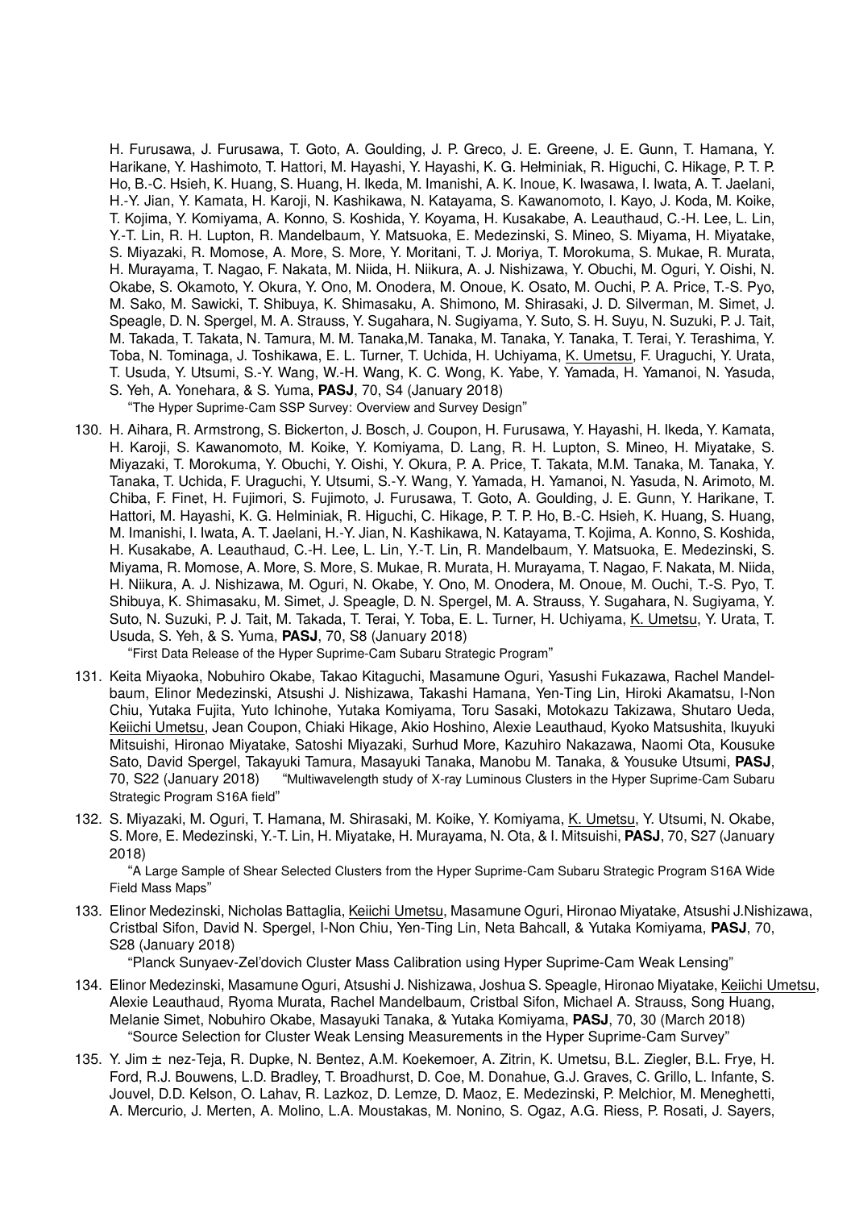H. Furusawa, J. Furusawa, T. Goto, A. Goulding, J. P. Greco, J. E. Greene, J. E. Gunn, T. Hamana, Y. Harikane, Y. Hashimoto, T. Hattori, M. Hayashi, Y. Hayashi, K. G. Hełminiak, R. Higuchi, C. Hikage, P. T. P. Ho, B.-C. Hsieh, K. Huang, S. Huang, H. Ikeda, M. Imanishi, A. K. Inoue, K. Iwasawa, I. Iwata, A. T. Jaelani, H.-Y. Jian, Y. Kamata, H. Karoji, N. Kashikawa, N. Katayama, S. Kawanomoto, I. Kayo, J. Koda, M. Koike, T. Kojima, Y. Komiyama, A. Konno, S. Koshida, Y. Koyama, H. Kusakabe, A. Leauthaud, C.-H. Lee, L. Lin, Y.-T. Lin, R. H. Lupton, R. Mandelbaum, Y. Matsuoka, E. Medezinski, S. Mineo, S. Miyama, H. Miyatake, S. Miyazaki, R. Momose, A. More, S. More, Y. Moritani, T. J. Moriya, T. Morokuma, S. Mukae, R. Murata, H. Murayama, T. Nagao, F. Nakata, M. Niida, H. Niikura, A. J. Nishizawa, Y. Obuchi, M. Oguri, Y. Oishi, N. Okabe, S. Okamoto, Y. Okura, Y. Ono, M. Onodera, M. Onoue, K. Osato, M. Ouchi, P. A. Price, T.-S. Pyo, M. Sako, M. Sawicki, T. Shibuya, K. Shimasaku, A. Shimono, M. Shirasaki, J. D. Silverman, M. Simet, J. Speagle, D. N. Spergel, M. A. Strauss, Y. Sugahara, N. Sugiyama, Y. Suto, S. H. Suyu, N. Suzuki, P. J. Tait, M. Takada, T. Takata, N. Tamura, M. M. Tanaka,M. Tanaka, M. Tanaka, Y. Tanaka, T. Terai, Y. Terashima, Y. Toba, N. Tominaga, J. Toshikawa, E. L. Turner, T. Uchida, H. Uchiyama, K. Umetsu, F. Uraguchi, Y. Urata, T. Usuda, Y. Utsumi, S.-Y. Wang, W.-H. Wang, K. C. Wong, K. Yabe, Y. Yamada, H. Yamanoi, N. Yasuda, S. Yeh, A. Yonehara, & S. Yuma, **PASJ**, 70, S4 (January 2018)
"The Hyper Suprime-Cam SSP Survey: Overview and Survey Design"

130. H. Aihara, R. Armstrong, S. Bickerton, J. Bosch, J. Coupon, H. Furusawa, Y. Hayashi, H. Ikeda, Y. Kamata, H. Karoji, S. Kawanomoto, M. Koike, Y. Komiyama, D. Lang, R. H. Lupton, S. Mineo, H. Miyatake, S. Miyazaki, T. Morokuma, Y. Obuchi, Y. Oishi, Y. Okura, P. A. Price, T. Takata, M.M. Tanaka, M. Tanaka, Y. Tanaka, T. Uchida, F. Uraguchi, Y. Utsumi, S.-Y. Wang, Y. Yamada, H. Yamanoi, N. Yasuda, N. Arimoto, M. Chiba, F. Finet, H. Fujimori, S. Fujimoto, J. Furusawa, T. Goto, A. Goulding, J. E. Gunn, Y. Harikane, T. Hattori, M. Hayashi, K. G. Helminiak, R. Higuchi, C. Hikage, P. T. P. Ho, B.-C. Hsieh, K. Huang, S. Huang, M. Imanishi, I. Iwata, A. T. Jaelani, H.-Y. Jian, N. Kashikawa, N. Katayama, T. Kojima, A. Konno, S. Koshida, H. Kusakabe, A. Leauthaud, C.-H. Lee, L. Lin, Y.-T. Lin, R. Mandelbaum, Y. Matsuoka, E. Medezinski, S. Miyama, R. Momose, A. More, S. More, S. Mukae, R. Murata, H. Murayama, T. Nagao, F. Nakata, M. Niida, H. Niikura, A. J. Nishizawa, M. Oguri, N. Okabe, Y. Ono, M. Onodera, M. Onoue, M. Ouchi, T.-S. Pyo, T. Shibuya, K. Shimasaku, M. Simet, J. Speagle, D. N. Spergel, M. A. Strauss, Y. Sugahara, N. Sugiyama, Y. Suto, N. Suzuki, P. J. Tait, M. Takada, T. Terai, Y. Toba, E. L. Turner, H. Uchiyama, K. Umetsu, Y. Urata, T. Usuda, S. Yeh, & S. Yuma, **PASJ**, 70, S8 (January 2018)
"First Data Release of the Hyper Suprime-Cam Subaru Strategic Program"

131. Keita Miyaoka, Nobuhiro Okabe, Takao Kitaguchi, Masamune Oguri, Yasushi Fukazawa, Rachel Mandelbaum, Elinor Medezinski, Atsushi J. Nishizawa, Takashi Hamana, Yen-Ting Lin, Hiroki Akamatsu, I-Non Chiu, Yutaka Fujita, Yuto Ichinohe, Yutaka Komiyama, Toru Sasaki, Motokazu Takizawa, Shutaro Ueda, Keiichi Umetsu, Jean Coupon, Chiaki Hikage, Akio Hoshino, Alexie Leauthaud, Kyoko Matsushita, Ikuyuki Mitsuishi, Hironao Miyatake, Satoshi Miyazaki, Surhud More, Kazuhiro Nakazawa, Naomi Ota, Kousuke Sato, David Spergel, Takayuki Tamura, Masayuki Tanaka, Manobu M. Tanaka, & Yousuke Utsumi, **PASJ**, 70, S22 (January 2018) "Multiwavelength study of X-ray Luminous Clusters in the Hyper Suprime-Cam Subaru Strategic Program S16A field"

132. S. Miyazaki, M. Oguri, T. Hamana, M. Shirasaki, M. Koike, Y. Komiyama, K. Umetsu, Y. Utsumi, N. Okabe, S. More, E. Medezinski, Y.-T. Lin, H. Miyatake, H. Murayama, N. Ota, & I. Mitsuishi, **PASJ**, 70, S27 (January 2018)
"A Large Sample of Shear Selected Clusters from the Hyper Suprime-Cam Subaru Strategic Program S16A Wide Field Mass Maps"

133. Elinor Medezinski, Nicholas Battaglia, Keiichi Umetsu, Masamune Oguri, Hironao Miyatake, Atsushi J.Nishizawa, Cristbal Sifon, David N. Spergel, I-Non Chiu, Yen-Ting Lin, Neta Bahcall, & Yutaka Komiyama, **PASJ**, 70, S28 (January 2018)
"Planck Sunyaev-Zel'dovich Cluster Mass Calibration using Hyper Suprime-Cam Weak Lensing"

134. Elinor Medezinski, Masamune Oguri, Atsushi J. Nishizawa, Joshua S. Speagle, Hironao Miyatake, Keiichi Umetsu, Alexie Leauthaud, Ryoma Murata, Rachel Mandelbaum, Cristbal Sifon, Michael A. Strauss, Song Huang, Melanie Simet, Nobuhiro Okabe, Masayuki Tanaka, & Yutaka Komiyama, **PASJ**, 70, 30 (March 2018)
"Source Selection for Cluster Weak Lensing Measurements in the Hyper Suprime-Cam Survey"

135. Y. Jim ± nez-Teja, R. Dupke, N. Bentez, A.M. Koekemoer, A. Zitrin, K. Umetsu, B.L. Ziegler, B.L. Frye, H. Ford, R.J. Bouwens, L.D. Bradley, T. Broadhurst, D. Coe, M. Donahue, G.J. Graves, C. Grillo, L. Infante, S. Jouvel, D.D. Kelson, O. Lahav, R. Lazkoz, D. Lemze, D. Maoz, E. Medezinski, P. Melchior, M. Meneghetti, A. Mercurio, J. Merten, A. Molino, L.A. Moustakas, M. Nonino, S. Ogaz, A.G. Riess, P. Rosati, J. Sayers,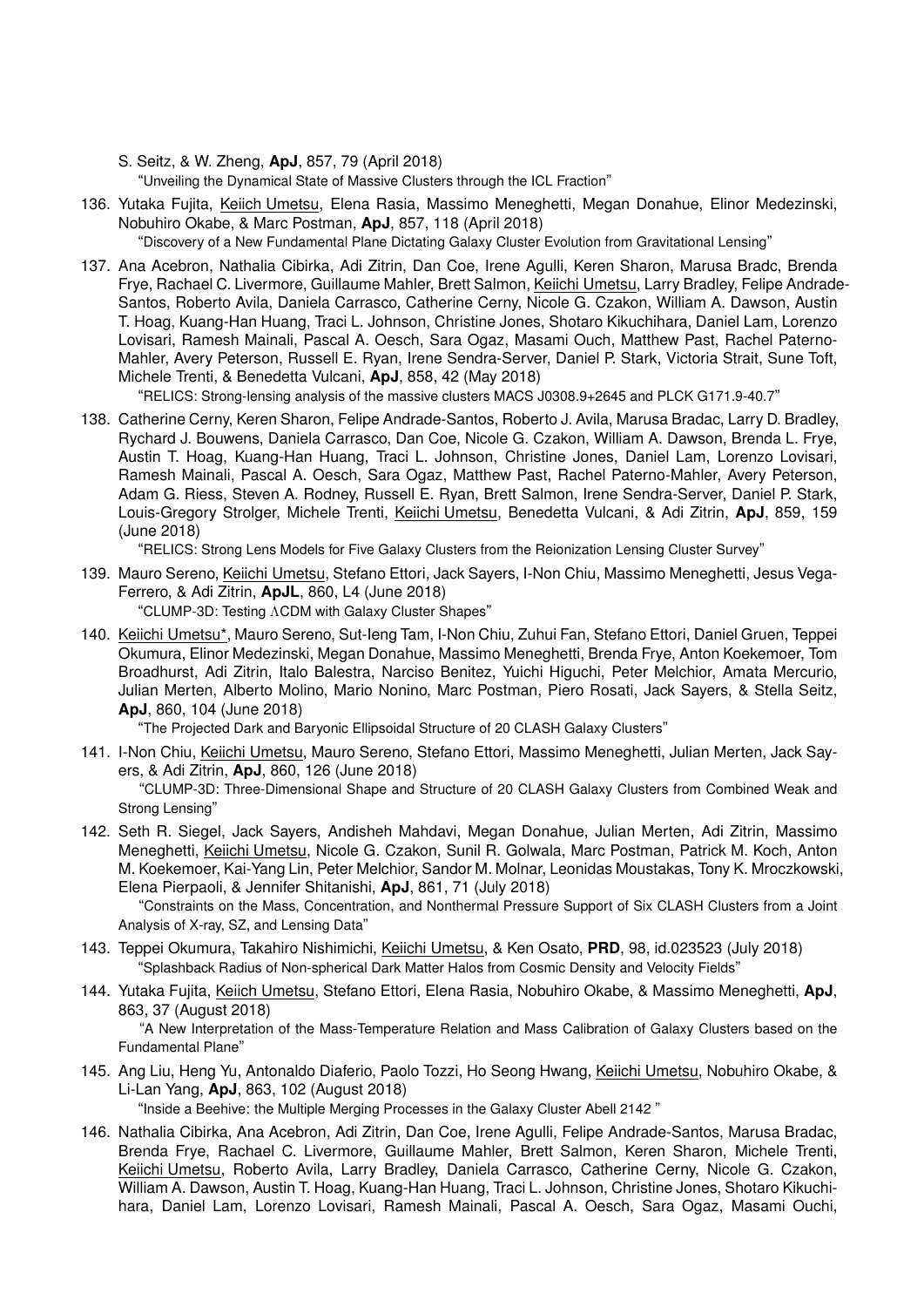S. Seitz, & W. Zheng, **ApJ**, 857, 79 (April 2018)
"Unveiling the Dynamical State of Massive Clusters through the ICL Fraction"

136. Yutaka Fujita, Keiich Umetsu, Elena Rasia, Massimo Meneghetti, Megan Donahue, Elinor Medezinski, Nobuhiro Okabe, & Marc Postman, **ApJ**, 857, 118 (April 2018)
"Discovery of a New Fundamental Plane Dictating Galaxy Cluster Evolution from Gravitational Lensing"

137. Ana Acebron, Nathalia Cibirka, Adi Zitrin, Dan Coe, Irene Agulli, Keren Sharon, Marusa Bradc, Brenda Frye, Rachael C. Livermore, Guillaume Mahler, Brett Salmon, Keiichi Umetsu, Larry Bradley, Felipe Andrade-Santos, Roberto Avila, Daniela Carrasco, Catherine Cerny, Nicole G. Czakon, William A. Dawson, Austin T. Hoag, Kuang-Han Huang, Traci L. Johnson, Christine Jones, Shotaro Kikuchihara, Daniel Lam, Lorenzo Lovisari, Ramesh Mainali, Pascal A. Oesch, Sara Ogaz, Masami Ouch, Matthew Past, Rachel Paterno-Mahler, Avery Peterson, Russell E. Ryan, Irene Sendra-Server, Daniel P. Stark, Victoria Strait, Sune Toft, Michele Trenti, & Benedetta Vulcani, **ApJ**, 858, 42 (May 2018)
"RELICS: Strong-lensing analysis of the massive clusters MACS J0308.9+2645 and PLCK G171.9-40.7"

138. Catherine Cerny, Keren Sharon, Felipe Andrade-Santos, Roberto J. Avila, Marusa Bradac, Larry D. Bradley, Rychard J. Bouwens, Daniela Carrasco, Dan Coe, Nicole G. Czakon, William A. Dawson, Brenda L. Frye, Austin T. Hoag, Kuang-Han Huang, Traci L. Johnson, Christine Jones, Daniel Lam, Lorenzo Lovisari, Ramesh Mainali, Pascal A. Oesch, Sara Ogaz, Matthew Past, Rachel Paterno-Mahler, Avery Peterson, Adam G. Riess, Steven A. Rodney, Russell E. Ryan, Brett Salmon, Irene Sendra-Server, Daniel P. Stark, Louis-Gregory Strolger, Michele Trenti, Keiichi Umetsu, Benedetta Vulcani, & Adi Zitrin, **ApJ**, 859, 159 (June 2018)
"RELICS: Strong Lens Models for Five Galaxy Clusters from the Reionization Lensing Cluster Survey"

139. Mauro Sereno, Keiichi Umetsu, Stefano Ettori, Jack Sayers, I-Non Chiu, Massimo Meneghetti, Jesus Vega-Ferrero, & Adi Zitrin, **ApJL**, 860, L4 (June 2018)
"CLUMP-3D: Testing $\Lambda$CDM with Galaxy Cluster Shapes"

140. Keiichi Umetsu*, Mauro Sereno, Sut-Ieng Tam, I-Non Chiu, Zuhui Fan, Stefano Ettori, Daniel Gruen, Teppei Okumura, Elinor Medezinski, Megan Donahue, Massimo Meneghetti, Brenda Frye, Anton Koekemoer, Tom Broadhurst, Adi Zitrin, Italo Balestra, Narciso Benitez, Yuichi Higuchi, Peter Melchior, Amata Mercurio, Julian Merten, Alberto Molino, Mario Nonino, Marc Postman, Piero Rosati, Jack Sayers, & Stella Seitz, **ApJ**, 860, 104 (June 2018)
"The Projected Dark and Baryonic Ellipsoidal Structure of 20 CLASH Galaxy Clusters"

141. I-Non Chiu, Keiichi Umetsu, Mauro Sereno, Stefano Ettori, Massimo Meneghetti, Julian Merten, Jack Sayers, & Adi Zitrin, **ApJ**, 860, 126 (June 2018)
"CLUMP-3D: Three-Dimensional Shape and Structure of 20 CLASH Galaxy Clusters from Combined Weak and Strong Lensing"

142. Seth R. Siegel, Jack Sayers, Andisheh Mahdavi, Megan Donahue, Julian Merten, Adi Zitrin, Massimo Meneghetti, Keiichi Umetsu, Nicole G. Czakon, Sunil R. Golwala, Marc Postman, Patrick M. Koch, Anton M. Koekemoer, Kai-Yang Lin, Peter Melchior, Sandor M. Molnar, Leonidas Moustakas, Tony K. Mroczkowski, Elena Pierpaoli, & Jennifer Shitanishi, **ApJ**, 861, 71 (July 2018)
"Constraints on the Mass, Concentration, and Nonthermal Pressure Support of Six CLASH Clusters from a Joint Analysis of X-ray, SZ, and Lensing Data"

143. Teppei Okumura, Takahiro Nishimichi, Keiichi Umetsu, & Ken Osato, **PRD**, 98, id.023523 (July 2018)
"Splashback Radius of Non-spherical Dark Matter Halos from Cosmic Density and Velocity Fields"

144. Yutaka Fujita, Keiich Umetsu, Stefano Ettori, Elena Rasia, Nobuhiro Okabe, & Massimo Meneghetti, **ApJ**, 863, 37 (August 2018)
"A New Interpretation of the Mass-Temperature Relation and Mass Calibration of Galaxy Clusters based on the Fundamental Plane"

145. Ang Liu, Heng Yu, Antonaldo Diaferio, Paolo Tozzi, Ho Seong Hwang, Keiichi Umetsu, Nobuhiro Okabe, & Li-Lan Yang, **ApJ**, 863, 102 (August 2018)
"Inside a Beehive: the Multiple Merging Processes in the Galaxy Cluster Abell 2142 "

146. Nathalia Cibirka, Ana Acebron, Adi Zitrin, Dan Coe, Irene Agulli, Felipe Andrade-Santos, Marusa Bradac, Brenda Frye, Rachael C. Livermore, Guillaume Mahler, Brett Salmon, Keren Sharon, Michele Trenti, Keiichi Umetsu, Roberto Avila, Larry Bradley, Daniela Carrasco, Catherine Cerny, Nicole G. Czakon, William A. Dawson, Austin T. Hoag, Kuang-Han Huang, Traci L. Johnson, Christine Jones, Shotaro Kikuchihara, Daniel Lam, Lorenzo Lovisari, Ramesh Mainali, Pascal A. Oesch, Sara Ogaz, Masami Ouchi,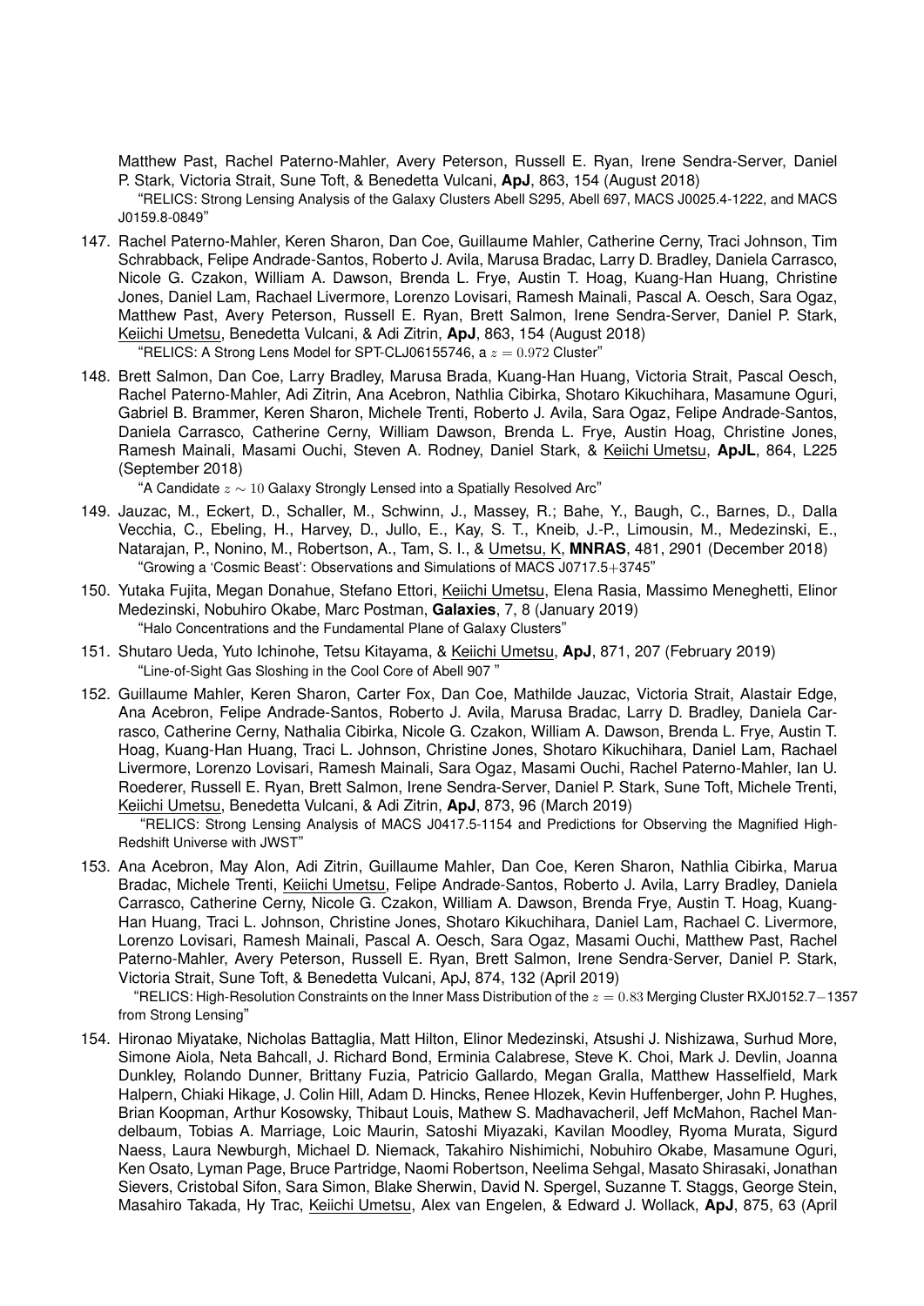Matthew Past, Rachel Paterno-Mahler, Avery Peterson, Russell E. Ryan, Irene Sendra-Server, Daniel P. Stark, Victoria Strait, Sune Toft, & Benedetta Vulcani, **ApJ**, 863, 154 (August 2018)
"RELICS: Strong Lensing Analysis of the Galaxy Clusters Abell S295, Abell 697, MACS J0025.4-1222, and MACS J0159.8-0849"

147. Rachel Paterno-Mahler, Keren Sharon, Dan Coe, Guillaume Mahler, Catherine Cerny, Traci Johnson, Tim Schrabback, Felipe Andrade-Santos, Roberto J. Avila, Marusa Bradac, Larry D. Bradley, Daniela Carrasco, Nicole G. Czakon, William A. Dawson, Brenda L. Frye, Austin T. Hoag, Kuang-Han Huang, Christine Jones, Daniel Lam, Rachael Livermore, Lorenzo Lovisari, Ramesh Mainali, Pascal A. Oesch, Sara Ogaz, Matthew Past, Avery Peterson, Russell E. Ryan, Brett Salmon, Irene Sendra-Server, Daniel P. Stark, Keiichi Umetsu, Benedetta Vulcani, & Adi Zitrin, **ApJ**, 863, 154 (August 2018)
"RELICS: A Strong Lens Model for SPT-CLJ06155746, a $z = 0.972$ Cluster"

148. Brett Salmon, Dan Coe, Larry Bradley, Marusa Brada, Kuang-Han Huang, Victoria Strait, Pascal Oesch, Rachel Paterno-Mahler, Adi Zitrin, Ana Acebron, Nathlia Cibirka, Shotaro Kikuchihara, Masamune Oguri, Gabriel B. Brammer, Keren Sharon, Michele Trenti, Roberto J. Avila, Sara Ogaz, Felipe Andrade-Santos, Daniela Carrasco, Catherine Cerny, William Dawson, Brenda L. Frye, Austin Hoag, Christine Jones, Ramesh Mainali, Masami Ouchi, Steven A. Rodney, Daniel Stark, & Keiichi Umetsu, **ApJL**, 864, L225 (September 2018)
"A Candidate $z \sim 10$ Galaxy Strongly Lensed into a Spatially Resolved Arc"

149. Jauzac, M., Eckert, D., Schaller, M., Schwinn, J., Massey, R.; Bahe, Y., Baugh, C., Barnes, D., Dalla Vecchia, C., Ebeling, H., Harvey, D., Jullo, E., Kay, S. T., Kneib, J.-P., Limousin, M., Medezinski, E., Natarajan, P., Nonino, M., Robertson, A., Tam, S. I., & Umetsu, K, **MNRAS**, 481, 2901 (December 2018)
"Growing a 'Cosmic Beast': Observations and Simulations of MACS J0717.5+3745"

150. Yutaka Fujita, Megan Donahue, Stefano Ettori, Keiichi Umetsu, Elena Rasia, Massimo Meneghetti, Elinor Medezinski, Nobuhiro Okabe, Marc Postman, **Galaxies**, 7, 8 (January 2019)
"Halo Concentrations and the Fundamental Plane of Galaxy Clusters"

151. Shutaro Ueda, Yuto Ichinohe, Tetsu Kitayama, & Keiichi Umetsu, **ApJ**, 871, 207 (February 2019)
"Line-of-Sight Gas Sloshing in the Cool Core of Abell 907 "

152. Guillaume Mahler, Keren Sharon, Carter Fox, Dan Coe, Mathilde Jauzac, Victoria Strait, Alastair Edge, Ana Acebron, Felipe Andrade-Santos, Roberto J. Avila, Marusa Bradac, Larry D. Bradley, Daniela Carrasco, Catherine Cerny, Nathalia Cibirka, Nicole G. Czakon, William A. Dawson, Brenda L. Frye, Austin T. Hoag, Kuang-Han Huang, Traci L. Johnson, Christine Jones, Shotaro Kikuchihara, Daniel Lam, Rachael Livermore, Lorenzo Lovisari, Ramesh Mainali, Sara Ogaz, Masami Ouchi, Rachel Paterno-Mahler, Ian U. Roederer, Russell E. Ryan, Brett Salmon, Irene Sendra-Server, Daniel P. Stark, Sune Toft, Michele Trenti, Keiichi Umetsu, Benedetta Vulcani, & Adi Zitrin, **ApJ**, 873, 96 (March 2019)
"RELICS: Strong Lensing Analysis of MACS J0417.5-1154 and Predictions for Observing the Magnified High-Redshift Universe with JWST"

153. Ana Acebron, May Alon, Adi Zitrin, Guillaume Mahler, Dan Coe, Keren Sharon, Nathlia Cibirka, Marua Bradac, Michele Trenti, Keiichi Umetsu, Felipe Andrade-Santos, Roberto J. Avila, Larry Bradley, Daniela Carrasco, Catherine Cerny, Nicole G. Czakon, William A. Dawson, Brenda Frye, Austin T. Hoag, Kuang-Han Huang, Traci L. Johnson, Christine Jones, Shotaro Kikuchihara, Daniel Lam, Rachael C. Livermore, Lorenzo Lovisari, Ramesh Mainali, Pascal A. Oesch, Sara Ogaz, Masami Ouchi, Matthew Past, Rachel Paterno-Mahler, Avery Peterson, Russell E. Ryan, Brett Salmon, Irene Sendra-Server, Daniel P. Stark, Victoria Strait, Sune Toft, & Benedetta Vulcani, ApJ, 874, 132 (April 2019)
"RELICS: High-Resolution Constraints on the Inner Mass Distribution of the $z = 0.83$ Merging Cluster RXJ0152.7−1357 from Strong Lensing"

154. Hironao Miyatake, Nicholas Battaglia, Matt Hilton, Elinor Medezinski, Atsushi J. Nishizawa, Surhud More, Simone Aiola, Neta Bahcall, J. Richard Bond, Erminia Calabrese, Steve K. Choi, Mark J. Devlin, Joanna Dunkley, Rolando Dunner, Brittany Fuzia, Patricio Gallardo, Megan Gralla, Matthew Hasselfield, Mark Halpern, Chiaki Hikage, J. Colin Hill, Adam D. Hincks, Renee Hlozek, Kevin Huffenberger, John P. Hughes, Brian Koopman, Arthur Kosowsky, Thibaut Louis, Mathew S. Madhavacheril, Jeff McMahon, Rachel Mandelbaum, Tobias A. Marriage, Loic Maurin, Satoshi Miyazaki, Kavilan Moodley, Ryoma Murata, Sigurd Naess, Laura Newburgh, Michael D. Niemack, Takahiro Nishimichi, Nobuhiro Okabe, Masamune Oguri, Ken Osato, Lyman Page, Bruce Partridge, Naomi Robertson, Neelima Sehgal, Masato Shirasaki, Jonathan Sievers, Cristobal Sifon, Sara Simon, Blake Sherwin, David N. Spergel, Suzanne T. Staggs, George Stein, Masahiro Takada, Hy Trac, Keiichi Umetsu, Alex van Engelen, & Edward J. Wollack, **ApJ**, 875, 63 (April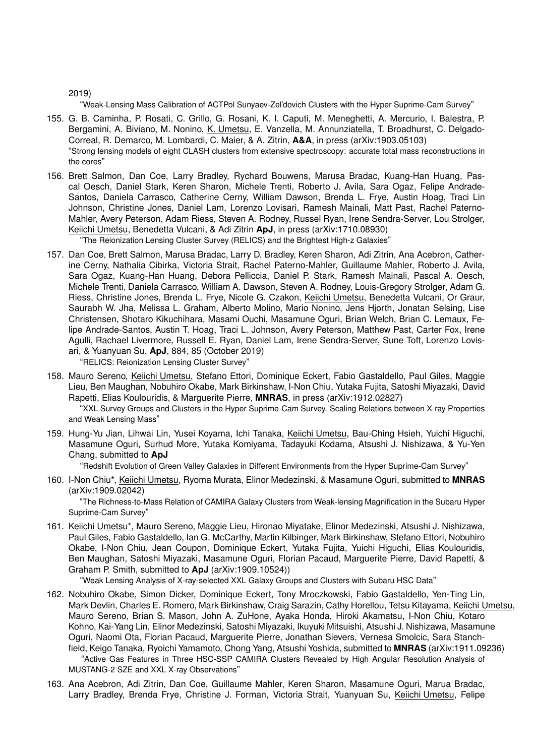2019)

"Weak-Lensing Mass Calibration of ACTPol Sunyaev-Zel'dovich Clusters with the Hyper Suprime-Cam Survey"

155. G. B. Caminha, P. Rosati, C. Grillo, G. Rosani, K. I. Caputi, M. Meneghetti, A. Mercurio, I. Balestra, P. Bergamini, A. Biviano, M. Nonino, K. Umetsu, E. Vanzella, M. Annunziatella, T. Broadhurst, C. Delgado-Correal, R. Demarco, M. Lombardi, C. Maier, & A. Zitrin, **A&A**, in press (arXiv:1903.05103)
"Strong lensing models of eight CLASH clusters from extensive spectroscopy: accurate total mass reconstructions in the cores"

156. Brett Salmon, Dan Coe, Larry Bradley, Rychard Bouwens, Marusa Bradac, Kuang-Han Huang, Pascal Oesch, Daniel Stark, Keren Sharon, Michele Trenti, Roberto J. Avila, Sara Ogaz, Felipe Andrade-Santos, Daniela Carrasco, Catherine Cerny, William Dawson, Brenda L. Frye, Austin Hoag, Traci Lin Johnson, Christine Jones, Daniel Lam, Lorenzo Lovisari, Ramesh Mainali, Matt Past, Rachel Paterno-Mahler, Avery Peterson, Adam Riess, Steven A. Rodney, Russel Ryan, Irene Sendra-Server, Lou Strolger, Keiichi Umetsu, Benedetta Vulcani, & Adi Zitrin **ApJ**, in press (arXiv:1710.08930)
"The Reionization Lensing Cluster Survey (RELICS) and the Brightest High-z Galaxies"

157. Dan Coe, Brett Salmon, Marusa Bradac, Larry D. Bradley, Keren Sharon, Adi Zitrin, Ana Acebron, Catherine Cerny, Nathalia Cibirka, Victoria Strait, Rachel Paterno-Mahler, Guillaume Mahler, Roberto J. Avila, Sara Ogaz, Kuang-Han Huang, Debora Pelliccia, Daniel P. Stark, Ramesh Mainali, Pascal A. Oesch, Michele Trenti, Daniela Carrasco, William A. Dawson, Steven A. Rodney, Louis-Gregory Strolger, Adam G. Riess, Christine Jones, Brenda L. Frye, Nicole G. Czakon, Keiichi Umetsu, Benedetta Vulcani, Or Graur, Saurabh W. Jha, Melissa L. Graham, Alberto Molino, Mario Nonino, Jens Hjorth, Jonatan Selsing, Lise Christensen, Shotaro Kikuchihara, Masami Ouchi, Masamune Oguri, Brian Welch, Brian C. Lemaux, Felipe Andrade-Santos, Austin T. Hoag, Traci L. Johnson, Avery Peterson, Matthew Past, Carter Fox, Irene Agulli, Rachael Livermore, Russell E. Ryan, Daniel Lam, Irene Sendra-Server, Sune Toft, Lorenzo Lovisari, & Yuanyuan Su, **ApJ**, 884, 85 (October 2019)
"RELICS: Reionization Lensing Cluster Survey"

158. Mauro Sereno, Keiichi Umetsu, Stefano Ettori, Dominique Eckert, Fabio Gastaldello, Paul Giles, Maggie Lieu, Ben Maughan, Nobuhiro Okabe, Mark Birkinshaw, I-Non Chiu, Yutaka Fujita, Satoshi Miyazaki, David Rapetti, Elias Koulouridis, & Marguerite Pierre, **MNRAS**, in press (arXiv:1912.02827)
"XXL Survey Groups and Clusters in the Hyper Suprime-Cam Survey. Scaling Relations between X-ray Properties and Weak Lensing Mass"

159. Hung-Yu Jian, Lihwai Lin, Yusei Koyama, Ichi Tanaka, Keiichi Umetsu, Bau-Ching Hsieh, Yuichi Higuchi, Masamune Oguri, Surhud More, Yutaka Komiyama, Tadayuki Kodama, Atsushi J. Nishizawa, & Yu-Yen Chang, submitted to **ApJ**
"Redshift Evolution of Green Valley Galaxies in Different Environments from the Hyper Suprime-Cam Survey"

160. I-Non Chiu*, Keiichi Umetsu, Ryoma Murata, Elinor Medezinski, & Masamune Oguri, submitted to **MNRAS** (arXiv:1909.02042)
"The Richness-to-Mass Relation of CAMIRA Galaxy Clusters from Weak-lensing Magnification in the Subaru Hyper Suprime-Cam Survey"

161. Keiichi Umetsu*, Mauro Sereno, Maggie Lieu, Hironao Miyatake, Elinor Medezinski, Atsushi J. Nishizawa, Paul Giles, Fabio Gastaldello, Ian G. McCarthy, Martin Kilbinger, Mark Birkinshaw, Stefano Ettori, Nobuhiro Okabe, I-Non Chiu, Jean Coupon, Dominique Eckert, Yutaka Fujita, Yuichi Higuchi, Elias Koulouridis, Ben Maughan, Satoshi Miyazaki, Masamune Oguri, Florian Pacaud, Marguerite Pierre, David Rapetti, & Graham P. Smith, submitted to **ApJ** (arXiv:1909.10524))
"Weak Lensing Analysis of X-ray-selected XXL Galaxy Groups and Clusters with Subaru HSC Data"

162. Nobuhiro Okabe, Simon Dicker, Dominique Eckert, Tony Mroczkowski, Fabio Gastaldello, Yen-Ting Lin, Mark Devlin, Charles E. Romero, Mark Birkinshaw, Craig Sarazin, Cathy Horellou, Tetsu Kitayama, Keiichi Umetsu, Mauro Sereno, Brian S. Mason, John A. ZuHone, Ayaka Honda, Hiroki Akamatsu, I-Non Chiu, Kotaro Kohno, Kai-Yang Lin, Elinor Medezinski, Satoshi Miyazaki, Ikuyuki Mitsuishi, Atsushi J. Nishizawa, Masamune Oguri, Naomi Ota, Florian Pacaud, Marguerite Pierre, Jonathan Sievers, Vernesa Smolcic, Sara Stanchfield, Keigo Tanaka, Ryoichi Yamamoto, Chong Yang, Atsushi Yoshida, submitted to **MNRAS** (arXiv:1911.09236)
"Active Gas Features in Three HSC-SSP CAMIRA Clusters Revealed by High Angular Resolution Analysis of MUSTANG-2 SZE and XXL X-ray Observations"

163. Ana Acebron, Adi Zitrin, Dan Coe, Guillaume Mahler, Keren Sharon, Masamune Oguri, Marua Bradac, Larry Bradley, Brenda Frye, Christine J. Forman, Victoria Strait, Yuanyuan Su, Keiichi Umetsu, Felipe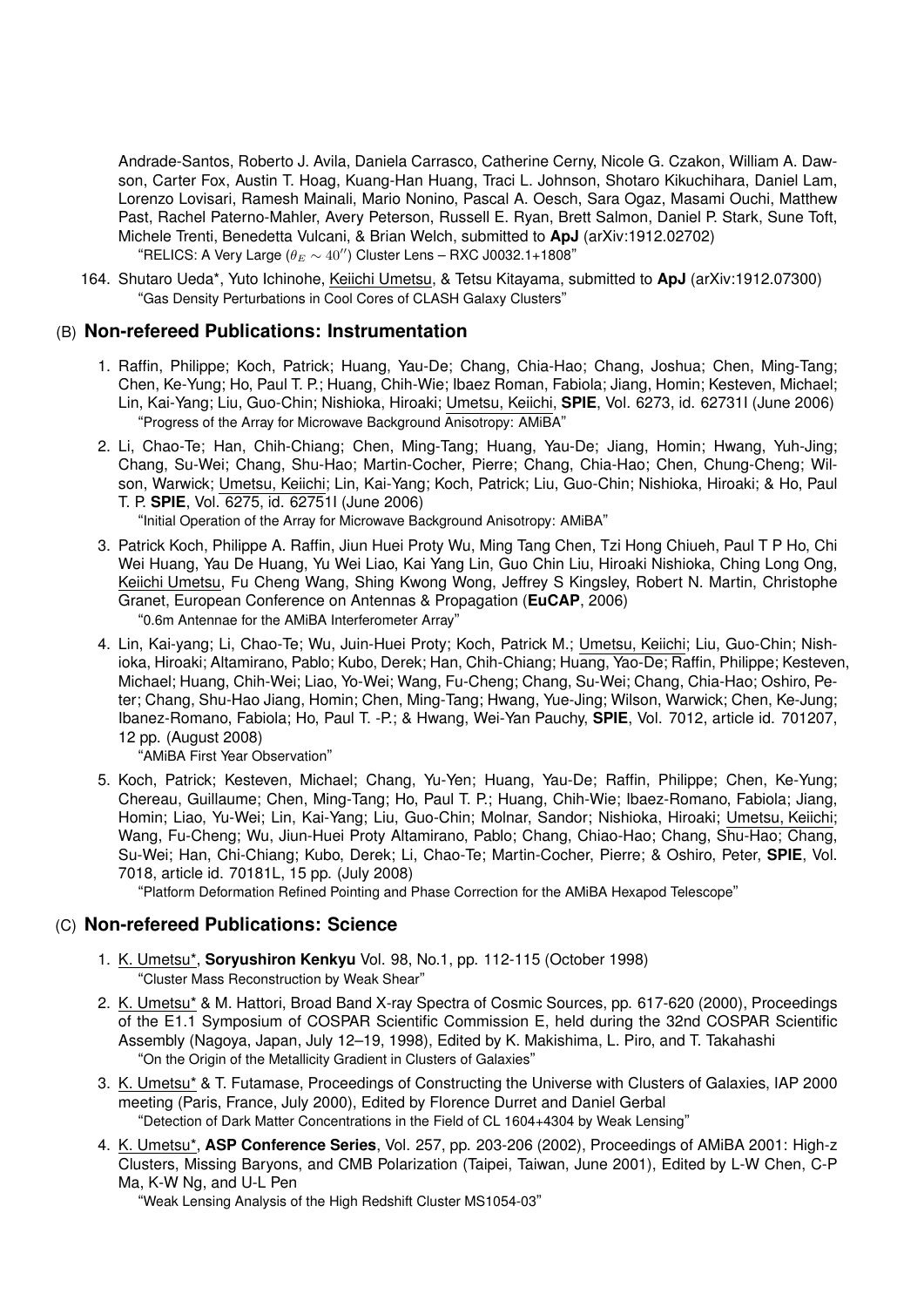Andrade-Santos, Roberto J. Avila, Daniela Carrasco, Catherine Cerny, Nicole G. Czakon, William A. Dawson, Carter Fox, Austin T. Hoag, Kuang-Han Huang, Traci L. Johnson, Shotaro Kikuchihara, Daniel Lam, Lorenzo Lovisari, Ramesh Mainali, Mario Nonino, Pascal A. Oesch, Sara Ogaz, Masami Ouchi, Matthew Past, Rachel Paterno-Mahler, Avery Peterson, Russell E. Ryan, Brett Salmon, Daniel P. Stark, Sune Toft, Michele Trenti, Benedetta Vulcani, & Brian Welch, submitted to **ApJ** (arXiv:1912.02702)
"RELICS: A Very Large ($\theta_E \sim 40''$) Cluster Lens – RXC J0032.1+1808"

164. Shutaro Ueda*, Yuto Ichinohe, Keiichi Umetsu, & Tetsu Kitayama, submitted to **ApJ** (arXiv:1912.07300)
"Gas Density Perturbations in Cool Cores of CLASH Galaxy Clusters"

## (B) Non-refereed Publications: Instrumentation

1. Raffin, Philippe; Koch, Patrick; Huang, Yau-De; Chang, Chia-Hao; Chang, Joshua; Chen, Ming-Tang; Chen, Ke-Yung; Ho, Paul T. P.; Huang, Chih-Wie; Ibaez Roman, Fabiola; Jiang, Homin; Kesteven, Michael; Lin, Kai-Yang; Liu, Guo-Chin; Nishioka, Hiroaki; Umetsu, Keiichi, **SPIE**, Vol. 6273, id. 62731I (June 2006)
"Progress of the Array for Microwave Background Anisotropy: AMiBA"

2. Li, Chao-Te; Han, Chih-Chiang; Chen, Ming-Tang; Huang, Yau-De; Jiang, Homin; Hwang, Yuh-Jing; Chang, Su-Wei; Chang, Shu-Hao; Martin-Cocher, Pierre; Chang, Chia-Hao; Chen, Chung-Cheng; Wilson, Warwick; Umetsu, Keiichi; Lin, Kai-Yang; Koch, Patrick; Liu, Guo-Chin; Nishioka, Hiroaki; & Ho, Paul T. P. **SPIE**, Vol. 6275, id. 62751I (June 2006)
"Initial Operation of the Array for Microwave Background Anisotropy: AMiBA"

3. Patrick Koch, Philippe A. Raffin, Jiun Huei Proty Wu, Ming Tang Chen, Tzi Hong Chiueh, Paul T P Ho, Chi Wei Huang, Yau De Huang, Yu Wei Liao, Kai Yang Lin, Guo Chin Liu, Hiroaki Nishioka, Ching Long Ong, Keiichi Umetsu, Fu Cheng Wang, Shing Kwong Wong, Jeffrey S Kingsley, Robert N. Martin, Christophe Granet, European Conference on Antennas & Propagation (**EuCAP**, 2006)
"0.6m Antennae for the AMiBA Interferometer Array"

4. Lin, Kai-yang; Li, Chao-Te; Wu, Juin-Huei Proty; Koch, Patrick M.; Umetsu, Keiichi; Liu, Guo-Chin; Nishioka, Hiroaki; Altamirano, Pablo; Kubo, Derek; Han, Chih-Chiang; Huang, Yao-De; Raffin, Philippe; Kesteven, Michael; Huang, Chih-Wei; Liao, Yo-Wei; Wang, Fu-Cheng; Chang, Su-Wei; Chang, Chia-Hao; Oshiro, Peter; Chang, Shu-Hao Jiang, Homin; Chen, Ming-Tang; Hwang, Yue-Jing; Wilson, Warwick; Chen, Ke-Jung; Ibanez-Romano, Fabiola; Ho, Paul T. -P.; & Hwang, Wei-Yan Pauchy, **SPIE**, Vol. 7012, article id. 701207, 12 pp. (August 2008)
"AMiBA First Year Observation"

5. Koch, Patrick; Kesteven, Michael; Chang, Yu-Yen; Huang, Yau-De; Raffin, Philippe; Chen, Ke-Yung; Chereau, Guillaume; Chen, Ming-Tang; Ho, Paul T. P.; Huang, Chih-Wie; Ibaez-Romano, Fabiola; Jiang, Homin; Liao, Yu-Wei; Lin, Kai-Yang; Liu, Guo-Chin; Molnar, Sandor; Nishioka, Hiroaki; Umetsu, Keiichi; Wang, Fu-Cheng; Wu, Jiun-Huei Proty Altamirano, Pablo; Chang, Chiao-Hao; Chang, Shu-Hao; Chang, Su-Wei; Han, Chi-Chiang; Kubo, Derek; Li, Chao-Te; Martin-Cocher, Pierre; & Oshiro, Peter, **SPIE**, Vol. 7018, article id. 70181L, 15 pp. (July 2008)
"Platform Deformation Refined Pointing and Phase Correction for the AMiBA Hexapod Telescope"

## (C) Non-refereed Publications: Science

1. K. Umetsu*, **Soryushiron Kenkyu** Vol. 98, No.1, pp. 112-115 (October 1998)
"Cluster Mass Reconstruction by Weak Shear"

2. K. Umetsu* & M. Hattori, Broad Band X-ray Spectra of Cosmic Sources, pp. 617-620 (2000), Proceedings of the E1.1 Symposium of COSPAR Scientific Commission E, held during the 32nd COSPAR Scientific Assembly (Nagoya, Japan, July 12–19, 1998), Edited by K. Makishima, L. Piro, and T. Takahashi
"On the Origin of the Metallicity Gradient in Clusters of Galaxies"

3. K. Umetsu* & T. Futamase, Proceedings of Constructing the Universe with Clusters of Galaxies, IAP 2000 meeting (Paris, France, July 2000), Edited by Florence Durret and Daniel Gerbal
"Detection of Dark Matter Concentrations in the Field of CL 1604+4304 by Weak Lensing"

4. K. Umetsu*, **ASP Conference Series**, Vol. 257, pp. 203-206 (2002), Proceedings of AMiBA 2001: High-z Clusters, Missing Baryons, and CMB Polarization (Taipei, Taiwan, June 2001), Edited by L-W Chen, C-P Ma, K-W Ng, and U-L Pen
"Weak Lensing Analysis of the High Redshift Cluster MS1054-03"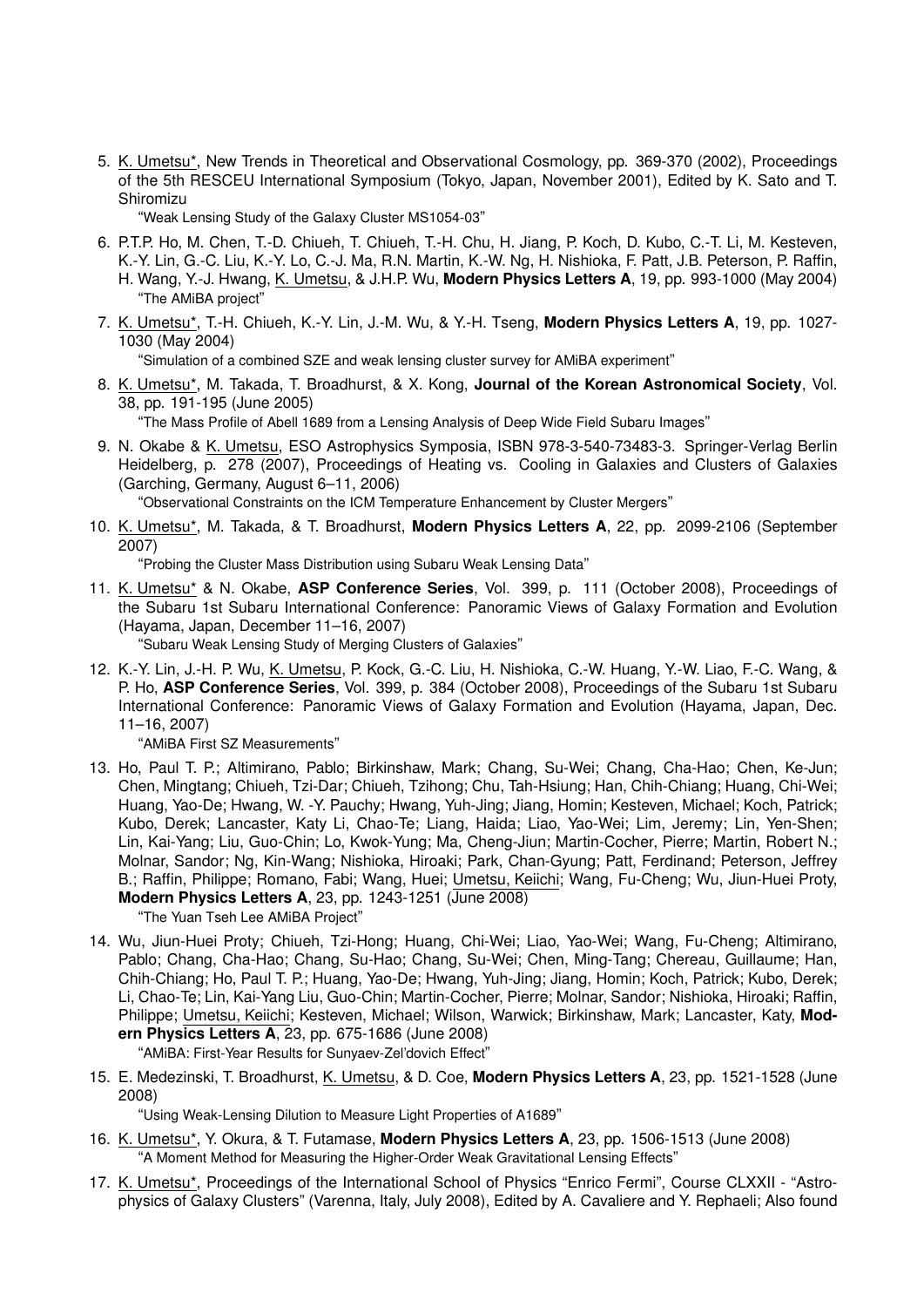5. K. Umetsu*, New Trends in Theoretical and Observational Cosmology, pp. 369-370 (2002), Proceedings of the 5th RESCEU International Symposium (Tokyo, Japan, November 2001), Edited by K. Sato and T. Shiromizu
   "Weak Lensing Study of the Galaxy Cluster MS1054-03"

6. P.T.P. Ho, M. Chen, T.-D. Chiueh, T. Chiueh, T.-H. Chu, H. Jiang, P. Koch, D. Kubo, C.-T. Li, M. Kesteven, K.-Y. Lin, G.-C. Liu, K.-Y. Lo, C.-J. Ma, R.N. Martin, K.-W. Ng, H. Nishioka, F. Patt, J.B. Peterson, P. Raffin, H. Wang, Y.-J. Hwang, K. Umetsu, & J.H.P. Wu, **Modern Physics Letters A**, 19, pp. 993-1000 (May 2004)
   "The AMiBA project"

7. K. Umetsu*, T.-H. Chiueh, K.-Y. Lin, J.-M. Wu, & Y.-H. Tseng, **Modern Physics Letters A**, 19, pp. 1027-1030 (May 2004)
   "Simulation of a combined SZE and weak lensing cluster survey for AMiBA experiment"

8. K. Umetsu*, M. Takada, T. Broadhurst, & X. Kong, **Journal of the Korean Astronomical Society**, Vol. 38, pp. 191-195 (June 2005)
   "The Mass Profile of Abell 1689 from a Lensing Analysis of Deep Wide Field Subaru Images"

9. N. Okabe & K. Umetsu, ESO Astrophysics Symposia, ISBN 978-3-540-73483-3. Springer-Verlag Berlin Heidelberg, p. 278 (2007), Proceedings of Heating vs. Cooling in Galaxies and Clusters of Galaxies (Garching, Germany, August 6–11, 2006)
   "Observational Constraints on the ICM Temperature Enhancement by Cluster Mergers"

10. K. Umetsu*, M. Takada, & T. Broadhurst, **Modern Physics Letters A**, 22, pp. 2099-2106 (September 2007)
    "Probing the Cluster Mass Distribution using Subaru Weak Lensing Data"

11. K. Umetsu* & N. Okabe, **ASP Conference Series**, Vol. 399, p. 111 (October 2008), Proceedings of the Subaru 1st Subaru International Conference: Panoramic Views of Galaxy Formation and Evolution (Hayama, Japan, December 11–16, 2007)
    "Subaru Weak Lensing Study of Merging Clusters of Galaxies"

12. K.-Y. Lin, J.-H. P. Wu, K. Umetsu, P. Kock, G.-C. Liu, H. Nishioka, C.-W. Huang, Y.-W. Liao, F.-C. Wang, & P. Ho, **ASP Conference Series**, Vol. 399, p. 384 (October 2008), Proceedings of the Subaru 1st Subaru International Conference: Panoramic Views of Galaxy Formation and Evolution (Hayama, Japan, Dec. 11–16, 2007)
    "AMiBA First SZ Measurements"

13. Ho, Paul T. P.; Altimirano, Pablo; Birkinshaw, Mark; Chang, Su-Wei; Chang, Cha-Hao; Chen, Ke-Jun; Chen, Mingtang; Chiueh, Tzi-Dar; Chiueh, Tzihong; Chu, Tah-Hsiung; Han, Chih-Chiang; Huang, Chi-Wei; Huang, Yao-De; Hwang, W. -Y. Pauchy; Hwang, Yuh-Jing; Jiang, Homin; Kesteven, Michael; Koch, Patrick; Kubo, Derek; Lancaster, Katy Li, Chao-Te; Liang, Haida; Liao, Yao-Wei; Lim, Jeremy; Lin, Yen-Shen; Lin, Kai-Yang; Liu, Guo-Chin; Lo, Kwok-Yung; Ma, Cheng-Jiun; Martin-Cocher, Pierre; Martin, Robert N.; Molnar, Sandor; Ng, Kin-Wang; Nishioka, Hiroaki; Park, Chan-Gyung; Patt, Ferdinand; Peterson, Jeffrey B.; Raffin, Philippe; Romano, Fabi; Wang, Huei; Umetsu, Keiichi; Wang, Fu-Cheng; Wu, Jiun-Huei Proty, **Modern Physics Letters A**, 23, pp. 1243-1251 (June 2008)
    "The Yuan Tseh Lee AMiBA Project"

14. Wu, Jiun-Huei Proty; Chiueh, Tzi-Hong; Huang, Chi-Wei; Liao, Yao-Wei; Wang, Fu-Cheng; Altimirano, Pablo; Chang, Cha-Hao; Chang, Su-Hao; Chang, Su-Wei; Chen, Ming-Tang; Chereau, Guillaume; Han, Chih-Chiang; Ho, Paul T. P.; Huang, Yao-De; Hwang, Yuh-Jing; Jiang, Homin; Koch, Patrick; Kubo, Derek; Li, Chao-Te; Lin, Kai-Yang Liu, Guo-Chin; Martin-Cocher, Pierre; Molnar, Sandor; Nishioka, Hiroaki; Raffin, Philippe; Umetsu, Keiichi; Kesteven, Michael; Wilson, Warwick; Birkinshaw, Mark; Lancaster, Katy, **Modern Physics Letters A**, 23, pp. 675-1686 (June 2008)
    "AMiBA: First-Year Results for Sunyaev-Zel'dovich Effect"

15. E. Medezinski, T. Broadhurst, K. Umetsu, & D. Coe, **Modern Physics Letters A**, 23, pp. 1521-1528 (June 2008)
    "Using Weak-Lensing Dilution to Measure Light Properties of A1689"

16. K. Umetsu*, Y. Okura, & T. Futamase, **Modern Physics Letters A**, 23, pp. 1506-1513 (June 2008)
    "A Moment Method for Measuring the Higher-Order Weak Gravitational Lensing Effects"

17. K. Umetsu*, Proceedings of the International School of Physics "Enrico Fermi", Course CLXXII - "Astrophysics of Galaxy Clusters" (Varenna, Italy, July 2008), Edited by A. Cavaliere and Y. Rephaeli; Also found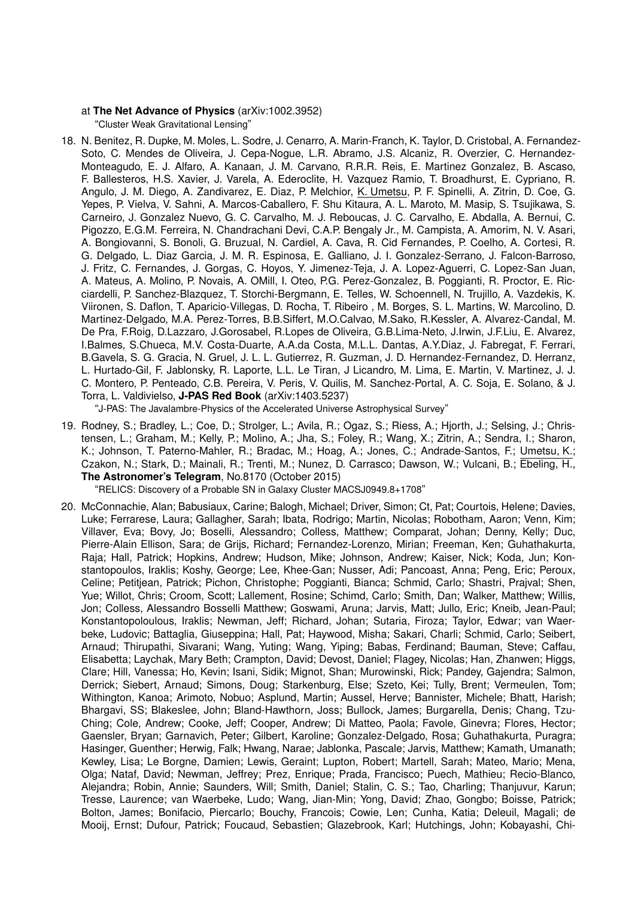at **The Net Advance of Physics** (arXiv:1002.3952)

"Cluster Weak Gravitational Lensing"

18. N. Benitez, R. Dupke, M. Moles, L. Sodre, J. Cenarro, A. Marin-Franch, K. Taylor, D. Cristobal, A. Fernandez-Soto, C. Mendes de Oliveira, J. Cepa-Nogue, L.R. Abramo, J.S. Alcaniz, R. Overzier, C. Hernandez-Monteagudo, E. J. Alfaro, A. Kanaan, J. M. Carvano, R.R.R. Reis, E. Martinez Gonzalez, B. Ascaso, F. Ballesteros, H.S. Xavier, J. Varela, A. Ederoclite, H. Vazquez Ramio, T. Broadhurst, E. Cypriano, R. Angulo, J. M. Diego, A. Zandivarez, E. Diaz, P. Melchior, K. Umetsu, P. F. Spinelli, A. Zitrin, D. Coe, G. Yepes, P. Vielva, V. Sahni, A. Marcos-Caballero, F. Shu Kitaura, A. L. Maroto, M. Masip, S. Tsujikawa, S. Carneiro, J. Gonzalez Nuevo, G. C. Carvalho, M. J. Reboucas, J. C. Carvalho, E. Abdalla, A. Bernui, C. Pigozzo, E.G.M. Ferreira, N. Chandrachani Devi, C.A.P. Bengaly Jr., M. Campista, A. Amorim, N. V. Asari, A. Bongiovanni, S. Bonoli, G. Bruzual, N. Cardiel, A. Cava, R. Cid Fernandes, P. Coelho, A. Cortesi, R. G. Delgado, L. Diaz Garcia, J. M. R. Espinosa, E. Galliano, J. I. Gonzalez-Serrano, J. Falcon-Barroso, J. Fritz, C. Fernandes, J. Gorgas, C. Hoyos, Y. Jimenez-Teja, J. A. Lopez-Aguerri, C. Lopez-San Juan, A. Mateus, A. Molino, P. Novais, A. OMill, I. Oteo, P.G. Perez-Gonzalez, B. Poggianti, R. Proctor, E. Ricciardelli, P. Sanchez-Blazquez, T. Storchi-Bergmann, E. Telles, W. Schoennell, N. Trujillo, A. Vazdekis, K. Viironen, S. Daflon, T. Aparicio-Villegas, D. Rocha, T. Ribeiro , M. Borges, S. L. Martins, W. Marcolino, D. Martinez-Delgado, M.A. Perez-Torres, B.B.Siffert, M.O.Calvao, M.Sako, R.Kessler, A. Alvarez-Candal, M. De Pra, F.Roig, D.Lazzaro, J.Gorosabel, R.Lopes de Oliveira, G.B.Lima-Neto, J.Irwin, J.F.Liu, E. Alvarez, I.Balmes, S.Chueca, M.V. Costa-Duarte, A.A.da Costa, M.L.L. Dantas, A.Y.Diaz, J. Fabregat, F. Ferrari, B.Gavela, S. G. Gracia, N. Gruel, J. L. L. Gutierrez, R. Guzman, J. D. Hernandez-Fernandez, D. Herranz, L. Hurtado-Gil, F. Jablonsky, R. Laporte, L.L. Le Tiran, J Licandro, M. Lima, E. Martin, V. Martinez, J. J. C. Montero, P. Penteado, C.B. Pereira, V. Peris, V. Quilis, M. Sanchez-Portal, A. C. Soja, E. Solano, & J. Torra, L. Valdivielso, **J-PAS Red Book** (arXiv:1403.5237)

    "J-PAS: The Javalambre-Physics of the Accelerated Universe Astrophysical Survey"

19. Rodney, S.; Bradley, L.; Coe, D.; Strolger, L.; Avila, R.; Ogaz, S.; Riess, A.; Hjorth, J.; Selsing, J.; Christensen, L.; Graham, M.; Kelly, P.; Molino, A.; Jha, S.; Foley, R.; Wang, X.; Zitrin, A.; Sendra, I.; Sharon, K.; Johnson, T. Paterno-Mahler, R.; Bradac, M.; Hoag, A.; Jones, C.; Andrade-Santos, F.; Umetsu, K.; Czakon, N.; Stark, D.; Mainali, R.; Trenti, M.; Nunez, D. Carrasco; Dawson, W.; Vulcani, B.; Ebeling, H., **The Astronomer's Telegram**, No.8170 (October 2015)

    "RELICS: Discovery of a Probable SN in Galaxy Cluster MACSJ0949.8+1708"

20. McConnachie, Alan; Babusiaux, Carine; Balogh, Michael; Driver, Simon; Ct, Pat; Courtois, Helene; Davies, Luke; Ferrarese, Laura; Gallagher, Sarah; Ibata, Rodrigo; Martin, Nicolas; Robotham, Aaron; Venn, Kim; Villaver, Eva; Bovy, Jo; Boselli, Alessandro; Colless, Matthew; Comparat, Johan; Denny, Kelly; Duc, Pierre-Alain Ellison, Sara; de Grijs, Richard; Fernandez-Lorenzo, Mirian; Freeman, Ken; Guhathakurta, Raja; Hall, Patrick; Hopkins, Andrew; Hudson, Mike; Johnson, Andrew; Kaiser, Nick; Koda, Jun; Konstantopoulos, Iraklis; Koshy, George; Lee, Khee-Gan; Nusser, Adi; Pancoast, Anna; Peng, Eric; Peroux, Celine; Petitjean, Patrick; Pichon, Christophe; Poggianti, Bianca; Schmid, Carlo; Shastri, Prajval; Shen, Yue; Willot, Chris; Croom, Scott; Lallement, Rosine; Schimd, Carlo; Smith, Dan; Walker, Matthew; Willis, Jon; Colless, Alessandro Bosselli Matthew; Goswami, Aruna; Jarvis, Matt; Jullo, Eric; Kneib, Jean-Paul; Konstantopoloulous, Iraklis; Newman, Jeff; Richard, Johan; Sutaria, Firoza; Taylor, Edwar; van Waerbeke, Ludovic; Battaglia, Giuseppina; Hall, Pat; Haywood, Misha; Sakari, Charli; Schmid, Carlo; Seibert, Arnaud; Thirupathi, Sivarani; Wang, Yuting; Wang, Yiping; Babas, Ferdinand; Bauman, Steve; Caffau, Elisabetta; Laychak, Mary Beth; Crampton, David; Devost, Daniel; Flagey, Nicolas; Han, Zhanwen; Higgs, Clare; Hill, Vanessa; Ho, Kevin; Isani, Sidik; Mignot, Shan; Murowinski, Rick; Pandey, Gajendra; Salmon, Derrick; Siebert, Arnaud; Simons, Doug; Starkenburg, Else; Szeto, Kei; Tully, Brent; Vermeulen, Tom; Withington, Kanoa; Arimoto, Nobuo; Asplund, Martin; Aussel, Herve; Bannister, Michele; Bhatt, Harish; Bhargavi, SS; Blakeslee, John; Bland-Hawthorn, Joss; Bullock, James; Burgarella, Denis; Chang, Tzu-Ching; Cole, Andrew; Cooke, Jeff; Cooper, Andrew; Di Matteo, Paola; Favole, Ginevra; Flores, Hector; Gaensler, Bryan; Garnavich, Peter; Gilbert, Karoline; Gonzalez-Delgado, Rosa; Guhathakurta, Puragra; Hasinger, Guenther; Herwig, Falk; Hwang, Narae; Jablonka, Pascale; Jarvis, Matthew; Kamath, Umanath; Kewley, Lisa; Le Borgne, Damien; Lewis, Geraint; Lupton, Robert; Martell, Sarah; Mateo, Mario; Mena, Olga; Nataf, David; Newman, Jeffrey; Prez, Enrique; Prada, Francisco; Puech, Mathieu; Recio-Blanco, Alejandra; Robin, Annie; Saunders, Will; Smith, Daniel; Stalin, C. S.; Tao, Charling; Thanjuvur, Karun; Tresse, Laurence; van Waerbeke, Ludo; Wang, Jian-Min; Yong, David; Zhao, Gongbo; Boisse, Patrick; Bolton, James; Bonifacio, Piercarlo; Bouchy, Francois; Cowie, Len; Cunha, Katia; Deleuil, Magali; de Mooij, Ernst; Dufour, Patrick; Foucaud, Sebastien; Glazebrook, Karl; Hutchings, John; Kobayashi, Chi-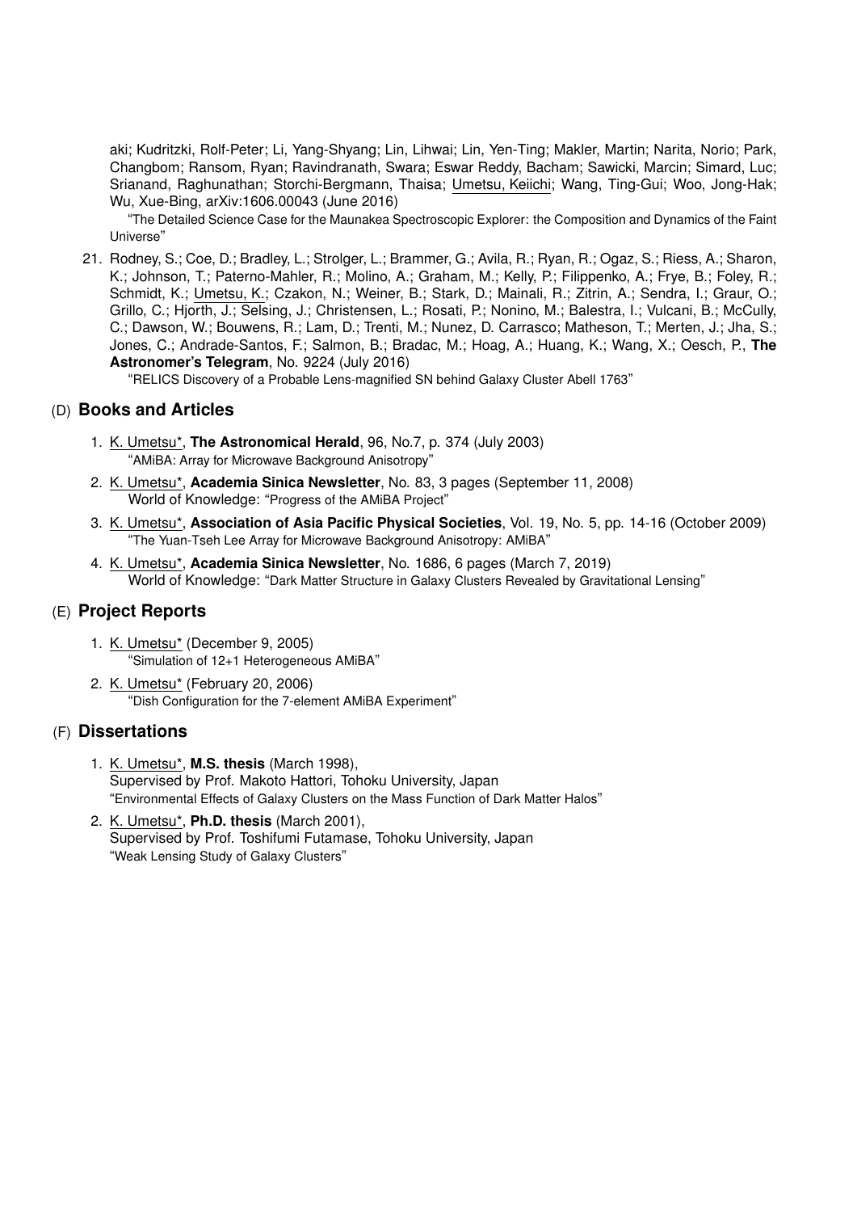aki; Kudritzki, Rolf-Peter; Li, Yang-Shyang; Lin, Lihwai; Lin, Yen-Ting; Makler, Martin; Narita, Norio; Park, Changbom; Ransom, Ryan; Ravindranath, Swara; Eswar Reddy, Bacham; Sawicki, Marcin; Simard, Luc; Srianand, Raghunathan; Storchi-Bergmann, Thaisa; Umetsu, Keiichi; Wang, Ting-Gui; Woo, Jong-Hak; Wu, Xue-Bing, arXiv:1606.00043 (June 2016)
"The Detailed Science Case for the Maunakea Spectroscopic Explorer: the Composition and Dynamics of the Faint Universe"

21. Rodney, S.; Coe, D.; Bradley, L.; Strolger, L.; Brammer, G.; Avila, R.; Ryan, R.; Ogaz, S.; Riess, A.; Sharon, K.; Johnson, T.; Paterno-Mahler, R.; Molino, A.; Graham, M.; Kelly, P.; Filippenko, A.; Frye, B.; Foley, R.; Schmidt, K.; Umetsu, K.; Czakon, N.; Weiner, B.; Stark, D.; Mainali, R.; Zitrin, A.; Sendra, I.; Graur, O.; Grillo, C.; Hjorth, J.; Selsing, J.; Christensen, L.; Rosati, P.; Nonino, M.; Balestra, I.; Vulcani, B.; McCully, C.; Dawson, W.; Bouwens, R.; Lam, D.; Trenti, M.; Nunez, D. Carrasco; Matheson, T.; Merten, J.; Jha, S.; Jones, C.; Andrade-Santos, F.; Salmon, B.; Bradac, M.; Hoag, A.; Huang, K.; Wang, X.; Oesch, P., **The Astronomer's Telegram**, No. 9224 (July 2016)
"RELICS Discovery of a Probable Lens-magnified SN behind Galaxy Cluster Abell 1763"

## (D) Books and Articles

1. K. Umetsu*, **The Astronomical Herald**, 96, No.7, p. 374 (July 2003)
"AMiBA: Array for Microwave Background Anisotropy"
2. K. Umetsu*, **Academia Sinica Newsletter**, No. 83, 3 pages (September 11, 2008)
World of Knowledge: "Progress of the AMiBA Project"
3. K. Umetsu*, **Association of Asia Pacific Physical Societies**, Vol. 19, No. 5, pp. 14-16 (October 2009)
"The Yuan-Tseh Lee Array for Microwave Background Anisotropy: AMiBA"
4. K. Umetsu*, **Academia Sinica Newsletter**, No. 1686, 6 pages (March 7, 2019)
World of Knowledge: "Dark Matter Structure in Galaxy Clusters Revealed by Gravitational Lensing"

## (E) Project Reports

1. K. Umetsu* (December 9, 2005)
"Simulation of 12+1 Heterogeneous AMiBA"
2. K. Umetsu* (February 20, 2006)
"Dish Configuration for the 7-element AMiBA Experiment"

## (F) Dissertations

1. K. Umetsu*, **M.S. thesis** (March 1998),
Supervised by Prof. Makoto Hattori, Tohoku University, Japan
"Environmental Effects of Galaxy Clusters on the Mass Function of Dark Matter Halos"
2. K. Umetsu*, **Ph.D. thesis** (March 2001),
Supervised by Prof. Toshifumi Futamase, Tohoku University, Japan
"Weak Lensing Study of Galaxy Clusters"